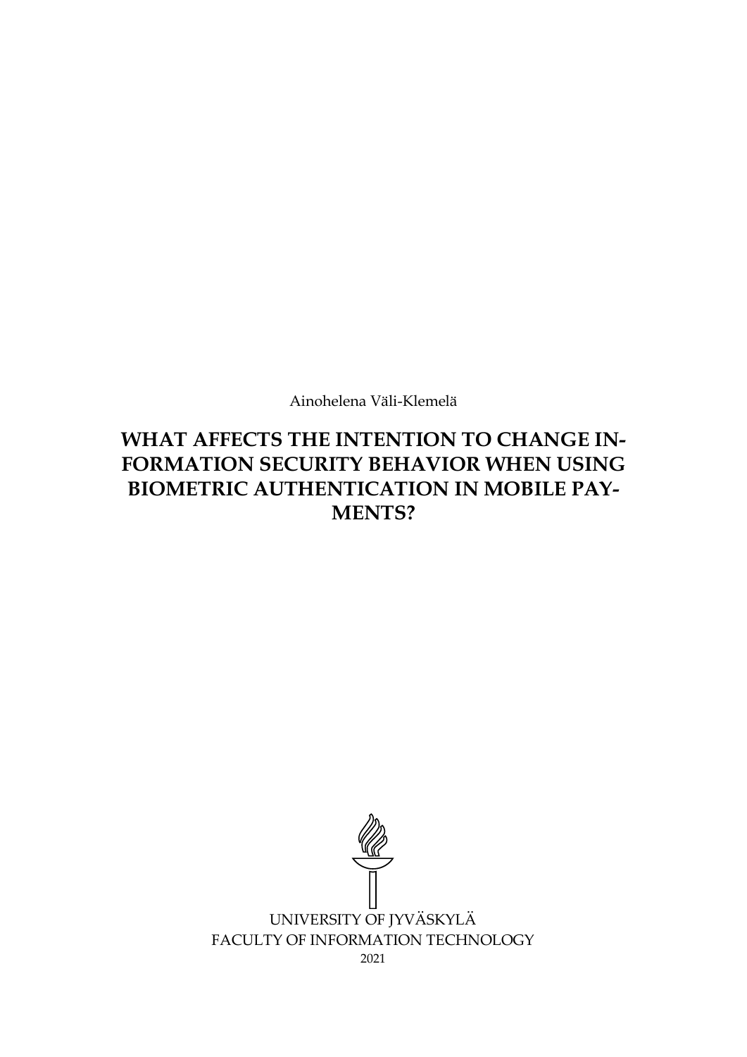Ainohelena Väli-Klemelä

# WHAT AFFECTS THE INTENTION TO CHANGE INFORMATION SECURITY BEHAVIOR WHEN USING BIOMETRIC AUTHENTICATION IN MOBILE PAYMENTS?

UNIVERSITY OF JYVÄSKYLÄ
FACULTY OF INFORMATION TECHNOLOGY
2021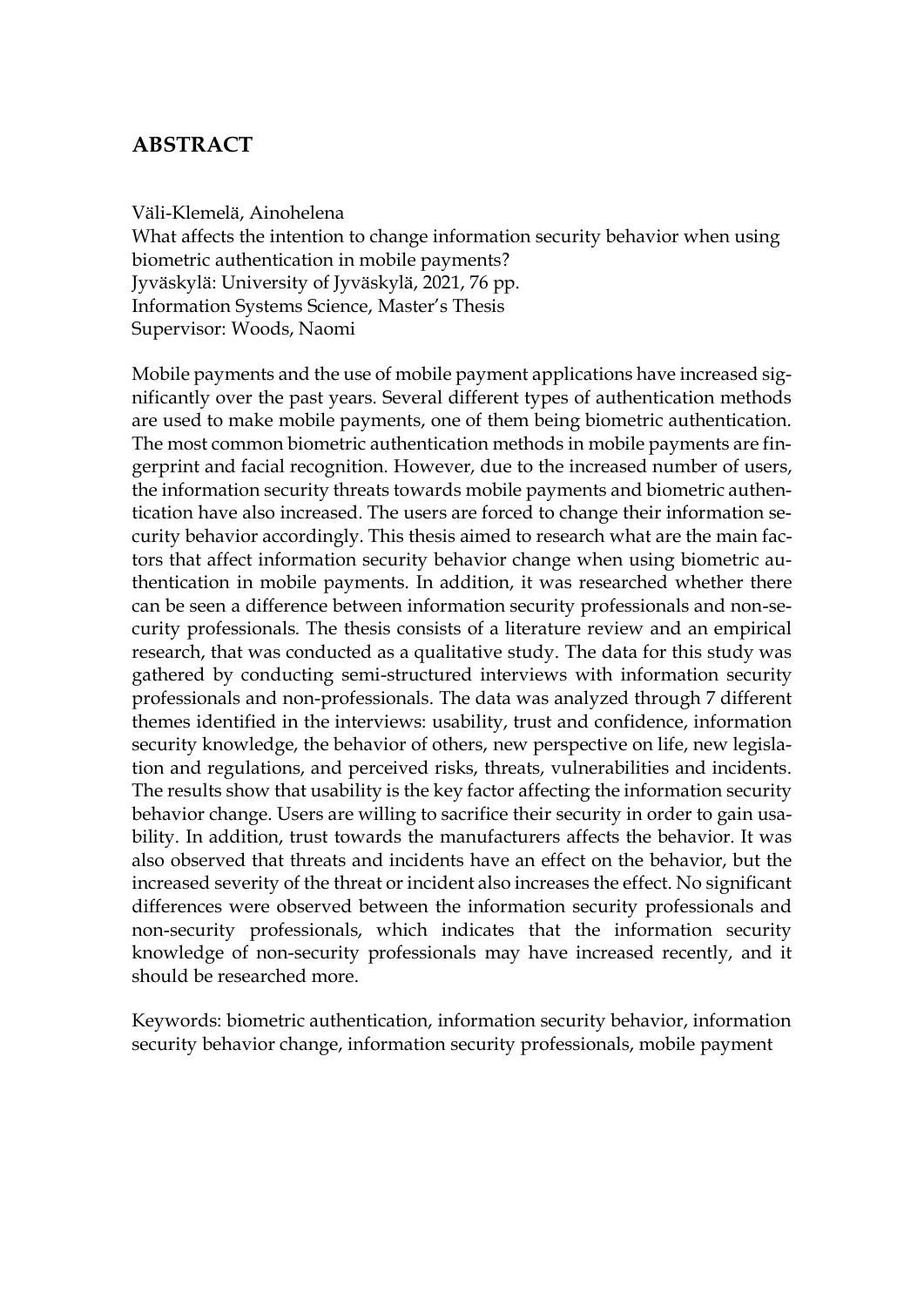# ABSTRACT

Väli-Klemelä, Ainohelena
What affects the intention to change information security behavior when using biometric authentication in mobile payments?
Jyväskylä: University of Jyväskylä, 2021, 76 pp.
Information Systems Science, Master's Thesis
Supervisor: Woods, Naomi

Mobile payments and the use of mobile payment applications have increased significantly over the past years. Several different types of authentication methods are used to make mobile payments, one of them being biometric authentication. The most common biometric authentication methods in mobile payments are fingerprint and facial recognition. However, due to the increased number of users, the information security threats towards mobile payments and biometric authentication have also increased. The users are forced to change their information security behavior accordingly. This thesis aimed to research what are the main factors that affect information security behavior change when using biometric authentication in mobile payments. In addition, it was researched whether there can be seen a difference between information security professionals and non-security professionals. The thesis consists of a literature review and an empirical research, that was conducted as a qualitative study. The data for this study was gathered by conducting semi-structured interviews with information security professionals and non-professionals. The data was analyzed through 7 different themes identified in the interviews: usability, trust and confidence, information security knowledge, the behavior of others, new perspective on life, new legislation and regulations, and perceived risks, threats, vulnerabilities and incidents. The results show that usability is the key factor affecting the information security behavior change. Users are willing to sacrifice their security in order to gain usability. In addition, trust towards the manufacturers affects the behavior. It was also observed that threats and incidents have an effect on the behavior, but the increased severity of the threat or incident also increases the effect. No significant differences were observed between the information security professionals and non-security professionals, which indicates that the information security knowledge of non-security professionals may have increased recently, and it should be researched more.

Keywords: biometric authentication, information security behavior, information security behavior change, information security professionals, mobile payment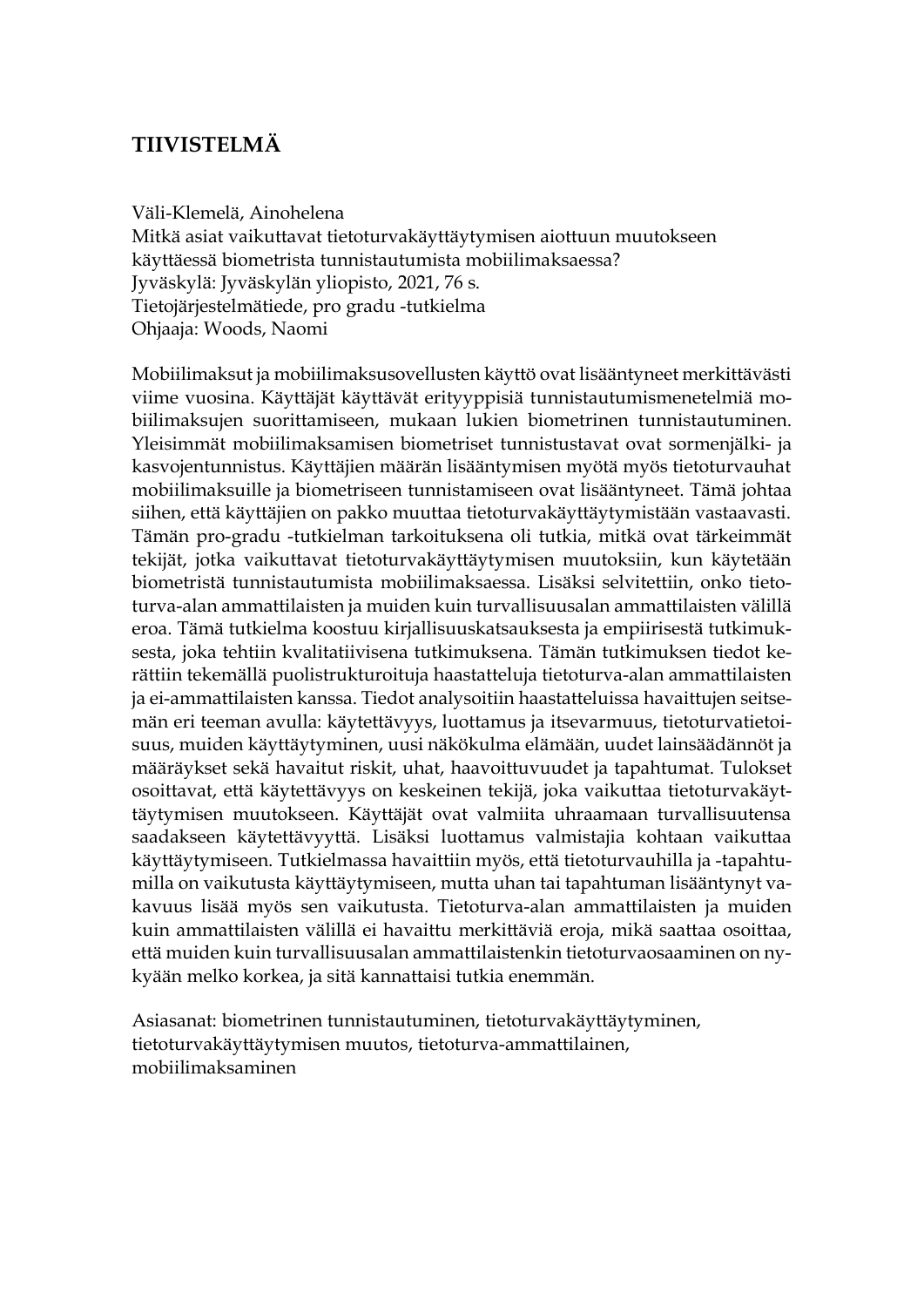# TIIVISTELMÄ

Väli-Klemelä, Ainohelena
Mitkä asiat vaikuttavat tietoturvakäyttäytymisen aiottuun muutokseen käyttäessä biometrista tunnistautumista mobiilimaksaessa?
Jyväskylä: Jyväskylän yliopisto, 2021, 76 s.
Tietojärjestelmätiede, pro gradu -tutkielma
Ohjaaja: Woods, Naomi

Mobiilimaksut ja mobiilimaksusovellusten käyttö ovat lisääntyneet merkittävästi viime vuosina. Käyttäjät käyttävät erityyppisiä tunnistautumismenetelmiä mobiilimaksujen suorittamiseen, mukaan lukien biometrinen tunnistautuminen. Yleisimmät mobiilimaksamisen biometriset tunnistustavat ovat sormenjälki- ja kasvojentunnistus. Käyttäjien määrän lisääntymisen myötä myös tietoturvauhat mobiilimaksuille ja biometriseen tunnistamiseen ovat lisääntyneet. Tämä johtaa siihen, että käyttäjien on pakko muuttaa tietoturvakäyttäytymistään vastaavasti. Tämän pro-gradu -tutkielman tarkoituksena oli tutkia, mitkä ovat tärkeimmät tekijät, jotka vaikuttavat tietoturvakäyttäytymisen muutoksiin, kun käytetään biometristä tunnistautumista mobiilimaksaessa. Lisäksi selvitettiin, onko tietoturva-alan ammattilaisten ja muiden kuin turvallisuusalan ammattilaisten välillä eroa. Tämä tutkielma koostuu kirjallisuuskatsauksesta ja empiirisestä tutkimuksesta, joka tehtiin kvalitatiivisena tutkimuksena. Tämän tutkimuksen tiedot kerättiin tekemällä puolistrukturoituja haastatteluja tietoturva-alan ammattilaisten ja ei-ammattilaisten kanssa. Tiedot analysoitiin haastatteluissa havaittujen seitsemän eri teeman avulla: käytettävyys, luottamus ja itsevarmuus, tietoturvatietoisuus, muiden käyttäytyminen, uusi näkökulma elämään, uudet lainsäädännöt ja määräykset sekä havaitut riskit, uhat, haavoittuvuudet ja tapahtumat. Tulokset osoittavat, että käytettävyys on keskeinen tekijä, joka vaikuttaa tietoturvakäyttäytymisen muutokseen. Käyttäjät ovat valmiita uhraamaan turvallisuutensa saadakseen käytettävyyttä. Lisäksi luottamus valmistajia kohtaan vaikuttaa käyttäytymiseen. Tutkielmassa havaittiin myös, että tietoturvauhilla ja -tapahtumilla on vaikutusta käyttäytymiseen, mutta uhan tai tapahtuman lisääntynyt vakavuus lisää myös sen vaikutusta. Tietoturva-alan ammattilaisten ja muiden kuin ammattilaisten välillä ei havaittu merkittäviä eroja, mikä saattaa osoittaa, että muiden kuin turvallisuusalan ammattilaistenkin tietoturvaosaaminen on nykyään melko korkea, ja sitä kannattaisi tutkia enemmän.

Asiasanat: biometrinen tunnistautuminen, tietoturvakäyttäytyminen, tietoturvakäyttäytymisen muutos, tietoturva-ammattilainen, mobiilimaksaminen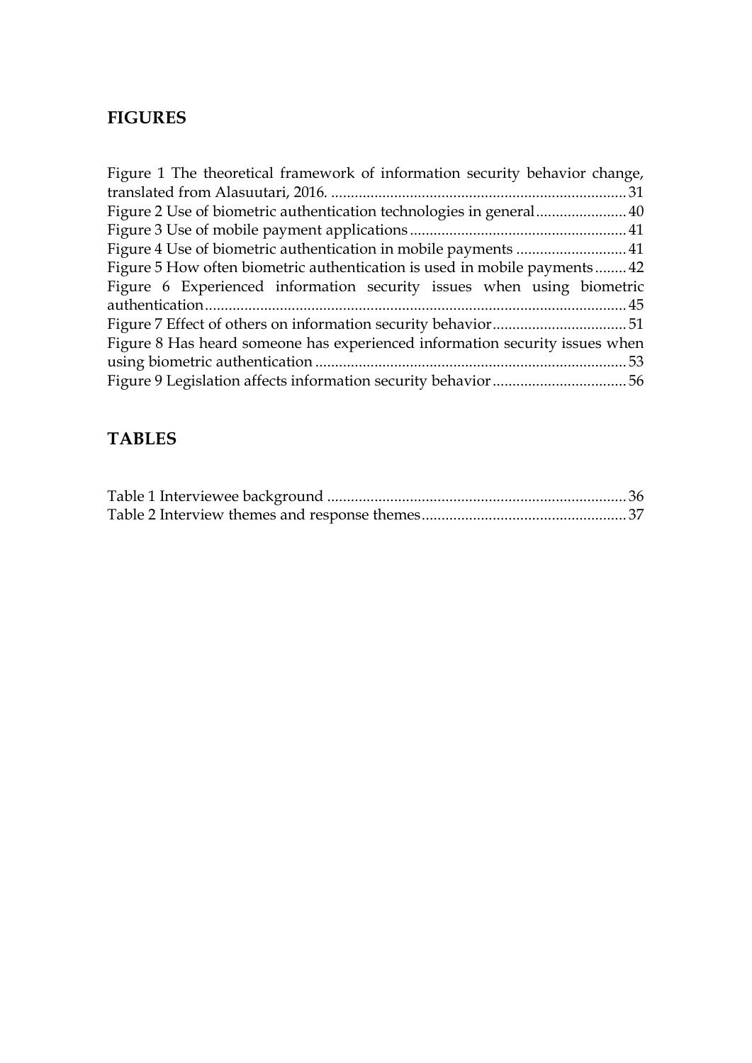## FIGURES

Figure 1 The theoretical framework of information security behavior change, translated from Alasuutari, 2016. .......... 31
Figure 2 Use of biometric authentication technologies in general .......... 40
Figure 3 Use of mobile payment applications .......... 41
Figure 4 Use of biometric authentication in mobile payments .......... 41
Figure 5 How often biometric authentication is used in mobile payments .......... 42
Figure 6 Experienced information security issues when using biometric authentication .......... 45
Figure 7 Effect of others on information security behavior .......... 51
Figure 8 Has heard someone has experienced information security issues when using biometric authentication .......... 53
Figure 9 Legislation affects information security behavior .......... 56

## TABLES

Table 1 Interviewee background .......... 36
Table 2 Interview themes and response themes .......... 37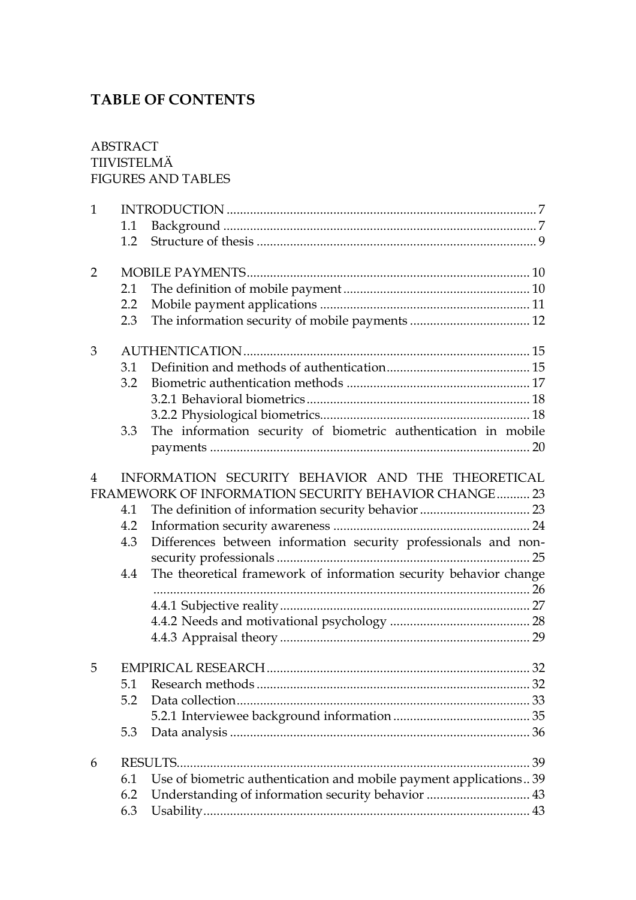# TABLE OF CONTENTS

ABSTRACT
TIIVISTELMÄ
FIGURES AND TABLES

1 INTRODUCTION ........................................................................................ 7
  1.1 Background ......................................................................................... 7
  1.2 Structure of thesis ............................................................................... 9

2 MOBILE PAYMENTS .................................................................................. 10
  2.1 The definition of mobile payment ...................................................... 10
  2.2 Mobile payment applications ............................................................. 11
  2.3 The information security of mobile payments ................................... 12

3 AUTHENTICATION .................................................................................... 15
  3.1 Definition and methods of authentication .......................................... 15
  3.2 Biometric authentication methods ...................................................... 17
    3.2.1 Behavioral biometrics .................................................................. 18
    3.2.2 Physiological biometrics .............................................................. 18
  3.3 The information security of biometric authentication in mobile payments ........................................................................................................ 20

4 INFORMATION SECURITY BEHAVIOR AND THE THEORETICAL FRAMEWORK OF INFORMATION SECURITY BEHAVIOR CHANGE .......... 23
  4.1 The definition of information security behavior ................................ 23
  4.2 Information security awareness .......................................................... 24
  4.3 Differences between information security professionals and non-security professionals ........................................................................... 25
  4.4 The theoretical framework of information security behavior change ........................................................................................................ 26
    4.4.1 Subjective reality .......................................................................... 27
    4.4.2 Needs and motivational psychology ............................................ 28
    4.4.3 Appraisal theory ........................................................................... 29

5 EMPIRICAL RESEARCH ............................................................................. 32
  5.1 Research methods ................................................................................ 32
  5.2 Data collection ...................................................................................... 33
    5.2.1 Interviewee background information ........................................... 35
  5.3 Data analysis ........................................................................................ 36

6 RESULTS ...................................................................................................... 39
  6.1 Use of biometric authentication and mobile payment applications .. 39
  6.2 Understanding of information security behavior ............................... 43
  6.3 Usability ................................................................................................ 43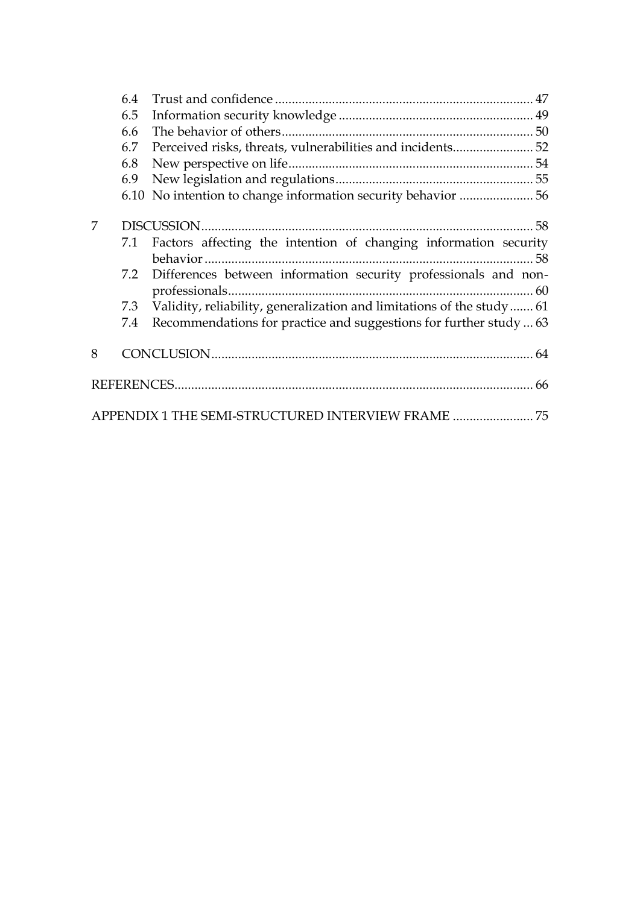6.4 Trust and confidence ............................................................................ 47
6.5 Information security knowledge .......................................................... 49
6.6 The behavior of others........................................................................... 50
6.7 Perceived risks, threats, vulnerabilities and incidents........................ 52
6.8 New perspective on life......................................................................... 54
6.9 New legislation and regulations........................................................... 55
6.10 No intention to change information security behavior ...................... 56

7 DISCUSSION.................................................................................................. 58
7.1 Factors affecting the intention of changing information security behavior .................................................................................................. 58
7.2 Differences between information security professionals and non-professionals........................................................................................... 60
7.3 Validity, reliability, generalization and limitations of the study ....... 61
7.4 Recommendations for practice and suggestions for further study ... 63

8 CONCLUSION................................................................................................ 64

REFERENCES........................................................................................................... 66

APPENDIX 1 THE SEMI-STRUCTURED INTERVIEW FRAME ........................ 75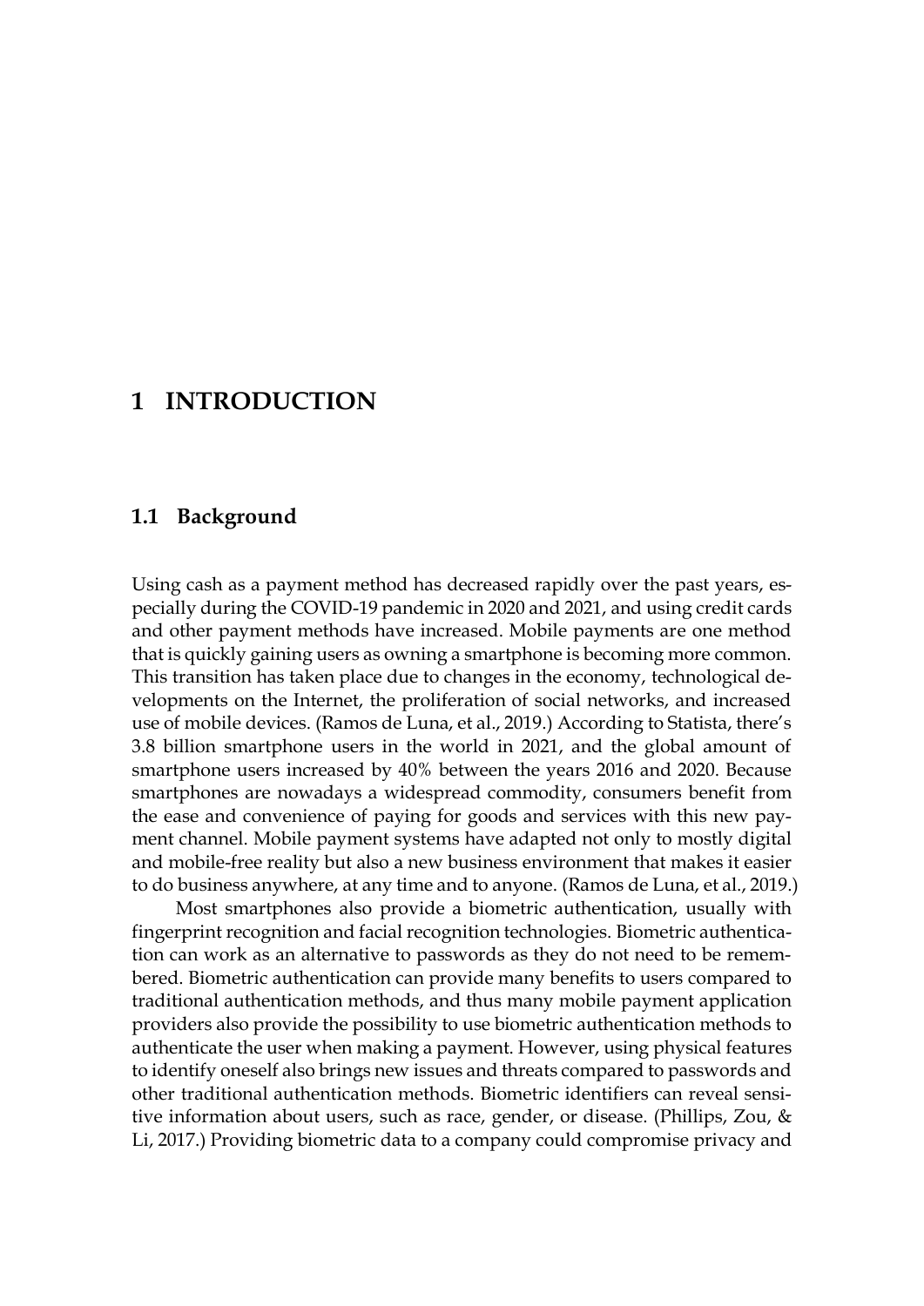# 1 INTRODUCTION

## 1.1 Background

Using cash as a payment method has decreased rapidly over the past years, especially during the COVID-19 pandemic in 2020 and 2021, and using credit cards and other payment methods have increased. Mobile payments are one method that is quickly gaining users as owning a smartphone is becoming more common. This transition has taken place due to changes in the economy, technological developments on the Internet, the proliferation of social networks, and increased use of mobile devices. (Ramos de Luna, et al., 2019.) According to Statista, there's 3.8 billion smartphone users in the world in 2021, and the global amount of smartphone users increased by 40% between the years 2016 and 2020. Because smartphones are nowadays a widespread commodity, consumers benefit from the ease and convenience of paying for goods and services with this new payment channel. Mobile payment systems have adapted not only to mostly digital and mobile-free reality but also a new business environment that makes it easier to do business anywhere, at any time and to anyone. (Ramos de Luna, et al., 2019.)

Most smartphones also provide a biometric authentication, usually with fingerprint recognition and facial recognition technologies. Biometric authentication can work as an alternative to passwords as they do not need to be remembered. Biometric authentication can provide many benefits to users compared to traditional authentication methods, and thus many mobile payment application providers also provide the possibility to use biometric authentication methods to authenticate the user when making a payment. However, using physical features to identify oneself also brings new issues and threats compared to passwords and other traditional authentication methods. Biometric identifiers can reveal sensitive information about users, such as race, gender, or disease. (Phillips, Zou, & Li, 2017.) Providing biometric data to a company could compromise privacy and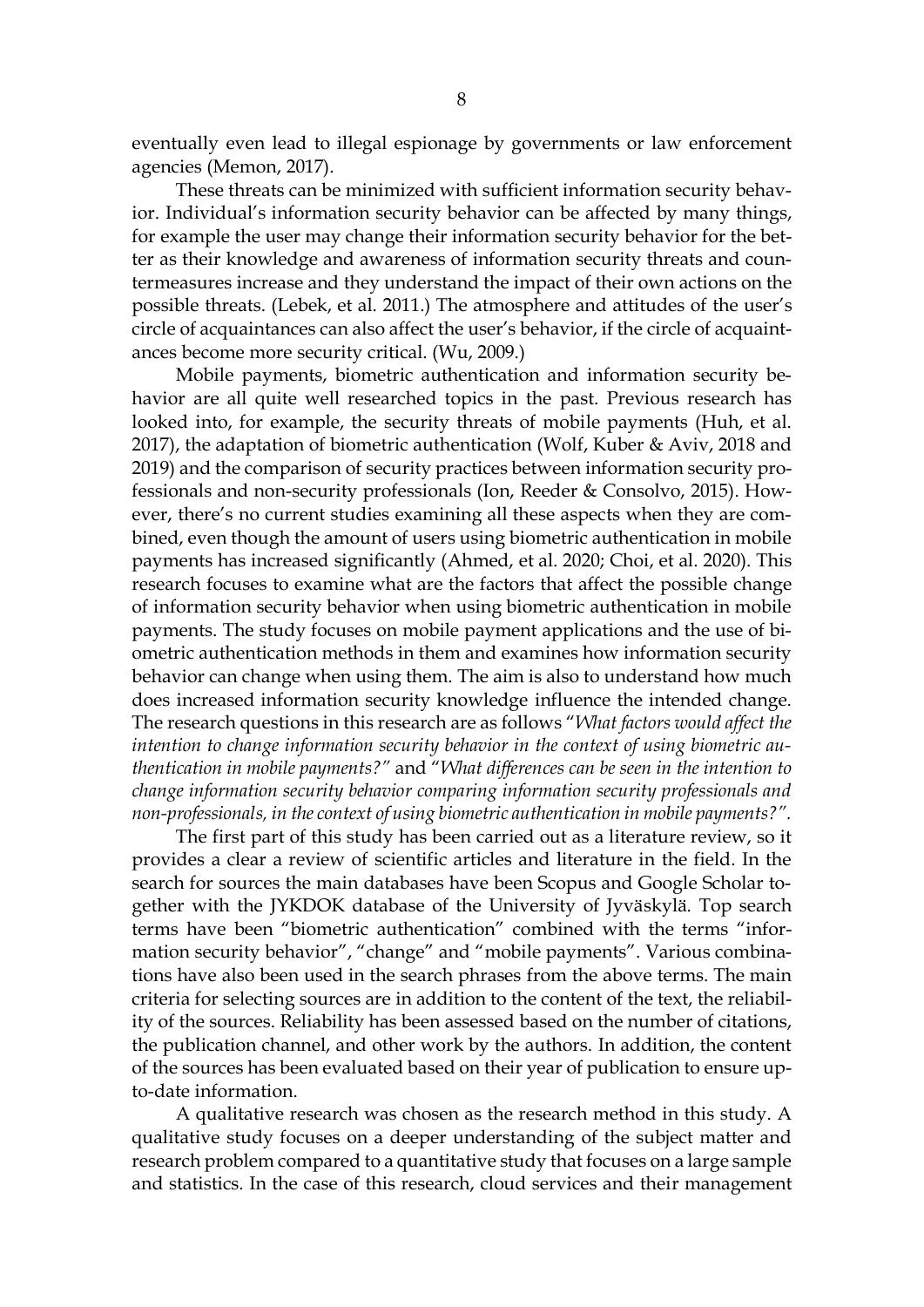eventually even lead to illegal espionage by governments or law enforcement agencies (Memon, 2017).

These threats can be minimized with sufficient information security behavior. Individual's information security behavior can be affected by many things, for example the user may change their information security behavior for the better as their knowledge and awareness of information security threats and countermeasures increase and they understand the impact of their own actions on the possible threats. (Lebek, et al. 2011.) The atmosphere and attitudes of the user's circle of acquaintances can also affect the user's behavior, if the circle of acquaintances become more security critical. (Wu, 2009.)

Mobile payments, biometric authentication and information security behavior are all quite well researched topics in the past. Previous research has looked into, for example, the security threats of mobile payments (Huh, et al. 2017), the adaptation of biometric authentication (Wolf, Kuber & Aviv, 2018 and 2019) and the comparison of security practices between information security professionals and non-security professionals (Ion, Reeder & Consolvo, 2015). However, there's no current studies examining all these aspects when they are combined, even though the amount of users using biometric authentication in mobile payments has increased significantly (Ahmed, et al. 2020; Choi, et al. 2020). This research focuses to examine what are the factors that affect the possible change of information security behavior when using biometric authentication in mobile payments. The study focuses on mobile payment applications and the use of biometric authentication methods in them and examines how information security behavior can change when using them. The aim is also to understand how much does increased information security knowledge influence the intended change. The research questions in this research are as follows "*What factors would affect the intention to change information security behavior in the context of using biometric authentication in mobile payments?*" and "*What differences can be seen in the intention to change information security behavior comparing information security professionals and non-professionals, in the context of using biometric authentication in mobile payments?*".

The first part of this study has been carried out as a literature review, so it provides a clear a review of scientific articles and literature in the field. In the search for sources the main databases have been Scopus and Google Scholar together with the JYKDOK database of the University of Jyväskylä. Top search terms have been "biometric authentication" combined with the terms "information security behavior", "change" and "mobile payments". Various combinations have also been used in the search phrases from the above terms. The main criteria for selecting sources are in addition to the content of the text, the reliability of the sources. Reliability has been assessed based on the number of citations, the publication channel, and other work by the authors. In addition, the content of the sources has been evaluated based on their year of publication to ensure up-to-date information.

A qualitative research was chosen as the research method in this study. A qualitative study focuses on a deeper understanding of the subject matter and research problem compared to a quantitative study that focuses on a large sample and statistics. In the case of this research, cloud services and their management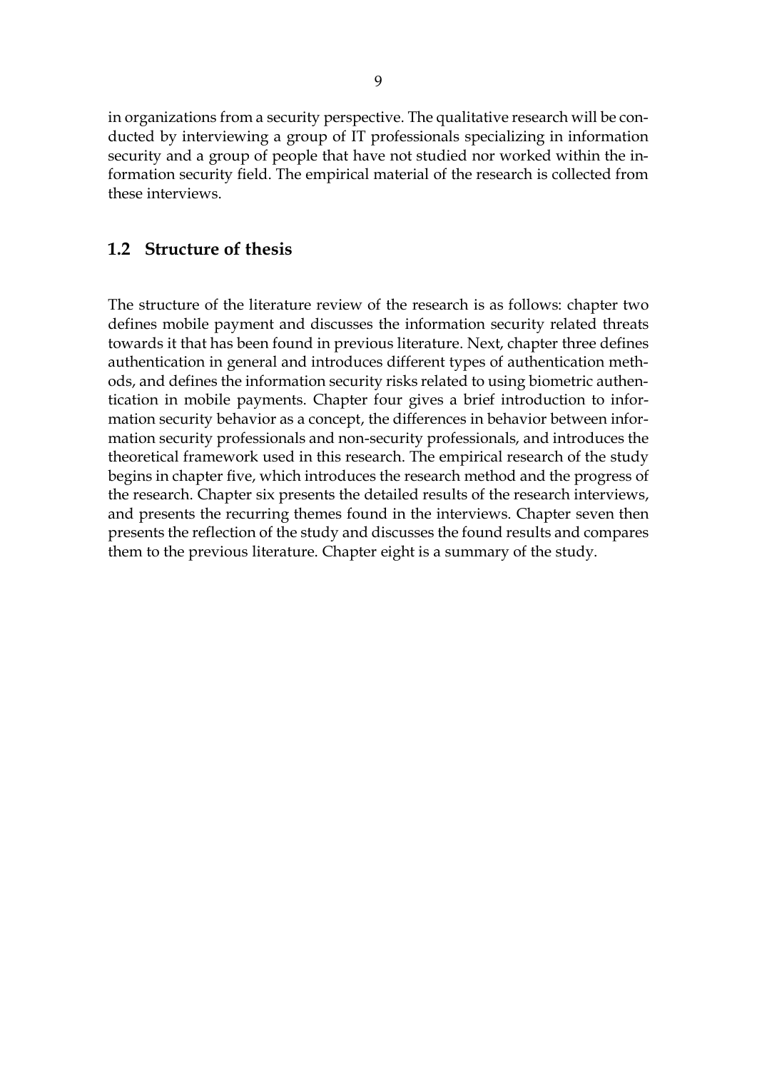in organizations from a security perspective. The qualitative research will be conducted by interviewing a group of IT professionals specializing in information security and a group of people that have not studied nor worked within the information security field. The empirical material of the research is collected from these interviews.

## 1.2 Structure of thesis

The structure of the literature review of the research is as follows: chapter two defines mobile payment and discusses the information security related threats towards it that has been found in previous literature. Next, chapter three defines authentication in general and introduces different types of authentication methods, and defines the information security risks related to using biometric authentication in mobile payments. Chapter four gives a brief introduction to information security behavior as a concept, the differences in behavior between information security professionals and non-security professionals, and introduces the theoretical framework used in this research. The empirical research of the study begins in chapter five, which introduces the research method and the progress of the research. Chapter six presents the detailed results of the research interviews, and presents the recurring themes found in the interviews. Chapter seven then presents the reflection of the study and discusses the found results and compares them to the previous literature. Chapter eight is a summary of the study.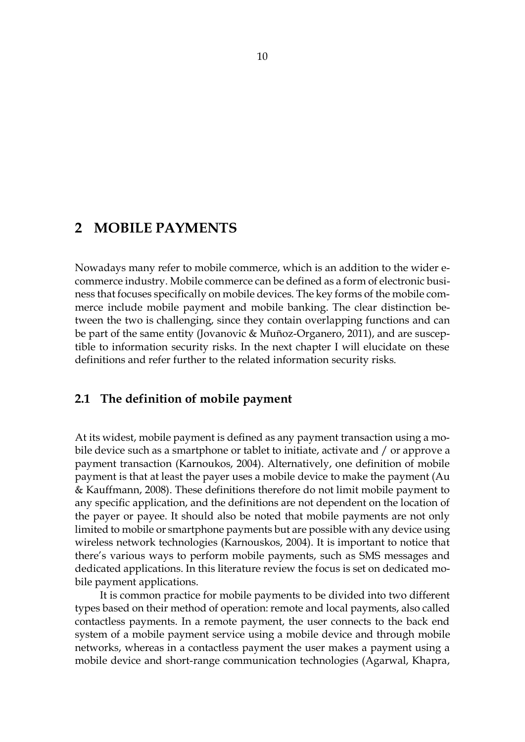# 2 MOBILE PAYMENTS

Nowadays many refer to mobile commerce, which is an addition to the wider e-commerce industry. Mobile commerce can be defined as a form of electronic business that focuses specifically on mobile devices. The key forms of the mobile commerce include mobile payment and mobile banking. The clear distinction between the two is challenging, since they contain overlapping functions and can be part of the same entity (Jovanovic & Muñoz-Organero, 2011), and are susceptible to information security risks. In the next chapter I will elucidate on these definitions and refer further to the related information security risks.

## 2.1 The definition of mobile payment

At its widest, mobile payment is defined as any payment transaction using a mobile device such as a smartphone or tablet to initiate, activate and / or approve a payment transaction (Karnoukos, 2004). Alternatively, one definition of mobile payment is that at least the payer uses a mobile device to make the payment (Au & Kauffmann, 2008). These definitions therefore do not limit mobile payment to any specific application, and the definitions are not dependent on the location of the payer or payee. It should also be noted that mobile payments are not only limited to mobile or smartphone payments but are possible with any device using wireless network technologies (Karnouskos, 2004). It is important to notice that there's various ways to perform mobile payments, such as SMS messages and dedicated applications. In this literature review the focus is set on dedicated mobile payment applications.

It is common practice for mobile payments to be divided into two different types based on their method of operation: remote and local payments, also called contactless payments. In a remote payment, the user connects to the back end system of a mobile payment service using a mobile device and through mobile networks, whereas in a contactless payment the user makes a payment using a mobile device and short-range communication technologies (Agarwal, Khapra,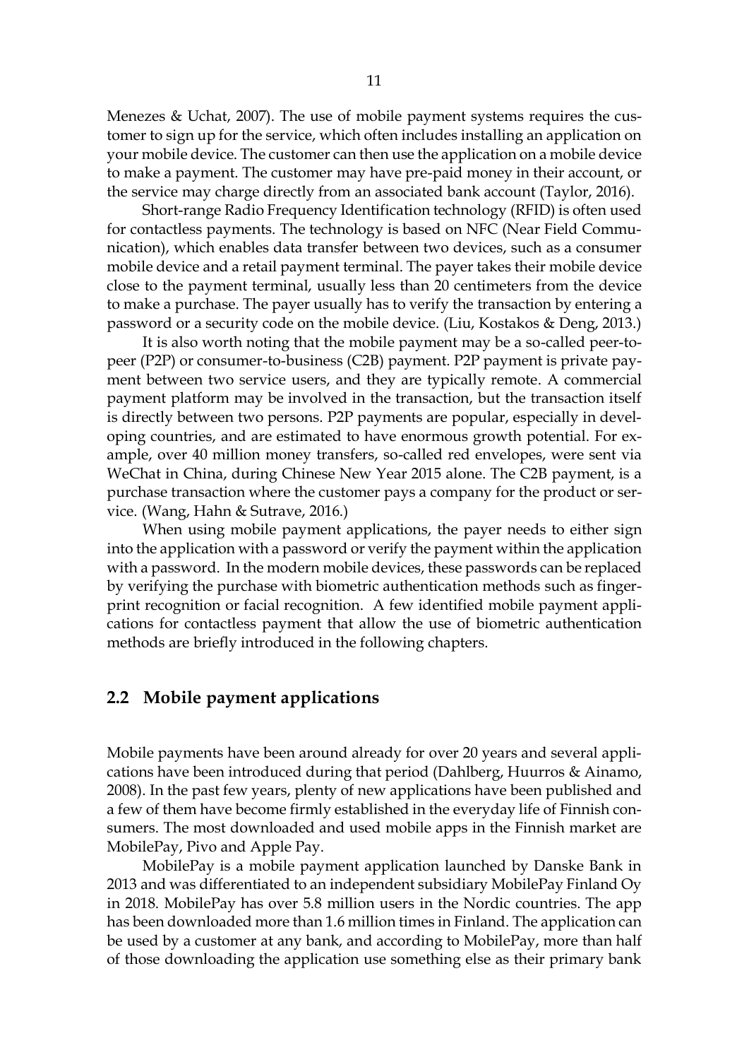Menezes & Uchat, 2007). The use of mobile payment systems requires the customer to sign up for the service, which often includes installing an application on your mobile device. The customer can then use the application on a mobile device to make a payment. The customer may have pre-paid money in their account, or the service may charge directly from an associated bank account (Taylor, 2016).

Short-range Radio Frequency Identification technology (RFID) is often used for contactless payments. The technology is based on NFC (Near Field Communication), which enables data transfer between two devices, such as a consumer mobile device and a retail payment terminal. The payer takes their mobile device close to the payment terminal, usually less than 20 centimeters from the device to make a purchase. The payer usually has to verify the transaction by entering a password or a security code on the mobile device. (Liu, Kostakos & Deng, 2013.)

It is also worth noting that the mobile payment may be a so-called peer-to-peer (P2P) or consumer-to-business (C2B) payment. P2P payment is private payment between two service users, and they are typically remote. A commercial payment platform may be involved in the transaction, but the transaction itself is directly between two persons. P2P payments are popular, especially in developing countries, and are estimated to have enormous growth potential. For example, over 40 million money transfers, so-called red envelopes, were sent via WeChat in China, during Chinese New Year 2015 alone. The C2B payment, is a purchase transaction where the customer pays a company for the product or service. (Wang, Hahn & Sutrave, 2016.)

When using mobile payment applications, the payer needs to either sign into the application with a password or verify the payment within the application with a password. In the modern mobile devices, these passwords can be replaced by verifying the purchase with biometric authentication methods such as fingerprint recognition or facial recognition. A few identified mobile payment applications for contactless payment that allow the use of biometric authentication methods are briefly introduced in the following chapters.

## 2.2 Mobile payment applications

Mobile payments have been around already for over 20 years and several applications have been introduced during that period (Dahlberg, Huurros & Ainamo, 2008). In the past few years, plenty of new applications have been published and a few of them have become firmly established in the everyday life of Finnish consumers. The most downloaded and used mobile apps in the Finnish market are MobilePay, Pivo and Apple Pay.

MobilePay is a mobile payment application launched by Danske Bank in 2013 and was differentiated to an independent subsidiary MobilePay Finland Oy in 2018. MobilePay has over 5.8 million users in the Nordic countries. The app has been downloaded more than 1.6 million times in Finland. The application can be used by a customer at any bank, and according to MobilePay, more than half of those downloading the application use something else as their primary bank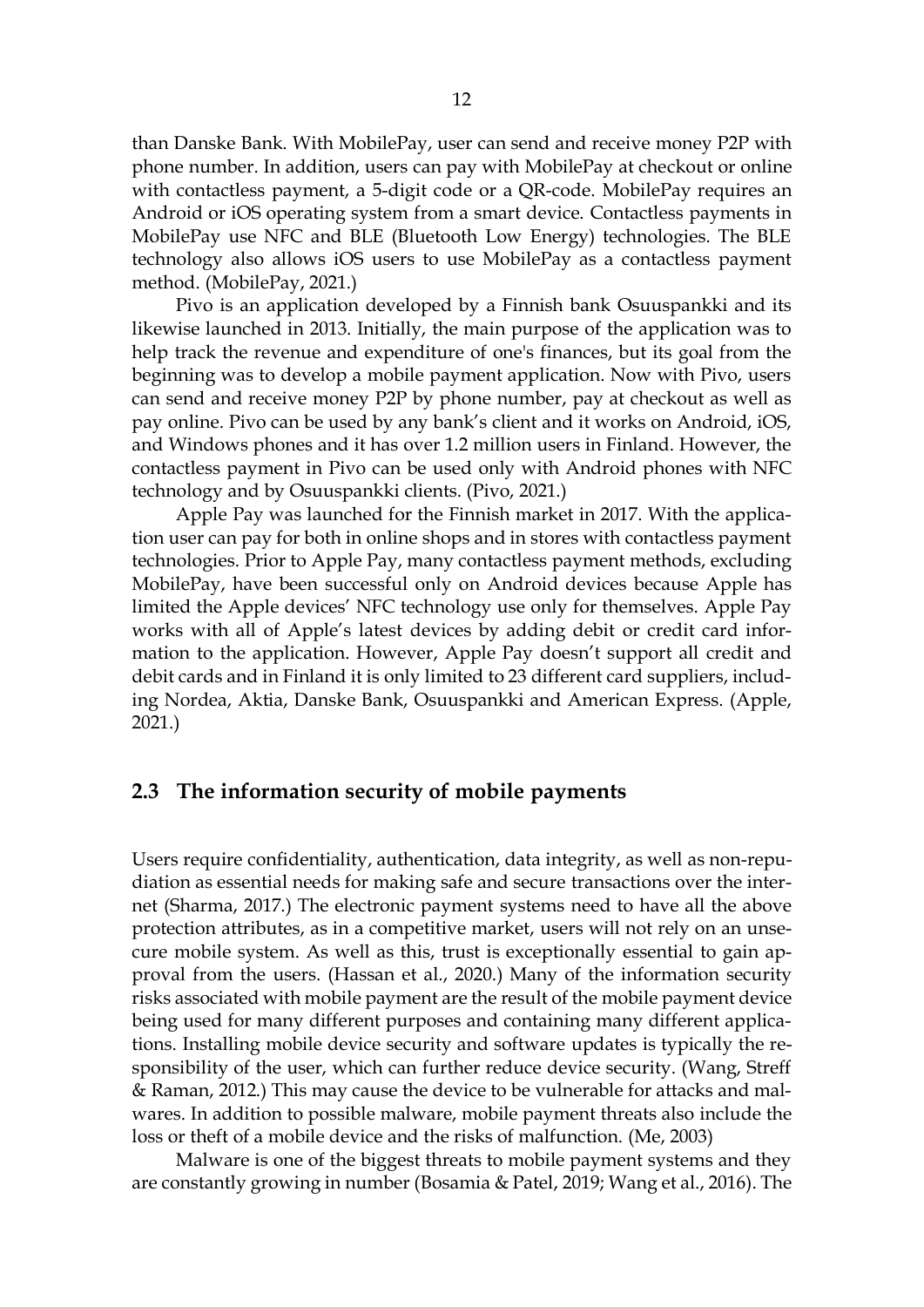than Danske Bank. With MobilePay, user can send and receive money P2P with phone number. In addition, users can pay with MobilePay at checkout or online with contactless payment, a 5-digit code or a QR-code. MobilePay requires an Android or iOS operating system from a smart device. Contactless payments in MobilePay use NFC and BLE (Bluetooth Low Energy) technologies. The BLE technology also allows iOS users to use MobilePay as a contactless payment method. (MobilePay, 2021.)

Pivo is an application developed by a Finnish bank Osuuspankki and its likewise launched in 2013. Initially, the main purpose of the application was to help track the revenue and expenditure of one's finances, but its goal from the beginning was to develop a mobile payment application. Now with Pivo, users can send and receive money P2P by phone number, pay at checkout as well as pay online. Pivo can be used by any bank's client and it works on Android, iOS, and Windows phones and it has over 1.2 million users in Finland. However, the contactless payment in Pivo can be used only with Android phones with NFC technology and by Osuuspankki clients. (Pivo, 2021.)

Apple Pay was launched for the Finnish market in 2017. With the application user can pay for both in online shops and in stores with contactless payment technologies. Prior to Apple Pay, many contactless payment methods, excluding MobilePay, have been successful only on Android devices because Apple has limited the Apple devices' NFC technology use only for themselves. Apple Pay works with all of Apple's latest devices by adding debit or credit card information to the application. However, Apple Pay doesn't support all credit and debit cards and in Finland it is only limited to 23 different card suppliers, including Nordea, Aktia, Danske Bank, Osuuspankki and American Express. (Apple, 2021.)

## 2.3 The information security of mobile payments

Users require confidentiality, authentication, data integrity, as well as non-repudiation as essential needs for making safe and secure transactions over the internet (Sharma, 2017.) The electronic payment systems need to have all the above protection attributes, as in a competitive market, users will not rely on an unsecure mobile system. As well as this, trust is exceptionally essential to gain approval from the users. (Hassan et al., 2020.) Many of the information security risks associated with mobile payment are the result of the mobile payment device being used for many different purposes and containing many different applications. Installing mobile device security and software updates is typically the responsibility of the user, which can further reduce device security. (Wang, Streff & Raman, 2012.) This may cause the device to be vulnerable for attacks and malwares. In addition to possible malware, mobile payment threats also include the loss or theft of a mobile device and the risks of malfunction. (Me, 2003)

Malware is one of the biggest threats to mobile payment systems and they are constantly growing in number (Bosamia & Patel, 2019; Wang et al., 2016). The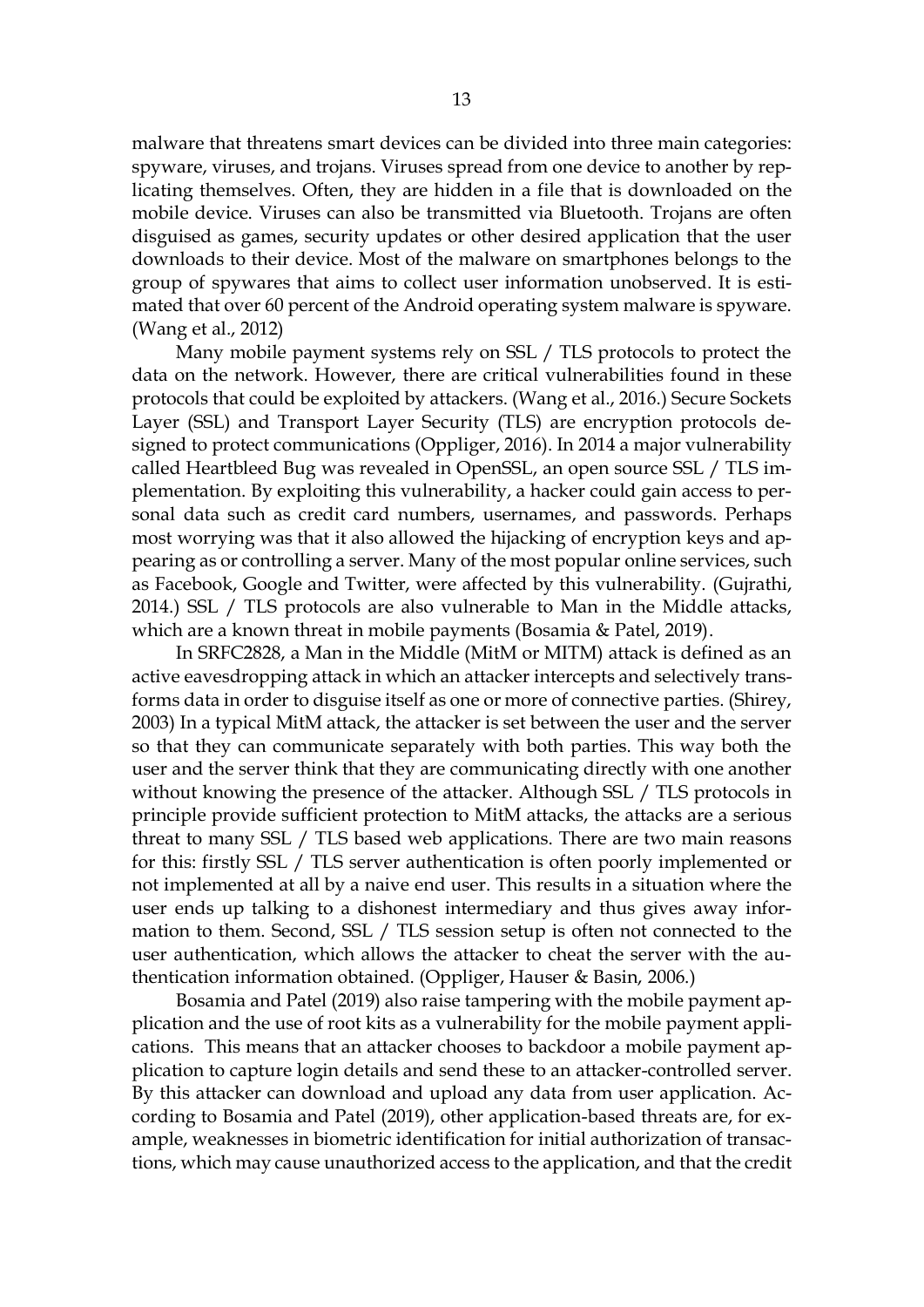malware that threatens smart devices can be divided into three main categories: spyware, viruses, and trojans. Viruses spread from one device to another by replicating themselves. Often, they are hidden in a file that is downloaded on the mobile device. Viruses can also be transmitted via Bluetooth. Trojans are often disguised as games, security updates or other desired application that the user downloads to their device. Most of the malware on smartphones belongs to the group of spywares that aims to collect user information unobserved. It is estimated that over 60 percent of the Android operating system malware is spyware. (Wang et al., 2012)

Many mobile payment systems rely on SSL / TLS protocols to protect the data on the network. However, there are critical vulnerabilities found in these protocols that could be exploited by attackers. (Wang et al., 2016.) Secure Sockets Layer (SSL) and Transport Layer Security (TLS) are encryption protocols designed to protect communications (Oppliger, 2016). In 2014 a major vulnerability called Heartbleed Bug was revealed in OpenSSL, an open source SSL / TLS implementation. By exploiting this vulnerability, a hacker could gain access to personal data such as credit card numbers, usernames, and passwords. Perhaps most worrying was that it also allowed the hijacking of encryption keys and appearing as or controlling a server. Many of the most popular online services, such as Facebook, Google and Twitter, were affected by this vulnerability. (Gujrathi, 2014.) SSL / TLS protocols are also vulnerable to Man in the Middle attacks, which are a known threat in mobile payments (Bosamia & Patel, 2019).

In SRFC2828, a Man in the Middle (MitM or MITM) attack is defined as an active eavesdropping attack in which an attacker intercepts and selectively transforms data in order to disguise itself as one or more of connective parties. (Shirey, 2003) In a typical MitM attack, the attacker is set between the user and the server so that they can communicate separately with both parties. This way both the user and the server think that they are communicating directly with one another without knowing the presence of the attacker. Although SSL / TLS protocols in principle provide sufficient protection to MitM attacks, the attacks are a serious threat to many SSL / TLS based web applications. There are two main reasons for this: firstly SSL / TLS server authentication is often poorly implemented or not implemented at all by a naive end user. This results in a situation where the user ends up talking to a dishonest intermediary and thus gives away information to them. Second, SSL / TLS session setup is often not connected to the user authentication, which allows the attacker to cheat the server with the authentication information obtained. (Oppliger, Hauser & Basin, 2006.)

Bosamia and Patel (2019) also raise tampering with the mobile payment application and the use of root kits as a vulnerability for the mobile payment applications. This means that an attacker chooses to backdoor a mobile payment application to capture login details and send these to an attacker-controlled server. By this attacker can download and upload any data from user application. According to Bosamia and Patel (2019), other application-based threats are, for example, weaknesses in biometric identification for initial authorization of transactions, which may cause unauthorized access to the application, and that the credit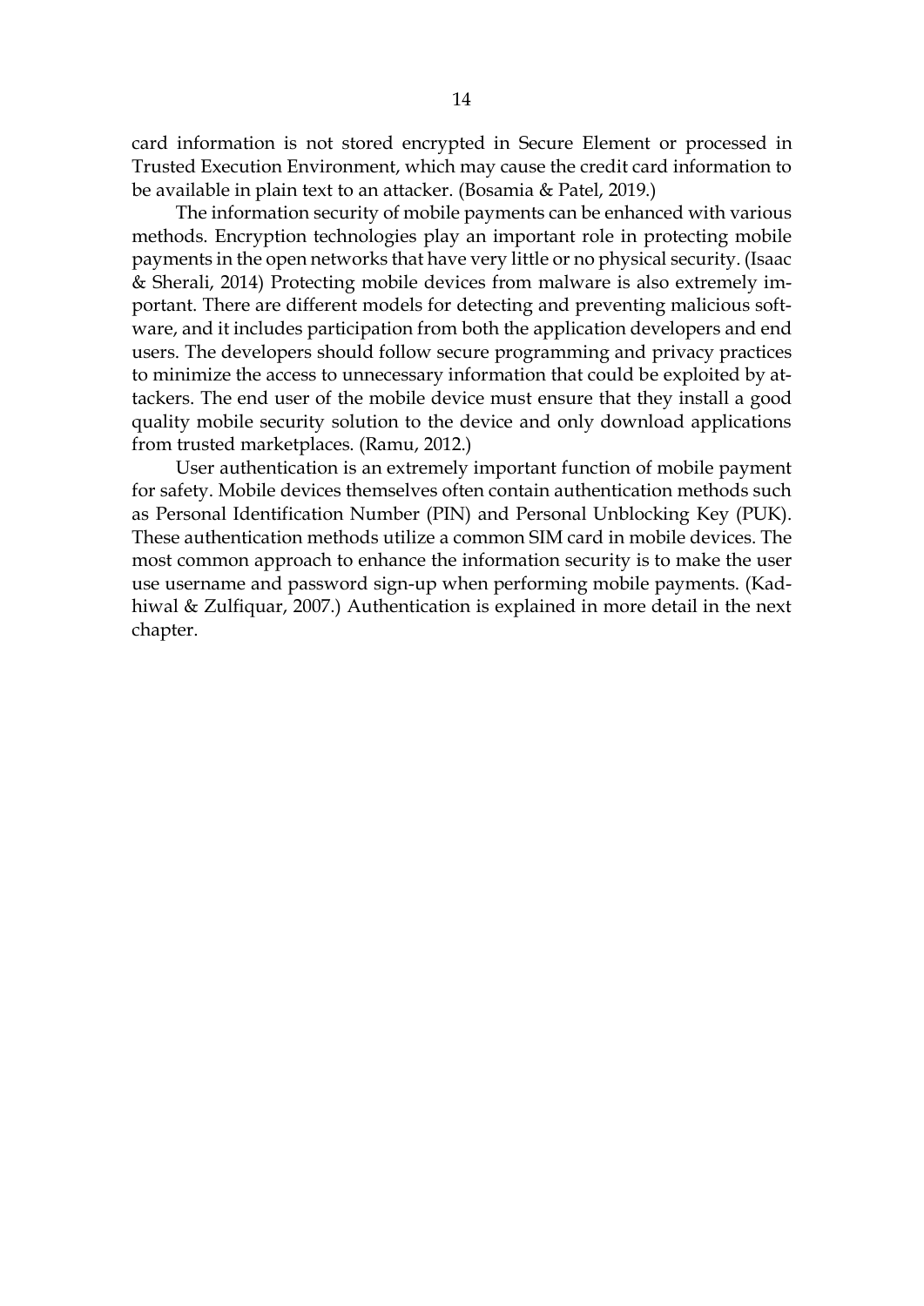card information is not stored encrypted in Secure Element or processed in Trusted Execution Environment, which may cause the credit card information to be available in plain text to an attacker. (Bosamia & Patel, 2019.)

The information security of mobile payments can be enhanced with various methods. Encryption technologies play an important role in protecting mobile payments in the open networks that have very little or no physical security. (Isaac & Sherali, 2014) Protecting mobile devices from malware is also extremely important. There are different models for detecting and preventing malicious software, and it includes participation from both the application developers and end users. The developers should follow secure programming and privacy practices to minimize the access to unnecessary information that could be exploited by attackers. The end user of the mobile device must ensure that they install a good quality mobile security solution to the device and only download applications from trusted marketplaces. (Ramu, 2012.)

User authentication is an extremely important function of mobile payment for safety. Mobile devices themselves often contain authentication methods such as Personal Identification Number (PIN) and Personal Unblocking Key (PUK). These authentication methods utilize a common SIM card in mobile devices. The most common approach to enhance the information security is to make the user use username and password sign-up when performing mobile payments. (Kadhiwal & Zulfiquar, 2007.) Authentication is explained in more detail in the next chapter.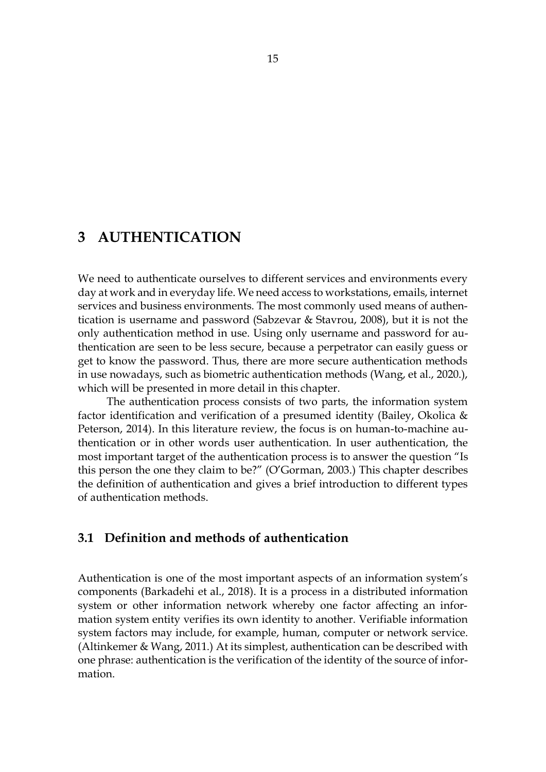# 3 AUTHENTICATION

We need to authenticate ourselves to different services and environments every day at work and in everyday life. We need access to workstations, emails, internet services and business environments. The most commonly used means of authentication is username and password (Sabzevar & Stavrou, 2008), but it is not the only authentication method in use. Using only username and password for authentication are seen to be less secure, because a perpetrator can easily guess or get to know the password. Thus, there are more secure authentication methods in use nowadays, such as biometric authentication methods (Wang, et al., 2020.), which will be presented in more detail in this chapter.

The authentication process consists of two parts, the information system factor identification and verification of a presumed identity (Bailey, Okolica & Peterson, 2014). In this literature review, the focus is on human-to-machine authentication or in other words user authentication. In user authentication, the most important target of the authentication process is to answer the question "Is this person the one they claim to be?" (O'Gorman, 2003.) This chapter describes the definition of authentication and gives a brief introduction to different types of authentication methods.

## 3.1 Definition and methods of authentication

Authentication is one of the most important aspects of an information system's components (Barkadehi et al., 2018). It is a process in a distributed information system or other information network whereby one factor affecting an information system entity verifies its own identity to another. Verifiable information system factors may include, for example, human, computer or network service. (Altinkemer & Wang, 2011.) At its simplest, authentication can be described with one phrase: authentication is the verification of the identity of the source of information.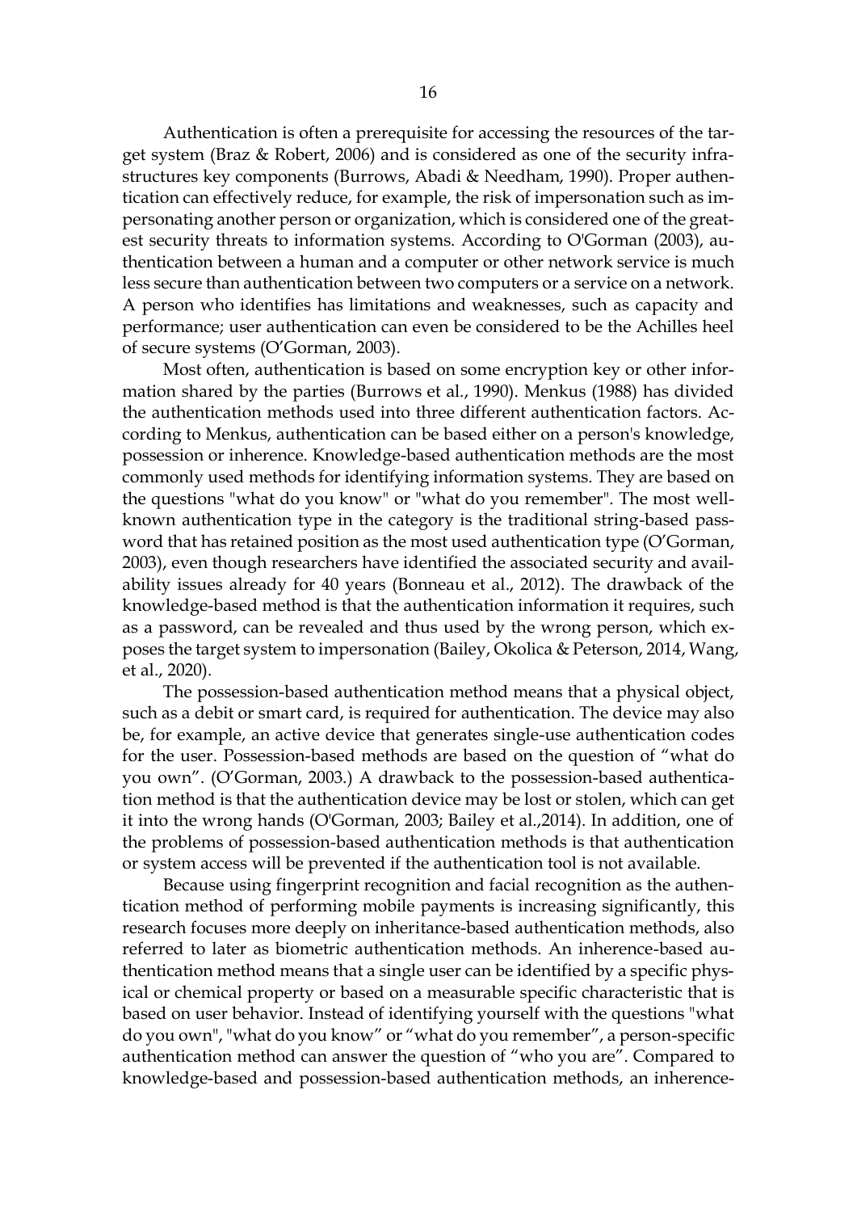Authentication is often a prerequisite for accessing the resources of the target system (Braz & Robert, 2006) and is considered as one of the security infrastructures key components (Burrows, Abadi & Needham, 1990). Proper authentication can effectively reduce, for example, the risk of impersonation such as impersonating another person or organization, which is considered one of the greatest security threats to information systems. According to O'Gorman (2003), authentication between a human and a computer or other network service is much less secure than authentication between two computers or a service on a network. A person who identifies has limitations and weaknesses, such as capacity and performance; user authentication can even be considered to be the Achilles heel of secure systems (O'Gorman, 2003).

Most often, authentication is based on some encryption key or other information shared by the parties (Burrows et al., 1990). Menkus (1988) has divided the authentication methods used into three different authentication factors. According to Menkus, authentication can be based either on a person's knowledge, possession or inherence. Knowledge-based authentication methods are the most commonly used methods for identifying information systems. They are based on the questions "what do you know" or "what do you remember". The most well-known authentication type in the category is the traditional string-based password that has retained position as the most used authentication type (O'Gorman, 2003), even though researchers have identified the associated security and availability issues already for 40 years (Bonneau et al., 2012). The drawback of the knowledge-based method is that the authentication information it requires, such as a password, can be revealed and thus used by the wrong person, which exposes the target system to impersonation (Bailey, Okolica & Peterson, 2014, Wang, et al., 2020).

The possession-based authentication method means that a physical object, such as a debit or smart card, is required for authentication. The device may also be, for example, an active device that generates single-use authentication codes for the user. Possession-based methods are based on the question of "what do you own". (O'Gorman, 2003.) A drawback to the possession-based authentication method is that the authentication device may be lost or stolen, which can get it into the wrong hands (O'Gorman, 2003; Bailey et al.,2014). In addition, one of the problems of possession-based authentication methods is that authentication or system access will be prevented if the authentication tool is not available.

Because using fingerprint recognition and facial recognition as the authentication method of performing mobile payments is increasing significantly, this research focuses more deeply on inheritance-based authentication methods, also referred to later as biometric authentication methods. An inherence-based authentication method means that a single user can be identified by a specific physical or chemical property or based on a measurable specific characteristic that is based on user behavior. Instead of identifying yourself with the questions "what do you own", "what do you know" or "what do you remember", a person-specific authentication method can answer the question of "who you are". Compared to knowledge-based and possession-based authentication methods, an inherence-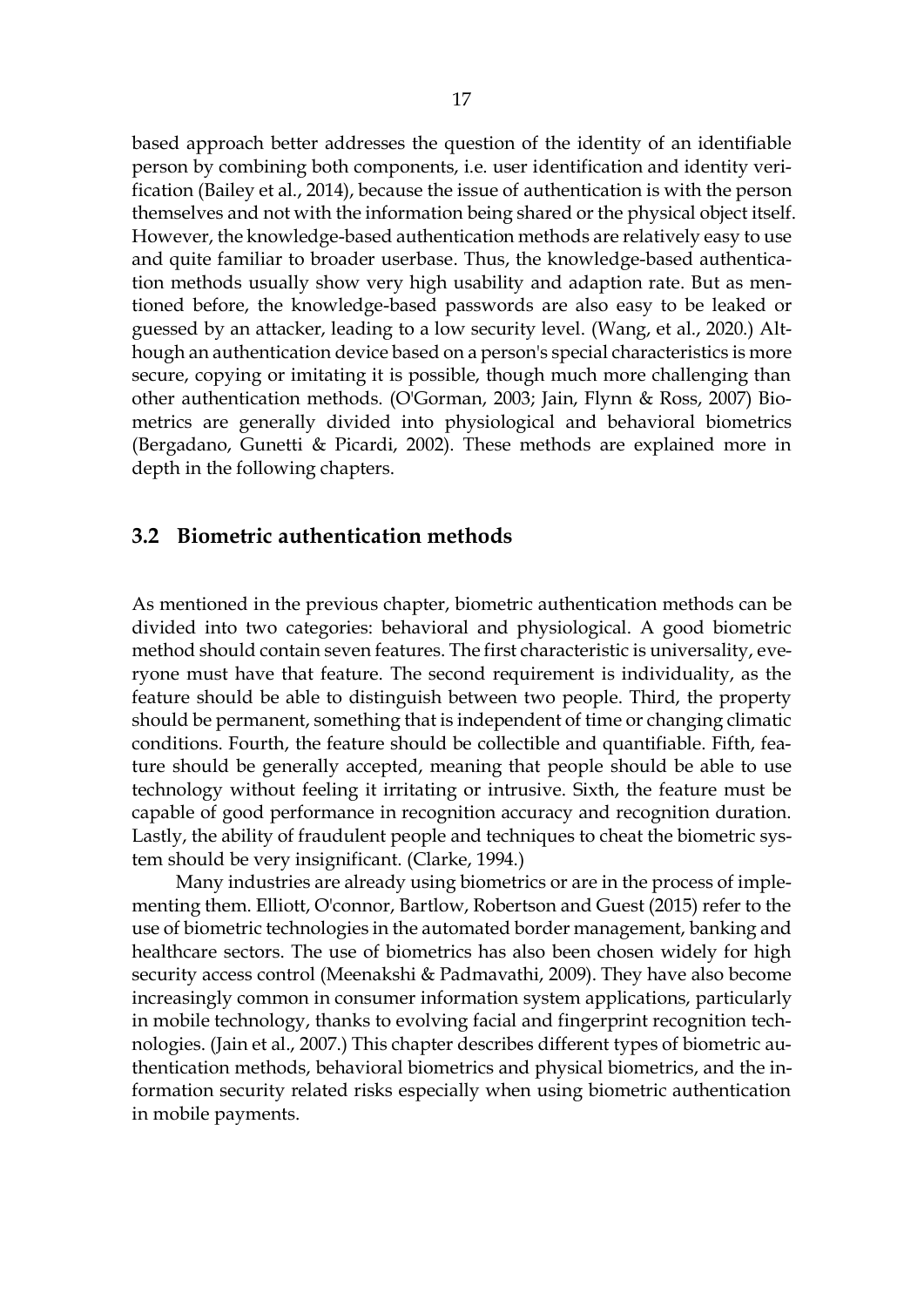based approach better addresses the question of the identity of an identifiable person by combining both components, i.e. user identification and identity verification (Bailey et al., 2014), because the issue of authentication is with the person themselves and not with the information being shared or the physical object itself. However, the knowledge-based authentication methods are relatively easy to use and quite familiar to broader userbase. Thus, the knowledge-based authentication methods usually show very high usability and adaption rate. But as mentioned before, the knowledge-based passwords are also easy to be leaked or guessed by an attacker, leading to a low security level. (Wang, et al., 2020.) Although an authentication device based on a person's special characteristics is more secure, copying or imitating it is possible, though much more challenging than other authentication methods. (O'Gorman, 2003; Jain, Flynn & Ross, 2007) Biometrics are generally divided into physiological and behavioral biometrics (Bergadano, Gunetti & Picardi, 2002). These methods are explained more in depth in the following chapters.

## 3.2 Biometric authentication methods

As mentioned in the previous chapter, biometric authentication methods can be divided into two categories: behavioral and physiological. A good biometric method should contain seven features. The first characteristic is universality, everyone must have that feature. The second requirement is individuality, as the feature should be able to distinguish between two people. Third, the property should be permanent, something that is independent of time or changing climatic conditions. Fourth, the feature should be collectible and quantifiable. Fifth, feature should be generally accepted, meaning that people should be able to use technology without feeling it irritating or intrusive. Sixth, the feature must be capable of good performance in recognition accuracy and recognition duration. Lastly, the ability of fraudulent people and techniques to cheat the biometric system should be very insignificant. (Clarke, 1994.)

Many industries are already using biometrics or are in the process of implementing them. Elliott, O'connor, Bartlow, Robertson and Guest (2015) refer to the use of biometric technologies in the automated border management, banking and healthcare sectors. The use of biometrics has also been chosen widely for high security access control (Meenakshi & Padmavathi, 2009). They have also become increasingly common in consumer information system applications, particularly in mobile technology, thanks to evolving facial and fingerprint recognition technologies. (Jain et al., 2007.) This chapter describes different types of biometric authentication methods, behavioral biometrics and physical biometrics, and the information security related risks especially when using biometric authentication in mobile payments.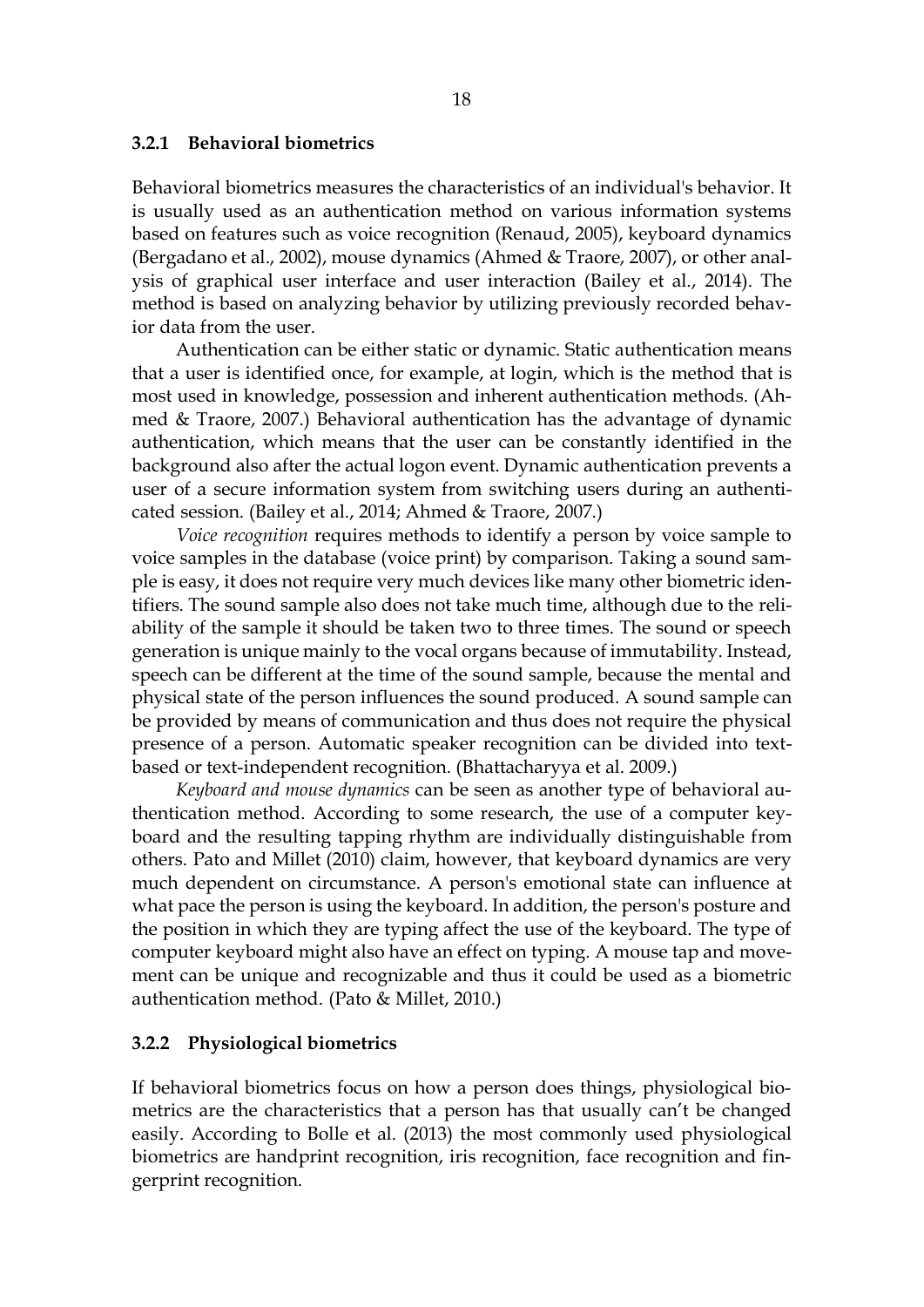### 3.2.1 Behavioral biometrics

Behavioral biometrics measures the characteristics of an individual's behavior. It is usually used as an authentication method on various information systems based on features such as voice recognition (Renaud, 2005), keyboard dynamics (Bergadano et al., 2002), mouse dynamics (Ahmed & Traore, 2007), or other analysis of graphical user interface and user interaction (Bailey et al., 2014). The method is based on analyzing behavior by utilizing previously recorded behavior data from the user.

Authentication can be either static or dynamic. Static authentication means that a user is identified once, for example, at login, which is the method that is most used in knowledge, possession and inherent authentication methods. (Ahmed & Traore, 2007.) Behavioral authentication has the advantage of dynamic authentication, which means that the user can be constantly identified in the background also after the actual logon event. Dynamic authentication prevents a user of a secure information system from switching users during an authenticated session. (Bailey et al., 2014; Ahmed & Traore, 2007.)

*Voice recognition* requires methods to identify a person by voice sample to voice samples in the database (voice print) by comparison. Taking a sound sample is easy, it does not require very much devices like many other biometric identifiers. The sound sample also does not take much time, although due to the reliability of the sample it should be taken two to three times. The sound or speech generation is unique mainly to the vocal organs because of immutability. Instead, speech can be different at the time of the sound sample, because the mental and physical state of the person influences the sound produced. A sound sample can be provided by means of communication and thus does not require the physical presence of a person. Automatic speaker recognition can be divided into text-based or text-independent recognition. (Bhattacharyya et al. 2009.)

*Keyboard and mouse dynamics* can be seen as another type of behavioral authentication method. According to some research, the use of a computer keyboard and the resulting tapping rhythm are individually distinguishable from others. Pato and Millet (2010) claim, however, that keyboard dynamics are very much dependent on circumstance. A person's emotional state can influence at what pace the person is using the keyboard. In addition, the person's posture and the position in which they are typing affect the use of the keyboard. The type of computer keyboard might also have an effect on typing. A mouse tap and movement can be unique and recognizable and thus it could be used as a biometric authentication method. (Pato & Millet, 2010.)

### 3.2.2 Physiological biometrics

If behavioral biometrics focus on how a person does things, physiological biometrics are the characteristics that a person has that usually can't be changed easily. According to Bolle et al. (2013) the most commonly used physiological biometrics are handprint recognition, iris recognition, face recognition and fingerprint recognition.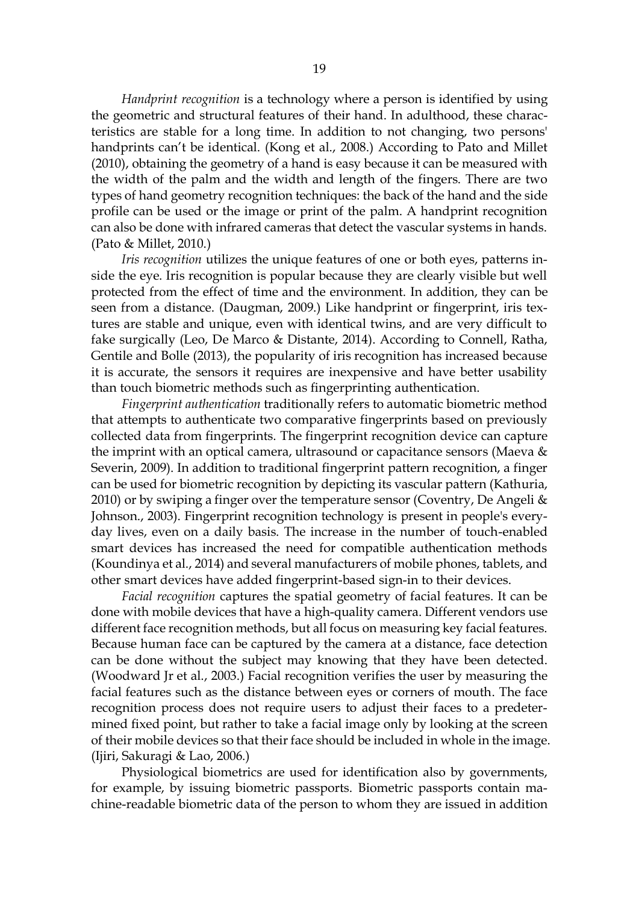*Handprint recognition* is a technology where a person is identified by using the geometric and structural features of their hand. In adulthood, these characteristics are stable for a long time. In addition to not changing, two persons' handprints can't be identical. (Kong et al., 2008.) According to Pato and Millet (2010), obtaining the geometry of a hand is easy because it can be measured with the width of the palm and the width and length of the fingers. There are two types of hand geometry recognition techniques: the back of the hand and the side profile can be used or the image or print of the palm. A handprint recognition can also be done with infrared cameras that detect the vascular systems in hands. (Pato & Millet, 2010.)

*Iris recognition* utilizes the unique features of one or both eyes, patterns inside the eye. Iris recognition is popular because they are clearly visible but well protected from the effect of time and the environment. In addition, they can be seen from a distance. (Daugman, 2009.) Like handprint or fingerprint, iris textures are stable and unique, even with identical twins, and are very difficult to fake surgically (Leo, De Marco & Distante, 2014). According to Connell, Ratha, Gentile and Bolle (2013), the popularity of iris recognition has increased because it is accurate, the sensors it requires are inexpensive and have better usability than touch biometric methods such as fingerprinting authentication.

*Fingerprint authentication* traditionally refers to automatic biometric method that attempts to authenticate two comparative fingerprints based on previously collected data from fingerprints. The fingerprint recognition device can capture the imprint with an optical camera, ultrasound or capacitance sensors (Maeva & Severin, 2009). In addition to traditional fingerprint pattern recognition, a finger can be used for biometric recognition by depicting its vascular pattern (Kathuria, 2010) or by swiping a finger over the temperature sensor (Coventry, De Angeli & Johnson., 2003). Fingerprint recognition technology is present in people's everyday lives, even on a daily basis. The increase in the number of touch-enabled smart devices has increased the need for compatible authentication methods (Koundinya et al., 2014) and several manufacturers of mobile phones, tablets, and other smart devices have added fingerprint-based sign-in to their devices.

*Facial recognition* captures the spatial geometry of facial features. It can be done with mobile devices that have a high-quality camera. Different vendors use different face recognition methods, but all focus on measuring key facial features. Because human face can be captured by the camera at a distance, face detection can be done without the subject may knowing that they have been detected. (Woodward Jr et al., 2003.) Facial recognition verifies the user by measuring the facial features such as the distance between eyes or corners of mouth. The face recognition process does not require users to adjust their faces to a predetermined fixed point, but rather to take a facial image only by looking at the screen of their mobile devices so that their face should be included in whole in the image. (Ijiri, Sakuragi & Lao, 2006.)

Physiological biometrics are used for identification also by governments, for example, by issuing biometric passports. Biometric passports contain machine-readable biometric data of the person to whom they are issued in addition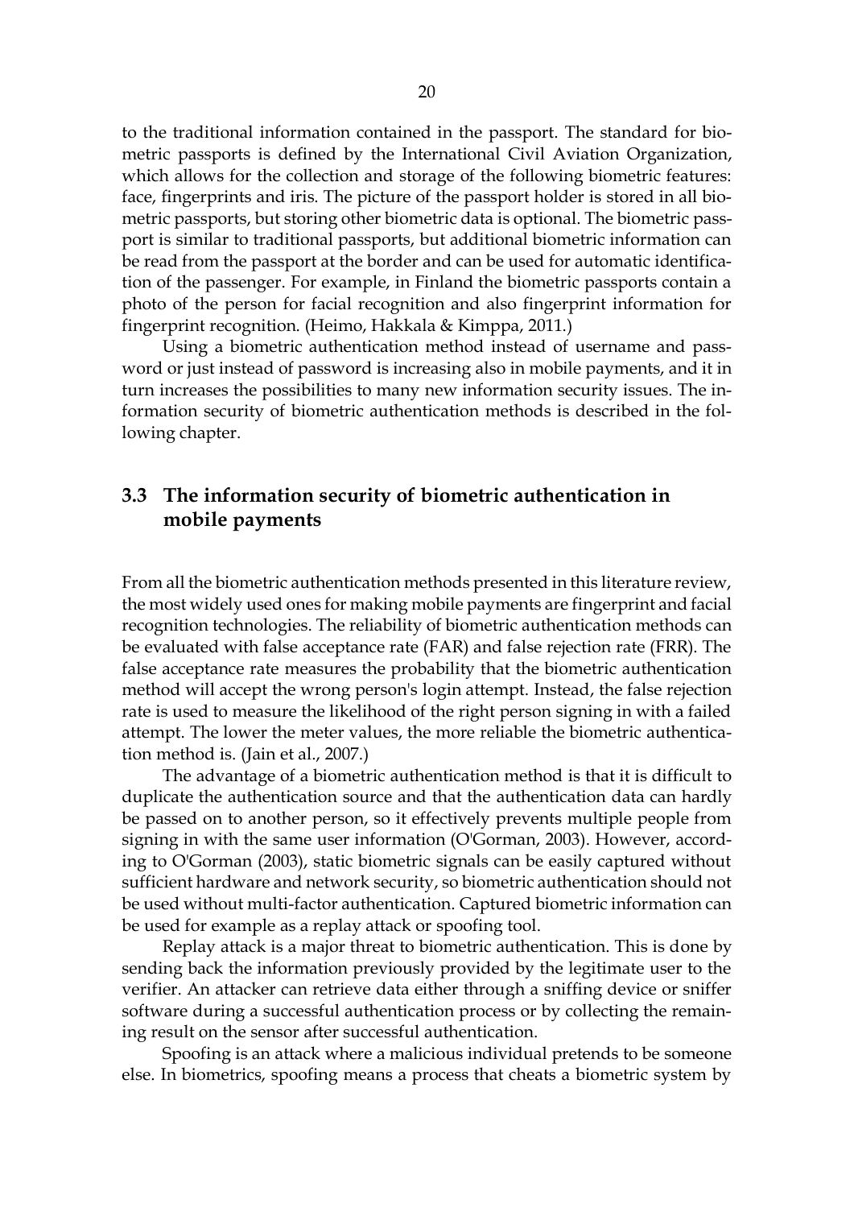to the traditional information contained in the passport. The standard for biometric passports is defined by the International Civil Aviation Organization, which allows for the collection and storage of the following biometric features: face, fingerprints and iris. The picture of the passport holder is stored in all biometric passports, but storing other biometric data is optional. The biometric passport is similar to traditional passports, but additional biometric information can be read from the passport at the border and can be used for automatic identification of the passenger. For example, in Finland the biometric passports contain a photo of the person for facial recognition and also fingerprint information for fingerprint recognition. (Heimo, Hakkala & Kimppa, 2011.)

Using a biometric authentication method instead of username and password or just instead of password is increasing also in mobile payments, and it in turn increases the possibilities to many new information security issues. The information security of biometric authentication methods is described in the following chapter.

## 3.3 The information security of biometric authentication in mobile payments

From all the biometric authentication methods presented in this literature review, the most widely used ones for making mobile payments are fingerprint and facial recognition technologies. The reliability of biometric authentication methods can be evaluated with false acceptance rate (FAR) and false rejection rate (FRR). The false acceptance rate measures the probability that the biometric authentication method will accept the wrong person's login attempt. Instead, the false rejection rate is used to measure the likelihood of the right person signing in with a failed attempt. The lower the meter values, the more reliable the biometric authentication method is. (Jain et al., 2007.)

The advantage of a biometric authentication method is that it is difficult to duplicate the authentication source and that the authentication data can hardly be passed on to another person, so it effectively prevents multiple people from signing in with the same user information (O'Gorman, 2003). However, according to O'Gorman (2003), static biometric signals can be easily captured without sufficient hardware and network security, so biometric authentication should not be used without multi-factor authentication. Captured biometric information can be used for example as a replay attack or spoofing tool.

Replay attack is a major threat to biometric authentication. This is done by sending back the information previously provided by the legitimate user to the verifier. An attacker can retrieve data either through a sniffing device or sniffer software during a successful authentication process or by collecting the remaining result on the sensor after successful authentication.

Spoofing is an attack where a malicious individual pretends to be someone else. In biometrics, spoofing means a process that cheats a biometric system by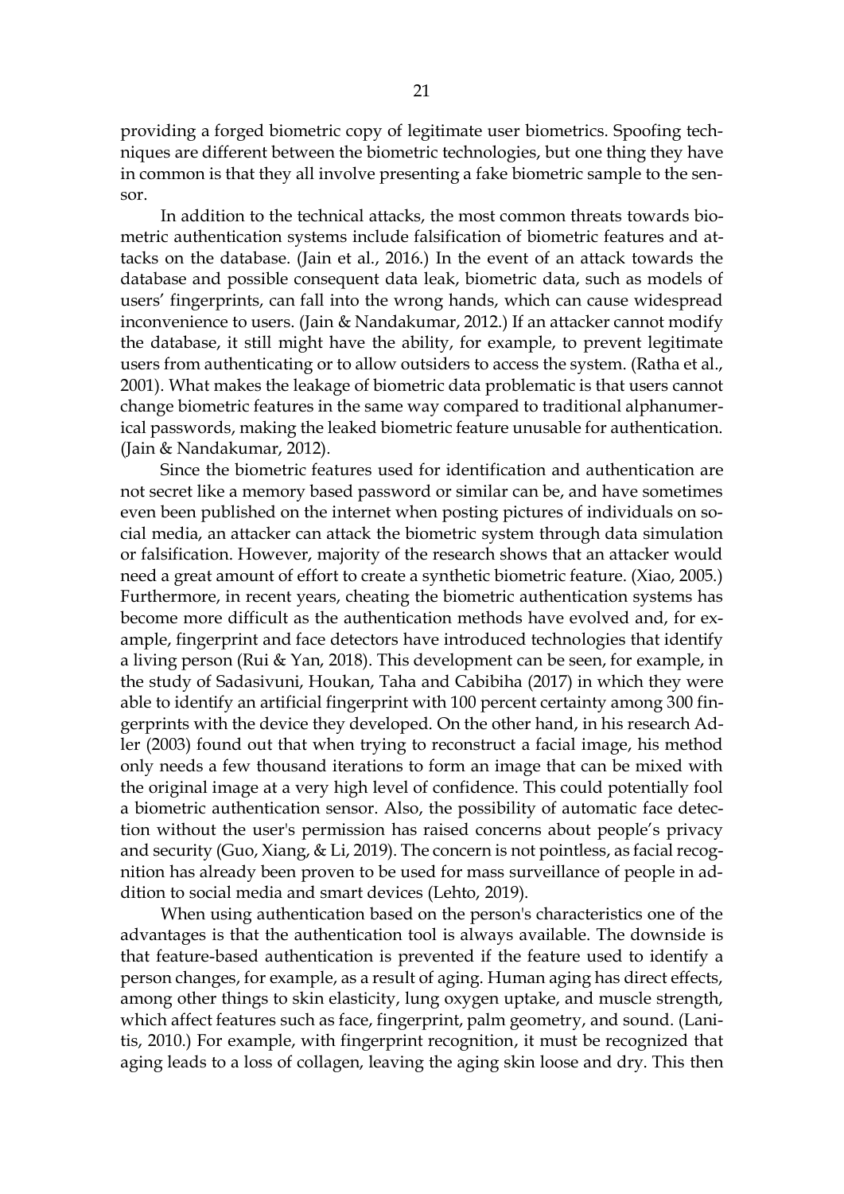providing a forged biometric copy of legitimate user biometrics. Spoofing techniques are different between the biometric technologies, but one thing they have in common is that they all involve presenting a fake biometric sample to the sensor.

In addition to the technical attacks, the most common threats towards biometric authentication systems include falsification of biometric features and attacks on the database. (Jain et al., 2016.) In the event of an attack towards the database and possible consequent data leak, biometric data, such as models of users' fingerprints, can fall into the wrong hands, which can cause widespread inconvenience to users. (Jain & Nandakumar, 2012.) If an attacker cannot modify the database, it still might have the ability, for example, to prevent legitimate users from authenticating or to allow outsiders to access the system. (Ratha et al., 2001). What makes the leakage of biometric data problematic is that users cannot change biometric features in the same way compared to traditional alphanumerical passwords, making the leaked biometric feature unusable for authentication. (Jain & Nandakumar, 2012).

Since the biometric features used for identification and authentication are not secret like a memory based password or similar can be, and have sometimes even been published on the internet when posting pictures of individuals on social media, an attacker can attack the biometric system through data simulation or falsification. However, majority of the research shows that an attacker would need a great amount of effort to create a synthetic biometric feature. (Xiao, 2005.) Furthermore, in recent years, cheating the biometric authentication systems has become more difficult as the authentication methods have evolved and, for example, fingerprint and face detectors have introduced technologies that identify a living person (Rui & Yan, 2018). This development can be seen, for example, in the study of Sadasivuni, Houkan, Taha and Cabibiha (2017) in which they were able to identify an artificial fingerprint with 100 percent certainty among 300 fingerprints with the device they developed. On the other hand, in his research Adler (2003) found out that when trying to reconstruct a facial image, his method only needs a few thousand iterations to form an image that can be mixed with the original image at a very high level of confidence. This could potentially fool a biometric authentication sensor. Also, the possibility of automatic face detection without the user's permission has raised concerns about people's privacy and security (Guo, Xiang, & Li, 2019). The concern is not pointless, as facial recognition has already been proven to be used for mass surveillance of people in addition to social media and smart devices (Lehto, 2019).

When using authentication based on the person's characteristics one of the advantages is that the authentication tool is always available. The downside is that feature-based authentication is prevented if the feature used to identify a person changes, for example, as a result of aging. Human aging has direct effects, among other things to skin elasticity, lung oxygen uptake, and muscle strength, which affect features such as face, fingerprint, palm geometry, and sound. (Lanitis, 2010.) For example, with fingerprint recognition, it must be recognized that aging leads to a loss of collagen, leaving the aging skin loose and dry. This then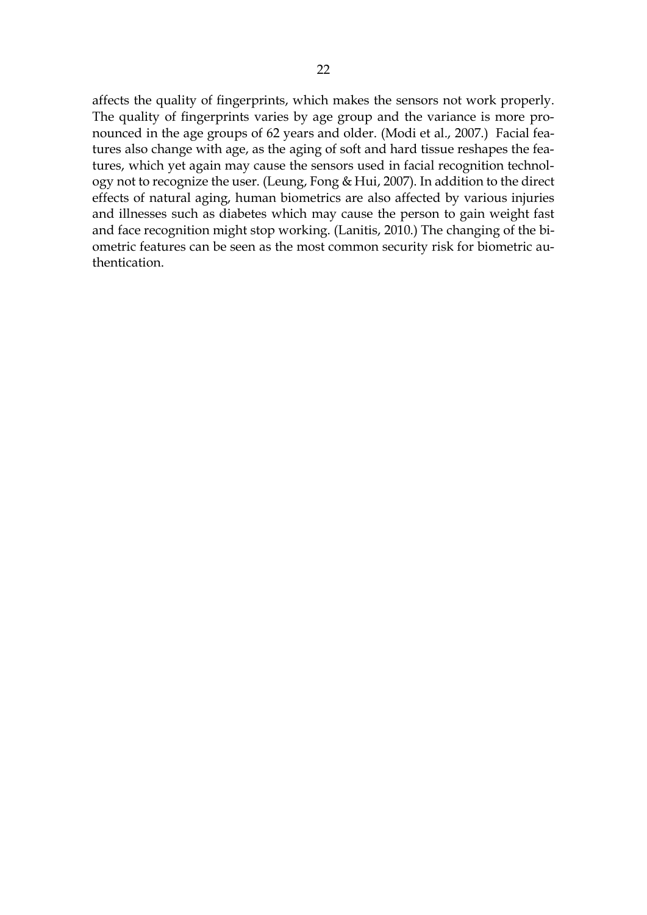affects the quality of fingerprints, which makes the sensors not work properly. The quality of fingerprints varies by age group and the variance is more pronounced in the age groups of 62 years and older. (Modi et al., 2007.) Facial features also change with age, as the aging of soft and hard tissue reshapes the features, which yet again may cause the sensors used in facial recognition technology not to recognize the user. (Leung, Fong & Hui, 2007). In addition to the direct effects of natural aging, human biometrics are also affected by various injuries and illnesses such as diabetes which may cause the person to gain weight fast and face recognition might stop working. (Lanitis, 2010.) The changing of the biometric features can be seen as the most common security risk for biometric authentication.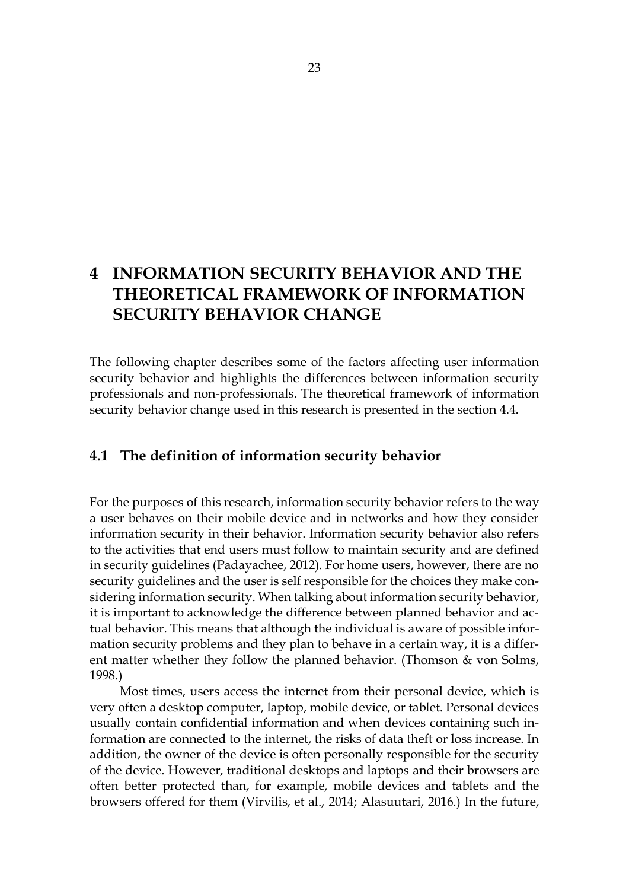# 4 INFORMATION SECURITY BEHAVIOR AND THE THEORETICAL FRAMEWORK OF INFORMATION SECURITY BEHAVIOR CHANGE

The following chapter describes some of the factors affecting user information security behavior and highlights the differences between information security professionals and non-professionals. The theoretical framework of information security behavior change used in this research is presented in the section 4.4.

## 4.1 The definition of information security behavior

For the purposes of this research, information security behavior refers to the way a user behaves on their mobile device and in networks and how they consider information security in their behavior. Information security behavior also refers to the activities that end users must follow to maintain security and are defined in security guidelines (Padayachee, 2012). For home users, however, there are no security guidelines and the user is self responsible for the choices they make considering information security. When talking about information security behavior, it is important to acknowledge the difference between planned behavior and actual behavior. This means that although the individual is aware of possible information security problems and they plan to behave in a certain way, it is a different matter whether they follow the planned behavior. (Thomson & von Solms, 1998.)

Most times, users access the internet from their personal device, which is very often a desktop computer, laptop, mobile device, or tablet. Personal devices usually contain confidential information and when devices containing such information are connected to the internet, the risks of data theft or loss increase. In addition, the owner of the device is often personally responsible for the security of the device. However, traditional desktops and laptops and their browsers are often better protected than, for example, mobile devices and tablets and the browsers offered for them (Virvilis, et al., 2014; Alasuutari, 2016.) In the future,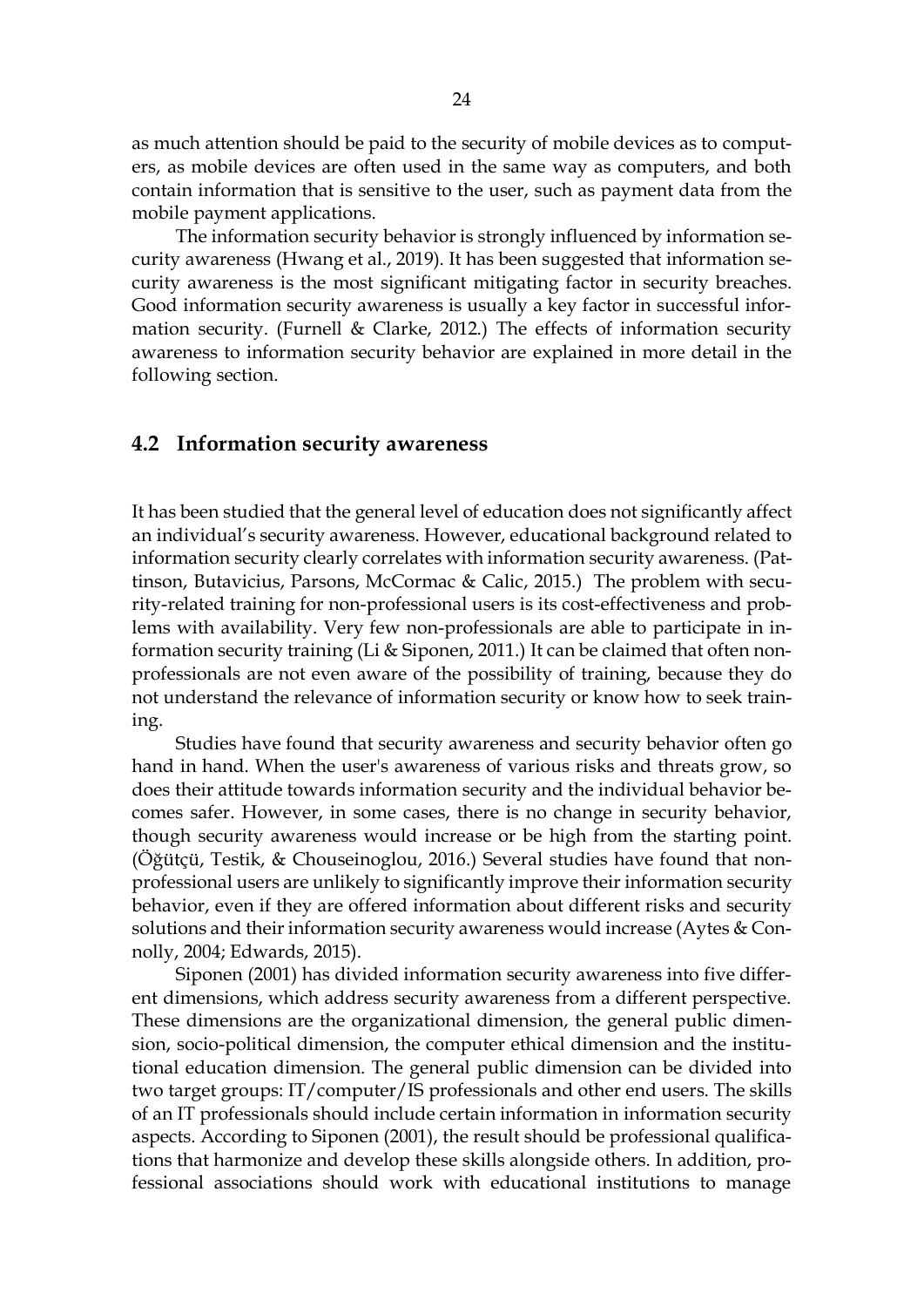as much attention should be paid to the security of mobile devices as to computers, as mobile devices are often used in the same way as computers, and both contain information that is sensitive to the user, such as payment data from the mobile payment applications.

The information security behavior is strongly influenced by information security awareness (Hwang et al., 2019). It has been suggested that information security awareness is the most significant mitigating factor in security breaches. Good information security awareness is usually a key factor in successful information security. (Furnell & Clarke, 2012.) The effects of information security awareness to information security behavior are explained in more detail in the following section.

## 4.2 Information security awareness

It has been studied that the general level of education does not significantly affect an individual's security awareness. However, educational background related to information security clearly correlates with information security awareness. (Pattinson, Butavicius, Parsons, McCormac & Calic, 2015.) The problem with security-related training for non-professional users is its cost-effectiveness and problems with availability. Very few non-professionals are able to participate in information security training (Li & Siponen, 2011.) It can be claimed that often non-professionals are not even aware of the possibility of training, because they do not understand the relevance of information security or know how to seek training.

Studies have found that security awareness and security behavior often go hand in hand. When the user's awareness of various risks and threats grow, so does their attitude towards information security and the individual behavior becomes safer. However, in some cases, there is no change in security behavior, though security awareness would increase or be high from the starting point. (Öğütçü, Testik, & Chouseinoglou, 2016.) Several studies have found that non-professional users are unlikely to significantly improve their information security behavior, even if they are offered information about different risks and security solutions and their information security awareness would increase (Aytes & Connolly, 2004; Edwards, 2015).

Siponen (2001) has divided information security awareness into five different dimensions, which address security awareness from a different perspective. These dimensions are the organizational dimension, the general public dimension, socio-political dimension, the computer ethical dimension and the institutional education dimension. The general public dimension can be divided into two target groups: IT/computer/IS professionals and other end users. The skills of an IT professionals should include certain information in information security aspects. According to Siponen (2001), the result should be professional qualifications that harmonize and develop these skills alongside others. In addition, professional associations should work with educational institutions to manage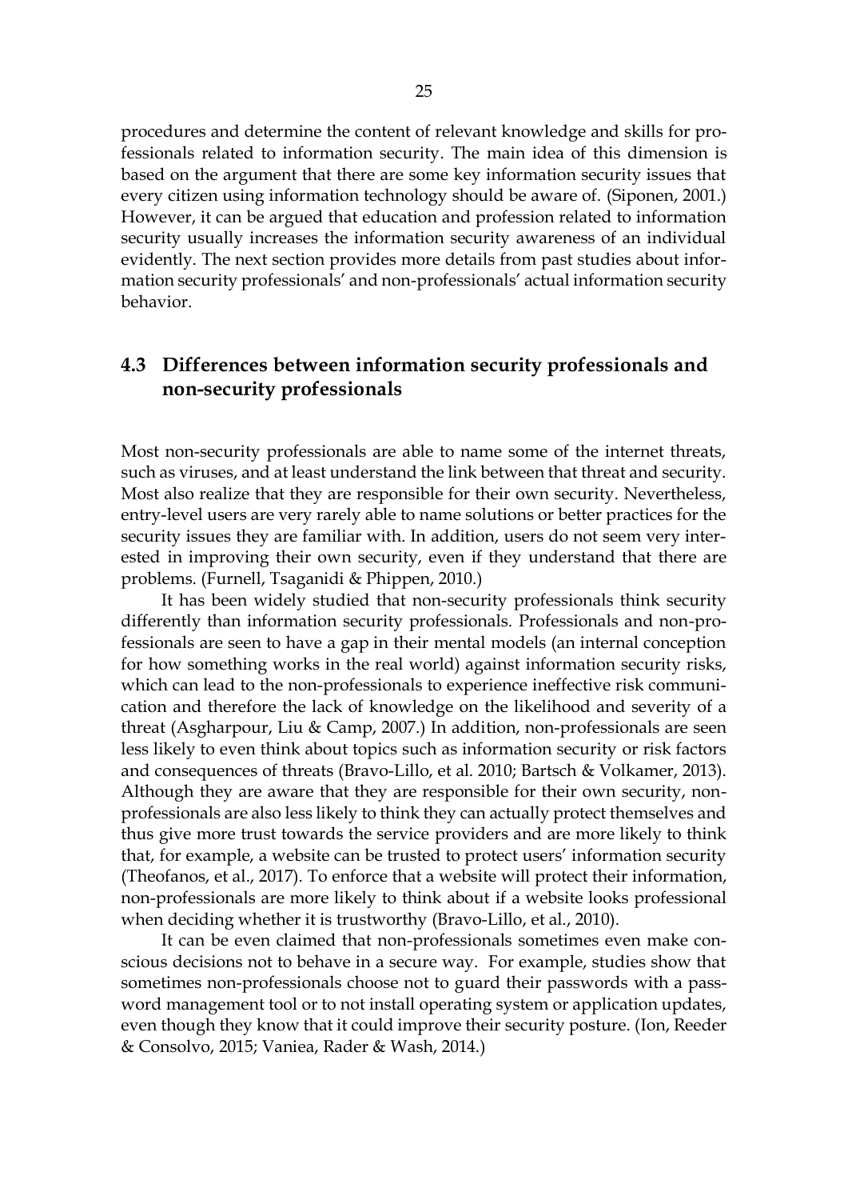procedures and determine the content of relevant knowledge and skills for professionals related to information security. The main idea of this dimension is based on the argument that there are some key information security issues that every citizen using information technology should be aware of. (Siponen, 2001.) However, it can be argued that education and profession related to information security usually increases the information security awareness of an individual evidently. The next section provides more details from past studies about information security professionals' and non-professionals' actual information security behavior.

## 4.3 Differences between information security professionals and non-security professionals

Most non-security professionals are able to name some of the internet threats, such as viruses, and at least understand the link between that threat and security. Most also realize that they are responsible for their own security. Nevertheless, entry-level users are very rarely able to name solutions or better practices for the security issues they are familiar with. In addition, users do not seem very interested in improving their own security, even if they understand that there are problems. (Furnell, Tsaganidi & Phippen, 2010.)

It has been widely studied that non-security professionals think security differently than information security professionals. Professionals and non-professionals are seen to have a gap in their mental models (an internal conception for how something works in the real world) against information security risks, which can lead to the non-professionals to experience ineffective risk communication and therefore the lack of knowledge on the likelihood and severity of a threat (Asgharpour, Liu & Camp, 2007.) In addition, non-professionals are seen less likely to even think about topics such as information security or risk factors and consequences of threats (Bravo-Lillo, et al. 2010; Bartsch & Volkamer, 2013). Although they are aware that they are responsible for their own security, non-professionals are also less likely to think they can actually protect themselves and thus give more trust towards the service providers and are more likely to think that, for example, a website can be trusted to protect users' information security (Theofanos, et al., 2017). To enforce that a website will protect their information, non-professionals are more likely to think about if a website looks professional when deciding whether it is trustworthy (Bravo-Lillo, et al., 2010).

It can be even claimed that non-professionals sometimes even make conscious decisions not to behave in a secure way. For example, studies show that sometimes non-professionals choose not to guard their passwords with a password management tool or to not install operating system or application updates, even though they know that it could improve their security posture. (Ion, Reeder & Consolvo, 2015; Vaniea, Rader & Wash, 2014.)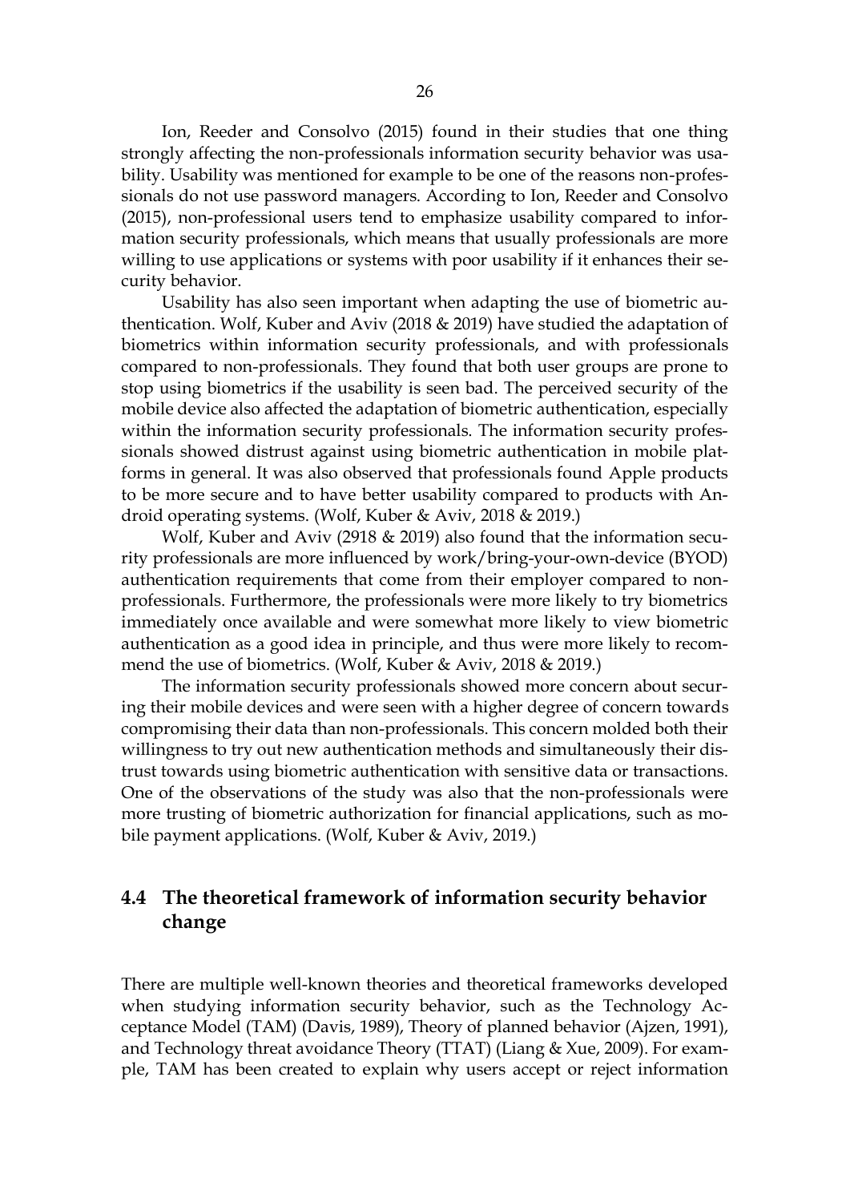Ion, Reeder and Consolvo (2015) found in their studies that one thing strongly affecting the non-professionals information security behavior was usability. Usability was mentioned for example to be one of the reasons non-professionals do not use password managers. According to Ion, Reeder and Consolvo (2015), non-professional users tend to emphasize usability compared to information security professionals, which means that usually professionals are more willing to use applications or systems with poor usability if it enhances their security behavior.

Usability has also seen important when adapting the use of biometric authentication. Wolf, Kuber and Aviv (2018 & 2019) have studied the adaptation of biometrics within information security professionals, and with professionals compared to non-professionals. They found that both user groups are prone to stop using biometrics if the usability is seen bad. The perceived security of the mobile device also affected the adaptation of biometric authentication, especially within the information security professionals. The information security professionals showed distrust against using biometric authentication in mobile platforms in general. It was also observed that professionals found Apple products to be more secure and to have better usability compared to products with Android operating systems. (Wolf, Kuber & Aviv, 2018 & 2019.)

Wolf, Kuber and Aviv (2918 & 2019) also found that the information security professionals are more influenced by work/bring-your-own-device (BYOD) authentication requirements that come from their employer compared to non-professionals. Furthermore, the professionals were more likely to try biometrics immediately once available and were somewhat more likely to view biometric authentication as a good idea in principle, and thus were more likely to recommend the use of biometrics. (Wolf, Kuber & Aviv, 2018 & 2019.)

The information security professionals showed more concern about securing their mobile devices and were seen with a higher degree of concern towards compromising their data than non-professionals. This concern molded both their willingness to try out new authentication methods and simultaneously their distrust towards using biometric authentication with sensitive data or transactions. One of the observations of the study was also that the non-professionals were more trusting of biometric authorization for financial applications, such as mobile payment applications. (Wolf, Kuber & Aviv, 2019.)

## 4.4 The theoretical framework of information security behavior change

There are multiple well-known theories and theoretical frameworks developed when studying information security behavior, such as the Technology Acceptance Model (TAM) (Davis, 1989), Theory of planned behavior (Ajzen, 1991), and Technology threat avoidance Theory (TTAT) (Liang & Xue, 2009). For example, TAM has been created to explain why users accept or reject information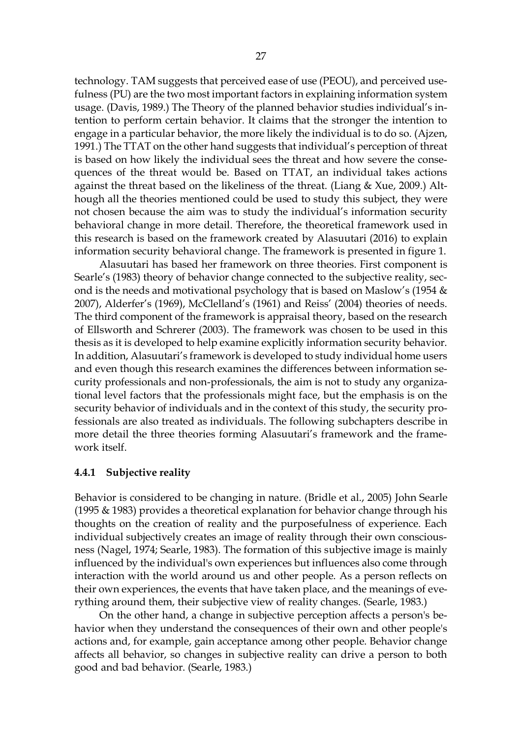technology. TAM suggests that perceived ease of use (PEOU), and perceived usefulness (PU) are the two most important factors in explaining information system usage. (Davis, 1989.) The Theory of the planned behavior studies individual's intention to perform certain behavior. It claims that the stronger the intention to engage in a particular behavior, the more likely the individual is to do so. (Ajzen, 1991.) The TTAT on the other hand suggests that individual's perception of threat is based on how likely the individual sees the threat and how severe the consequences of the threat would be. Based on TTAT, an individual takes actions against the threat based on the likeliness of the threat. (Liang & Xue, 2009.) Although all the theories mentioned could be used to study this subject, they were not chosen because the aim was to study the individual's information security behavioral change in more detail. Therefore, the theoretical framework used in this research is based on the framework created by Alasuutari (2016) to explain information security behavioral change. The framework is presented in figure 1.

Alasuutari has based her framework on three theories. First component is Searle's (1983) theory of behavior change connected to the subjective reality, second is the needs and motivational psychology that is based on Maslow's (1954 & 2007), Alderfer's (1969), McClelland's (1961) and Reiss' (2004) theories of needs. The third component of the framework is appraisal theory, based on the research of Ellsworth and Schrerer (2003). The framework was chosen to be used in this thesis as it is developed to help examine explicitly information security behavior. In addition, Alasuutari's framework is developed to study individual home users and even though this research examines the differences between information security professionals and non-professionals, the aim is not to study any organizational level factors that the professionals might face, but the emphasis is on the security behavior of individuals and in the context of this study, the security professionals are also treated as individuals. The following subchapters describe in more detail the three theories forming Alasuutari's framework and the framework itself.

### 4.4.1 Subjective reality

Behavior is considered to be changing in nature. (Bridle et al., 2005) John Searle (1995 & 1983) provides a theoretical explanation for behavior change through his thoughts on the creation of reality and the purposefulness of experience. Each individual subjectively creates an image of reality through their own consciousness (Nagel, 1974; Searle, 1983). The formation of this subjective image is mainly influenced by the individual's own experiences but influences also come through interaction with the world around us and other people. As a person reflects on their own experiences, the events that have taken place, and the meanings of everything around them, their subjective view of reality changes. (Searle, 1983.)

On the other hand, a change in subjective perception affects a person's behavior when they understand the consequences of their own and other people's actions and, for example, gain acceptance among other people. Behavior change affects all behavior, so changes in subjective reality can drive a person to both good and bad behavior. (Searle, 1983.)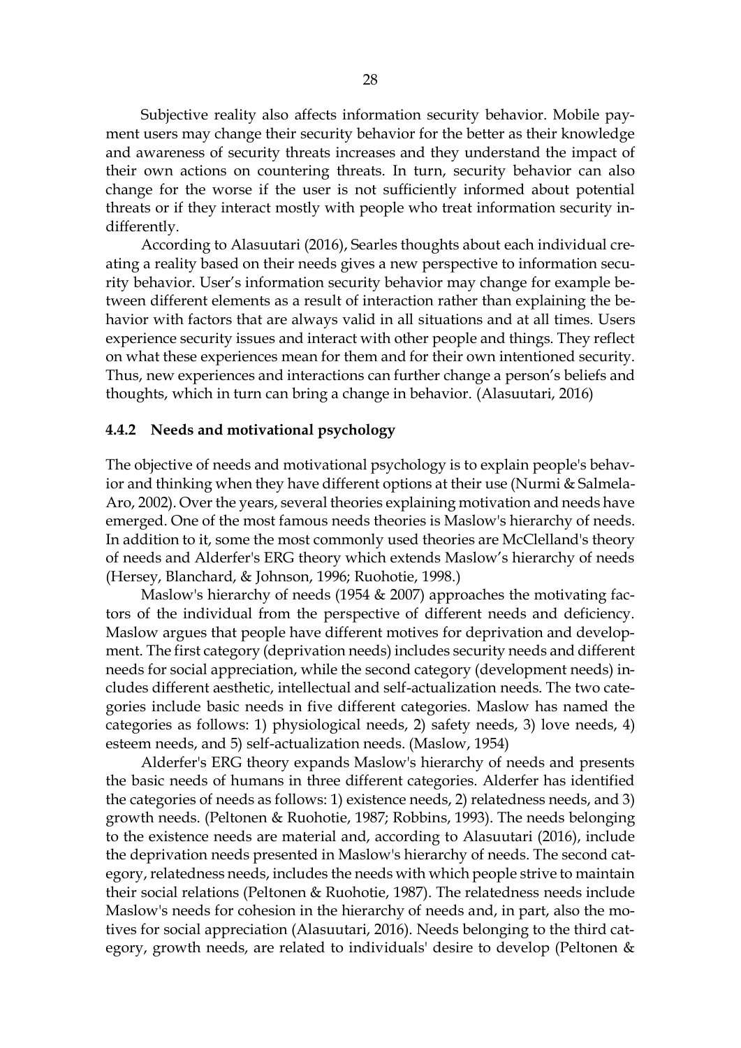Subjective reality also affects information security behavior. Mobile payment users may change their security behavior for the better as their knowledge and awareness of security threats increases and they understand the impact of their own actions on countering threats. In turn, security behavior can also change for the worse if the user is not sufficiently informed about potential threats or if they interact mostly with people who treat information security indifferently.

According to Alasuutari (2016), Searles thoughts about each individual creating a reality based on their needs gives a new perspective to information security behavior. User's information security behavior may change for example between different elements as a result of interaction rather than explaining the behavior with factors that are always valid in all situations and at all times. Users experience security issues and interact with other people and things. They reflect on what these experiences mean for them and for their own intentioned security. Thus, new experiences and interactions can further change a person's beliefs and thoughts, which in turn can bring a change in behavior. (Alasuutari, 2016)

### 4.4.2 Needs and motivational psychology

The objective of needs and motivational psychology is to explain people's behavior and thinking when they have different options at their use (Nurmi & Salmela-Aro, 2002). Over the years, several theories explaining motivation and needs have emerged. One of the most famous needs theories is Maslow's hierarchy of needs. In addition to it, some the most commonly used theories are McClelland's theory of needs and Alderfer's ERG theory which extends Maslow's hierarchy of needs (Hersey, Blanchard, & Johnson, 1996; Ruohotie, 1998.)

Maslow's hierarchy of needs (1954 & 2007) approaches the motivating factors of the individual from the perspective of different needs and deficiency. Maslow argues that people have different motives for deprivation and development. The first category (deprivation needs) includes security needs and different needs for social appreciation, while the second category (development needs) includes different aesthetic, intellectual and self-actualization needs. The two categories include basic needs in five different categories. Maslow has named the categories as follows: 1) physiological needs, 2) safety needs, 3) love needs, 4) esteem needs, and 5) self-actualization needs. (Maslow, 1954)

Alderfer's ERG theory expands Maslow's hierarchy of needs and presents the basic needs of humans in three different categories. Alderfer has identified the categories of needs as follows: 1) existence needs, 2) relatedness needs, and 3) growth needs. (Peltonen & Ruohotie, 1987; Robbins, 1993). The needs belonging to the existence needs are material and, according to Alasuutari (2016), include the deprivation needs presented in Maslow's hierarchy of needs. The second category, relatedness needs, includes the needs with which people strive to maintain their social relations (Peltonen & Ruohotie, 1987). The relatedness needs include Maslow's needs for cohesion in the hierarchy of needs and, in part, also the motives for social appreciation (Alasuutari, 2016). Needs belonging to the third category, growth needs, are related to individuals' desire to develop (Peltonen &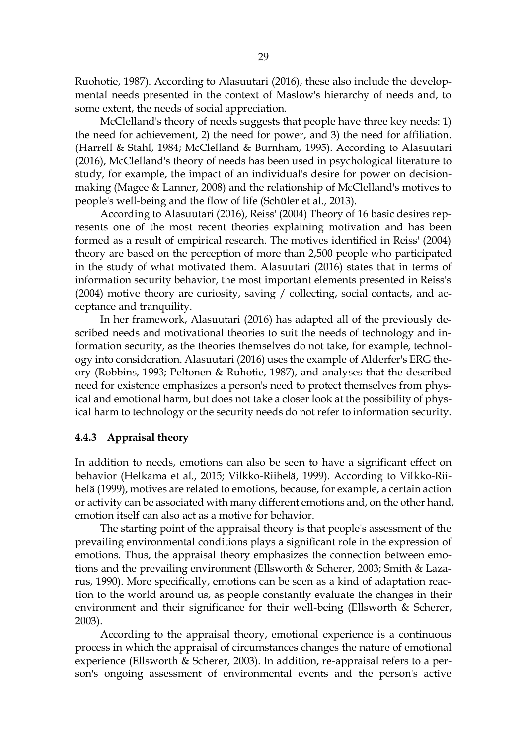Ruohotie, 1987). According to Alasuutari (2016), these also include the developmental needs presented in the context of Maslow's hierarchy of needs and, to some extent, the needs of social appreciation.

McClelland's theory of needs suggests that people have three key needs: 1) the need for achievement, 2) the need for power, and 3) the need for affiliation. (Harrell & Stahl, 1984; McClelland & Burnham, 1995). According to Alasuutari (2016), McClelland's theory of needs has been used in psychological literature to study, for example, the impact of an individual's desire for power on decision-making (Magee & Lanner, 2008) and the relationship of McClelland's motives to people's well-being and the flow of life (Schüler et al., 2013).

According to Alasuutari (2016), Reiss' (2004) Theory of 16 basic desires represents one of the most recent theories explaining motivation and has been formed as a result of empirical research. The motives identified in Reiss' (2004) theory are based on the perception of more than 2,500 people who participated in the study of what motivated them. Alasuutari (2016) states that in terms of information security behavior, the most important elements presented in Reiss's (2004) motive theory are curiosity, saving / collecting, social contacts, and acceptance and tranquility.

In her framework, Alasuutari (2016) has adapted all of the previously described needs and motivational theories to suit the needs of technology and information security, as the theories themselves do not take, for example, technology into consideration. Alasuutari (2016) uses the example of Alderfer's ERG theory (Robbins, 1993; Peltonen & Ruhotie, 1987), and analyses that the described need for existence emphasizes a person's need to protect themselves from physical and emotional harm, but does not take a closer look at the possibility of physical harm to technology or the security needs do not refer to information security.

### 4.4.3 Appraisal theory

In addition to needs, emotions can also be seen to have a significant effect on behavior (Helkama et al., 2015; Vilkko-Riihelä, 1999). According to Vilkko-Riihelä (1999), motives are related to emotions, because, for example, a certain action or activity can be associated with many different emotions and, on the other hand, emotion itself can also act as a motive for behavior.

The starting point of the appraisal theory is that people's assessment of the prevailing environmental conditions plays a significant role in the expression of emotions. Thus, the appraisal theory emphasizes the connection between emotions and the prevailing environment (Ellsworth & Scherer, 2003; Smith & Lazarus, 1990). More specifically, emotions can be seen as a kind of adaptation reaction to the world around us, as people constantly evaluate the changes in their environment and their significance for their well-being (Ellsworth & Scherer, 2003).

According to the appraisal theory, emotional experience is a continuous process in which the appraisal of circumstances changes the nature of emotional experience (Ellsworth & Scherer, 2003). In addition, re-appraisal refers to a person's ongoing assessment of environmental events and the person's active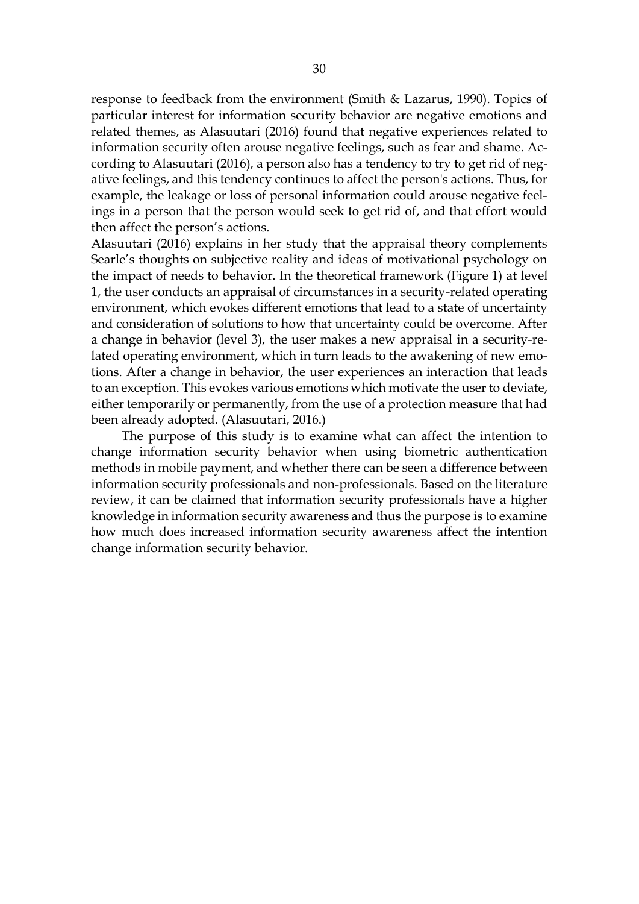response to feedback from the environment (Smith & Lazarus, 1990). Topics of particular interest for information security behavior are negative emotions and related themes, as Alasuutari (2016) found that negative experiences related to information security often arouse negative feelings, such as fear and shame. According to Alasuutari (2016), a person also has a tendency to try to get rid of negative feelings, and this tendency continues to affect the person's actions. Thus, for example, the leakage or loss of personal information could arouse negative feelings in a person that the person would seek to get rid of, and that effort would then affect the person's actions.

Alasuutari (2016) explains in her study that the appraisal theory complements Searle's thoughts on subjective reality and ideas of motivational psychology on the impact of needs to behavior. In the theoretical framework (Figure 1) at level 1, the user conducts an appraisal of circumstances in a security-related operating environment, which evokes different emotions that lead to a state of uncertainty and consideration of solutions to how that uncertainty could be overcome. After a change in behavior (level 3), the user makes a new appraisal in a security-related operating environment, which in turn leads to the awakening of new emotions. After a change in behavior, the user experiences an interaction that leads to an exception. This evokes various emotions which motivate the user to deviate, either temporarily or permanently, from the use of a protection measure that had been already adopted. (Alasuutari, 2016.)

The purpose of this study is to examine what can affect the intention to change information security behavior when using biometric authentication methods in mobile payment, and whether there can be seen a difference between information security professionals and non-professionals. Based on the literature review, it can be claimed that information security professionals have a higher knowledge in information security awareness and thus the purpose is to examine how much does increased information security awareness affect the intention change information security behavior.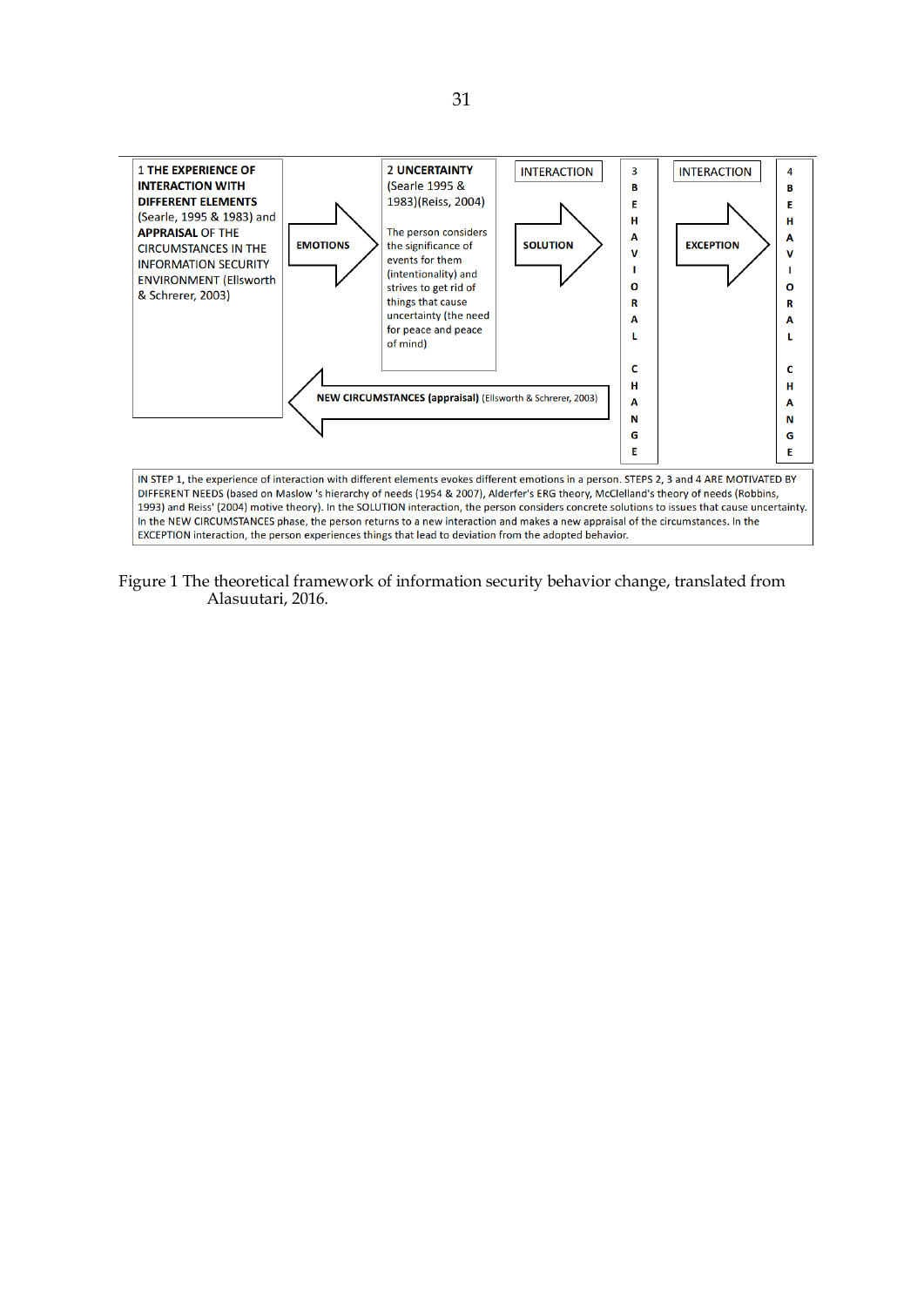| 1 **THE EXPERIENCE OF INTERACTION WITH DIFFERENT ELEMENTS** (Searle, 1995 & 1983) and **APPRAISAL** OF THE CIRCUMSTANCES IN THE INFORMATION SECURITY ENVIRONMENT (Ellsworth & Schrerer, 2003) | **EMOTIONS** → | 2 **UNCERTAINTY** (Searle 1995 & 1983)(Reiss, 2004) The person considers the significance of events for them (intentionality) and strives to get rid of things that cause uncertainty (the need for peace and peace of mind) | INTERACTION **SOLUTION** → | 3 BEHAVIORAL CHANGE | INTERACTION **EXCEPTION** → | 4 BEHAVIORAL CHANGE |
|---|---|---|---|---|---|---|
| | ← **NEW CIRCUMSTANCES (appraisal)** (Ellsworth & Schrerer, 2003) | | | | | |

IN STEP 1, the experience of interaction with different elements evokes different emotions in a person. STEPS 2, 3 and 4 ARE MOTIVATED BY DIFFERENT NEEDS (based on Maslow 's hierarchy of needs (1954 & 2007), Alderfer's ERG theory, McClelland's theory of needs (Robbins, 1993) and Reiss' (2004) motive theory). In the SOLUTION interaction, the person considers concrete solutions to issues that cause uncertainty. In the NEW CIRCUMSTANCES phase, the person returns to a new interaction and makes a new appraisal of the circumstances. In the EXCEPTION interaction, the person experiences things that lead to deviation from the adopted behavior.

Figure 1 The theoretical framework of information security behavior change, translated from Alasuutari, 2016.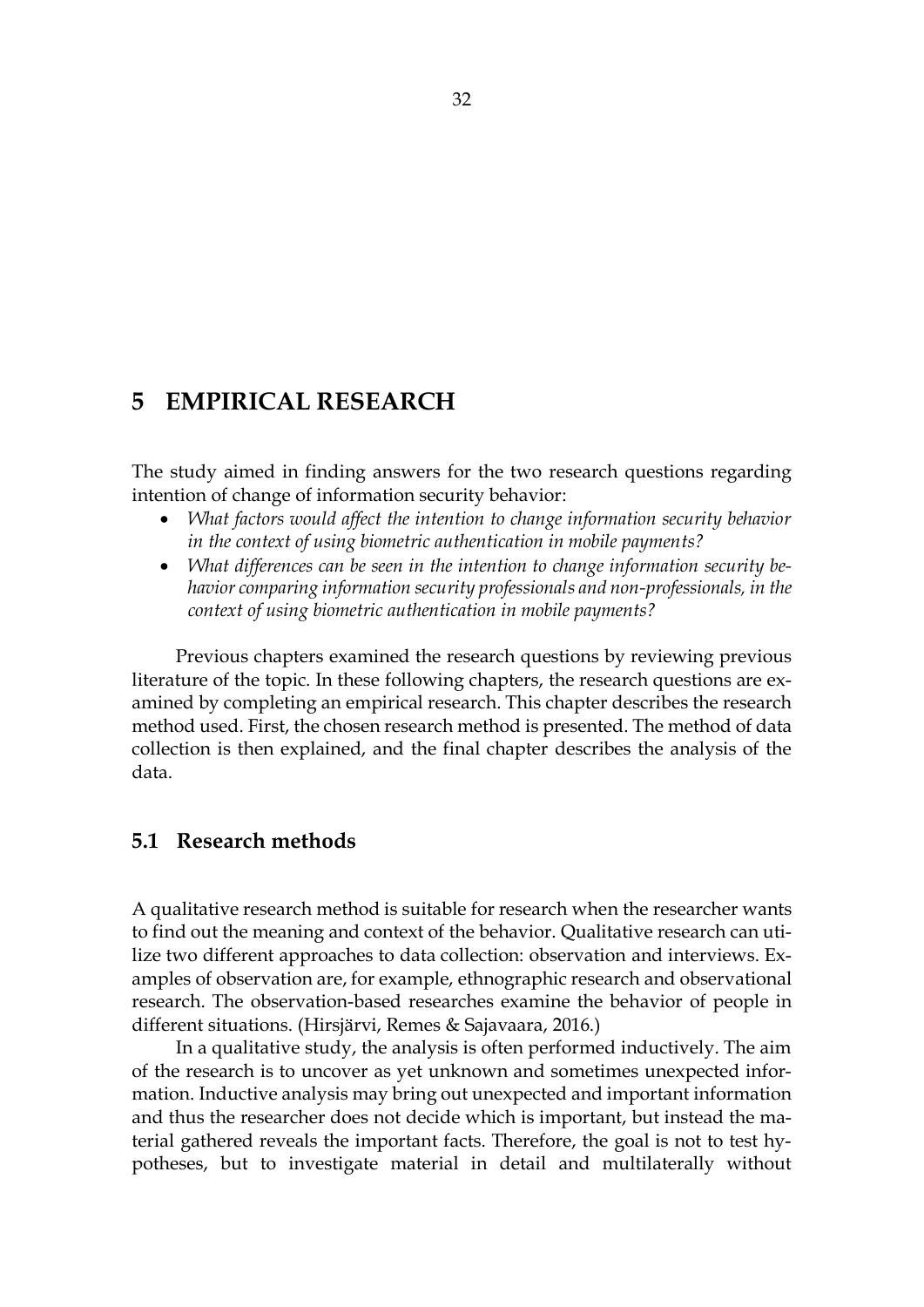# 5 EMPIRICAL RESEARCH

The study aimed in finding answers for the two research questions regarding intention of change of information security behavior:

- *What factors would affect the intention to change information security behavior in the context of using biometric authentication in mobile payments?*
- *What differences can be seen in the intention to change information security behavior comparing information security professionals and non-professionals, in the context of using biometric authentication in mobile payments?*

Previous chapters examined the research questions by reviewing previous literature of the topic. In these following chapters, the research questions are examined by completing an empirical research. This chapter describes the research method used. First, the chosen research method is presented. The method of data collection is then explained, and the final chapter describes the analysis of the data.

## 5.1 Research methods

A qualitative research method is suitable for research when the researcher wants to find out the meaning and context of the behavior. Qualitative research can utilize two different approaches to data collection: observation and interviews. Examples of observation are, for example, ethnographic research and observational research. The observation-based researches examine the behavior of people in different situations. (Hirsjärvi, Remes & Sajavaara, 2016.)

In a qualitative study, the analysis is often performed inductively. The aim of the research is to uncover as yet unknown and sometimes unexpected information. Inductive analysis may bring out unexpected and important information and thus the researcher does not decide which is important, but instead the material gathered reveals the important facts. Therefore, the goal is not to test hypotheses, but to investigate material in detail and multilaterally without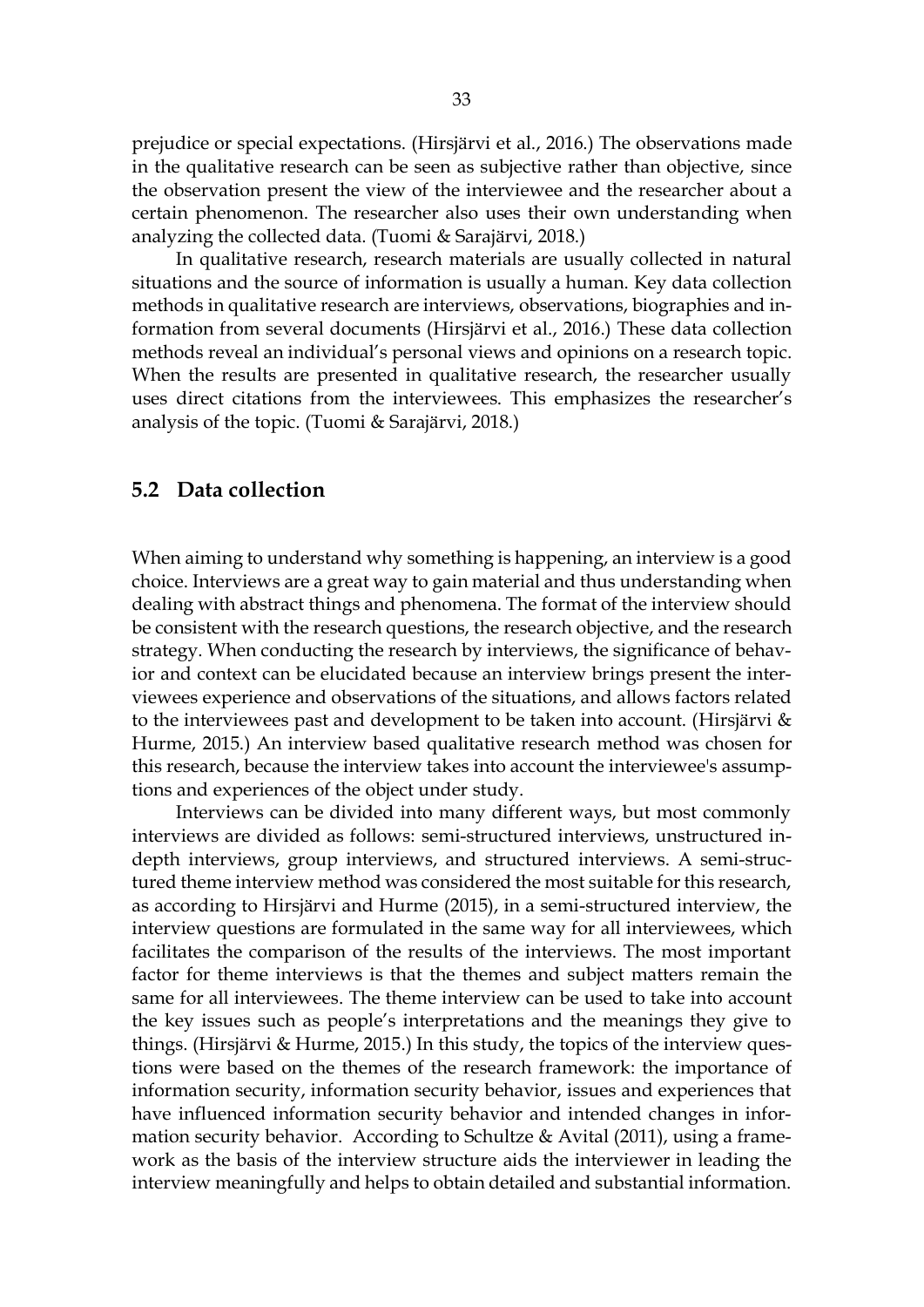prejudice or special expectations. (Hirsjärvi et al., 2016.) The observations made in the qualitative research can be seen as subjective rather than objective, since the observation present the view of the interviewee and the researcher about a certain phenomenon. The researcher also uses their own understanding when analyzing the collected data. (Tuomi & Sarajärvi, 2018.)

In qualitative research, research materials are usually collected in natural situations and the source of information is usually a human. Key data collection methods in qualitative research are interviews, observations, biographies and information from several documents (Hirsjärvi et al., 2016.) These data collection methods reveal an individual's personal views and opinions on a research topic. When the results are presented in qualitative research, the researcher usually uses direct citations from the interviewees. This emphasizes the researcher's analysis of the topic. (Tuomi & Sarajärvi, 2018.)

## 5.2 Data collection

When aiming to understand why something is happening, an interview is a good choice. Interviews are a great way to gain material and thus understanding when dealing with abstract things and phenomena. The format of the interview should be consistent with the research questions, the research objective, and the research strategy. When conducting the research by interviews, the significance of behavior and context can be elucidated because an interview brings present the interviewees experience and observations of the situations, and allows factors related to the interviewees past and development to be taken into account. (Hirsjärvi & Hurme, 2015.) An interview based qualitative research method was chosen for this research, because the interview takes into account the interviewee's assumptions and experiences of the object under study.

Interviews can be divided into many different ways, but most commonly interviews are divided as follows: semi-structured interviews, unstructured in-depth interviews, group interviews, and structured interviews. A semi-structured theme interview method was considered the most suitable for this research, as according to Hirsjärvi and Hurme (2015), in a semi-structured interview, the interview questions are formulated in the same way for all interviewees, which facilitates the comparison of the results of the interviews. The most important factor for theme interviews is that the themes and subject matters remain the same for all interviewees. The theme interview can be used to take into account the key issues such as people's interpretations and the meanings they give to things. (Hirsjärvi & Hurme, 2015.) In this study, the topics of the interview questions were based on the themes of the research framework: the importance of information security, information security behavior, issues and experiences that have influenced information security behavior and intended changes in information security behavior. According to Schultze & Avital (2011), using a framework as the basis of the interview structure aids the interviewer in leading the interview meaningfully and helps to obtain detailed and substantial information.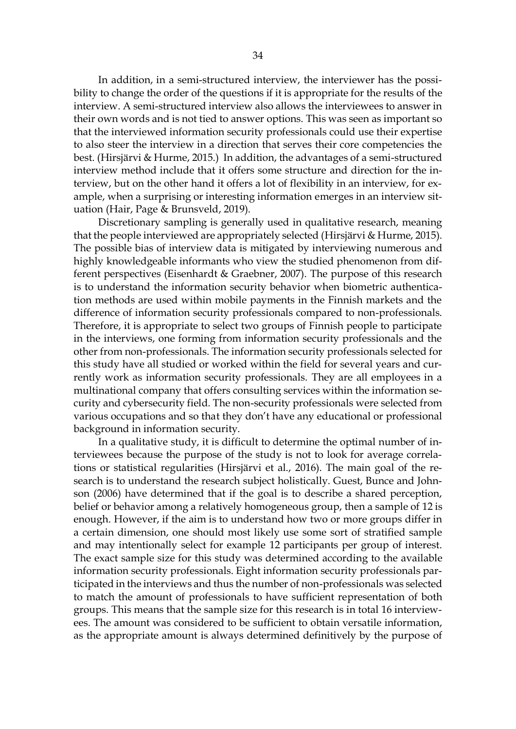In addition, in a semi-structured interview, the interviewer has the possibility to change the order of the questions if it is appropriate for the results of the interview. A semi-structured interview also allows the interviewees to answer in their own words and is not tied to answer options. This was seen as important so that the interviewed information security professionals could use their expertise to also steer the interview in a direction that serves their core competencies the best. (Hirsjärvi & Hurme, 2015.) In addition, the advantages of a semi-structured interview method include that it offers some structure and direction for the interview, but on the other hand it offers a lot of flexibility in an interview, for example, when a surprising or interesting information emerges in an interview situation (Hair, Page & Brunsveld, 2019).

Discretionary sampling is generally used in qualitative research, meaning that the people interviewed are appropriately selected (Hirsjärvi & Hurme, 2015). The possible bias of interview data is mitigated by interviewing numerous and highly knowledgeable informants who view the studied phenomenon from different perspectives (Eisenhardt & Graebner, 2007). The purpose of this research is to understand the information security behavior when biometric authentication methods are used within mobile payments in the Finnish markets and the difference of information security professionals compared to non-professionals. Therefore, it is appropriate to select two groups of Finnish people to participate in the interviews, one forming from information security professionals and the other from non-professionals. The information security professionals selected for this study have all studied or worked within the field for several years and currently work as information security professionals. They are all employees in a multinational company that offers consulting services within the information security and cybersecurity field. The non-security professionals were selected from various occupations and so that they don't have any educational or professional background in information security.

In a qualitative study, it is difficult to determine the optimal number of interviewees because the purpose of the study is not to look for average correlations or statistical regularities (Hirsjärvi et al., 2016). The main goal of the research is to understand the research subject holistically. Guest, Bunce and Johnson (2006) have determined that if the goal is to describe a shared perception, belief or behavior among a relatively homogeneous group, then a sample of 12 is enough. However, if the aim is to understand how two or more groups differ in a certain dimension, one should most likely use some sort of stratified sample and may intentionally select for example 12 participants per group of interest. The exact sample size for this study was determined according to the available information security professionals. Eight information security professionals participated in the interviews and thus the number of non-professionals was selected to match the amount of professionals to have sufficient representation of both groups. This means that the sample size for this research is in total 16 interviewees. The amount was considered to be sufficient to obtain versatile information, as the appropriate amount is always determined definitively by the purpose of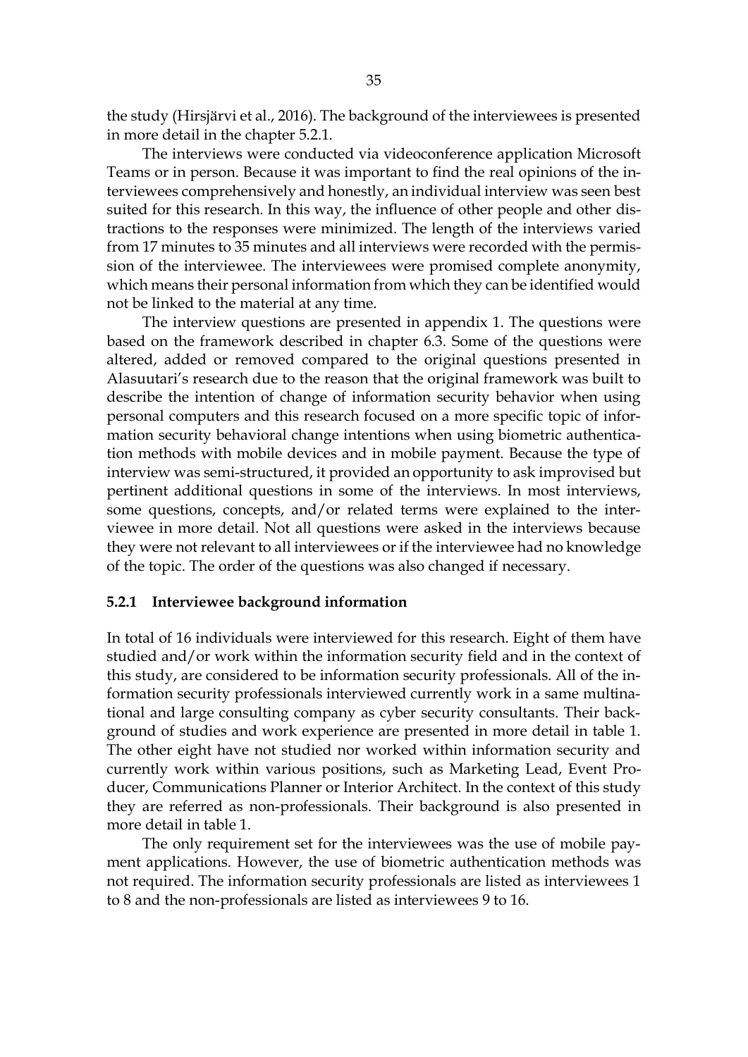the study (Hirsjärvi et al., 2016). The background of the interviewees is presented in more detail in the chapter 5.2.1.

The interviews were conducted via videoconference application Microsoft Teams or in person. Because it was important to find the real opinions of the interviewees comprehensively and honestly, an individual interview was seen best suited for this research. In this way, the influence of other people and other distractions to the responses were minimized. The length of the interviews varied from 17 minutes to 35 minutes and all interviews were recorded with the permission of the interviewee. The interviewees were promised complete anonymity, which means their personal information from which they can be identified would not be linked to the material at any time.

The interview questions are presented in appendix 1. The questions were based on the framework described in chapter 6.3. Some of the questions were altered, added or removed compared to the original questions presented in Alasuutari's research due to the reason that the original framework was built to describe the intention of change of information security behavior when using personal computers and this research focused on a more specific topic of information security behavioral change intentions when using biometric authentication methods with mobile devices and in mobile payment. Because the type of interview was semi-structured, it provided an opportunity to ask improvised but pertinent additional questions in some of the interviews. In most interviews, some questions, concepts, and/or related terms were explained to the interviewee in more detail. Not all questions were asked in the interviews because they were not relevant to all interviewees or if the interviewee had no knowledge of the topic. The order of the questions was also changed if necessary.

### 5.2.1 Interviewee background information

In total of 16 individuals were interviewed for this research. Eight of them have studied and/or work within the information security field and in the context of this study, are considered to be information security professionals. All of the information security professionals interviewed currently work in a same multinational and large consulting company as cyber security consultants. Their background of studies and work experience are presented in more detail in table 1. The other eight have not studied nor worked within information security and currently work within various positions, such as Marketing Lead, Event Producer, Communications Planner or Interior Architect. In the context of this study they are referred as non-professionals. Their background is also presented in more detail in table 1.

The only requirement set for the interviewees was the use of mobile payment applications. However, the use of biometric authentication methods was not required. The information security professionals are listed as interviewees 1 to 8 and the non-professionals are listed as interviewees 9 to 16.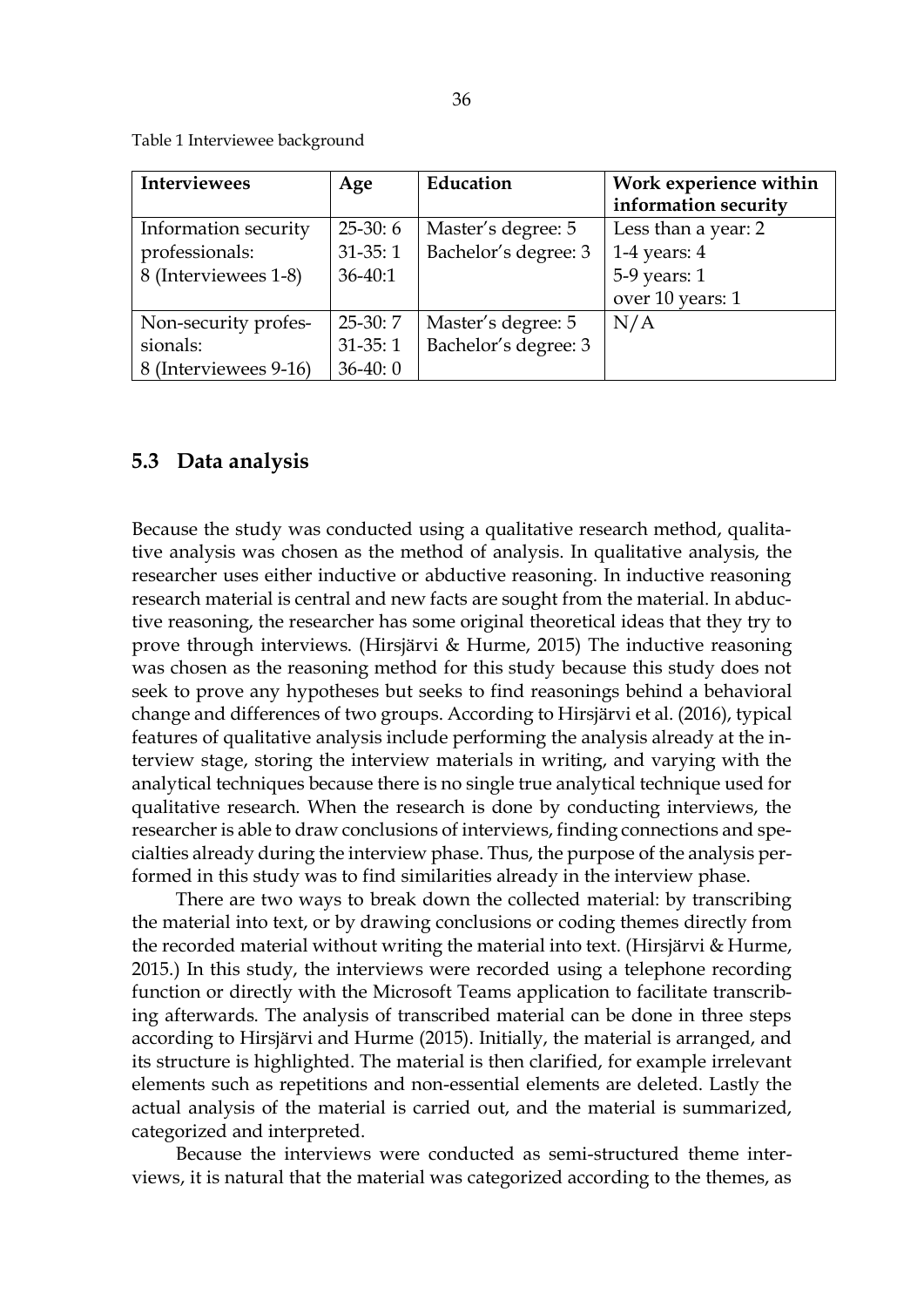Table 1 Interviewee background

| Interviewees | Age | Education | Work experience within information security |
|---|---|---|---|
| Information security professionals: 8 (Interviewees 1-8) | 25-30: 6<br>31-35: 1<br>36-40:1 | Master's degree: 5<br>Bachelor's degree: 3 | Less than a year: 2<br>1-4 years: 4<br>5-9 years: 1<br>over 10 years: 1 |
| Non-security professionals: 8 (Interviewees 9-16) | 25-30: 7<br>31-35: 1<br>36-40: 0 | Master's degree: 5<br>Bachelor's degree: 3 | N/A |

## 5.3 Data analysis

Because the study was conducted using a qualitative research method, qualitative analysis was chosen as the method of analysis. In qualitative analysis, the researcher uses either inductive or abductive reasoning. In inductive reasoning research material is central and new facts are sought from the material. In abductive reasoning, the researcher has some original theoretical ideas that they try to prove through interviews. (Hirsjärvi & Hurme, 2015) The inductive reasoning was chosen as the reasoning method for this study because this study does not seek to prove any hypotheses but seeks to find reasonings behind a behavioral change and differences of two groups. According to Hirsjärvi et al. (2016), typical features of qualitative analysis include performing the analysis already at the interview stage, storing the interview materials in writing, and varying with the analytical techniques because there is no single true analytical technique used for qualitative research. When the research is done by conducting interviews, the researcher is able to draw conclusions of interviews, finding connections and specialties already during the interview phase. Thus, the purpose of the analysis performed in this study was to find similarities already in the interview phase.

There are two ways to break down the collected material: by transcribing the material into text, or by drawing conclusions or coding themes directly from the recorded material without writing the material into text. (Hirsjärvi & Hurme, 2015.) In this study, the interviews were recorded using a telephone recording function or directly with the Microsoft Teams application to facilitate transcribing afterwards. The analysis of transcribed material can be done in three steps according to Hirsjärvi and Hurme (2015). Initially, the material is arranged, and its structure is highlighted. The material is then clarified, for example irrelevant elements such as repetitions and non-essential elements are deleted. Lastly the actual analysis of the material is carried out, and the material is summarized, categorized and interpreted.

Because the interviews were conducted as semi-structured theme interviews, it is natural that the material was categorized according to the themes, as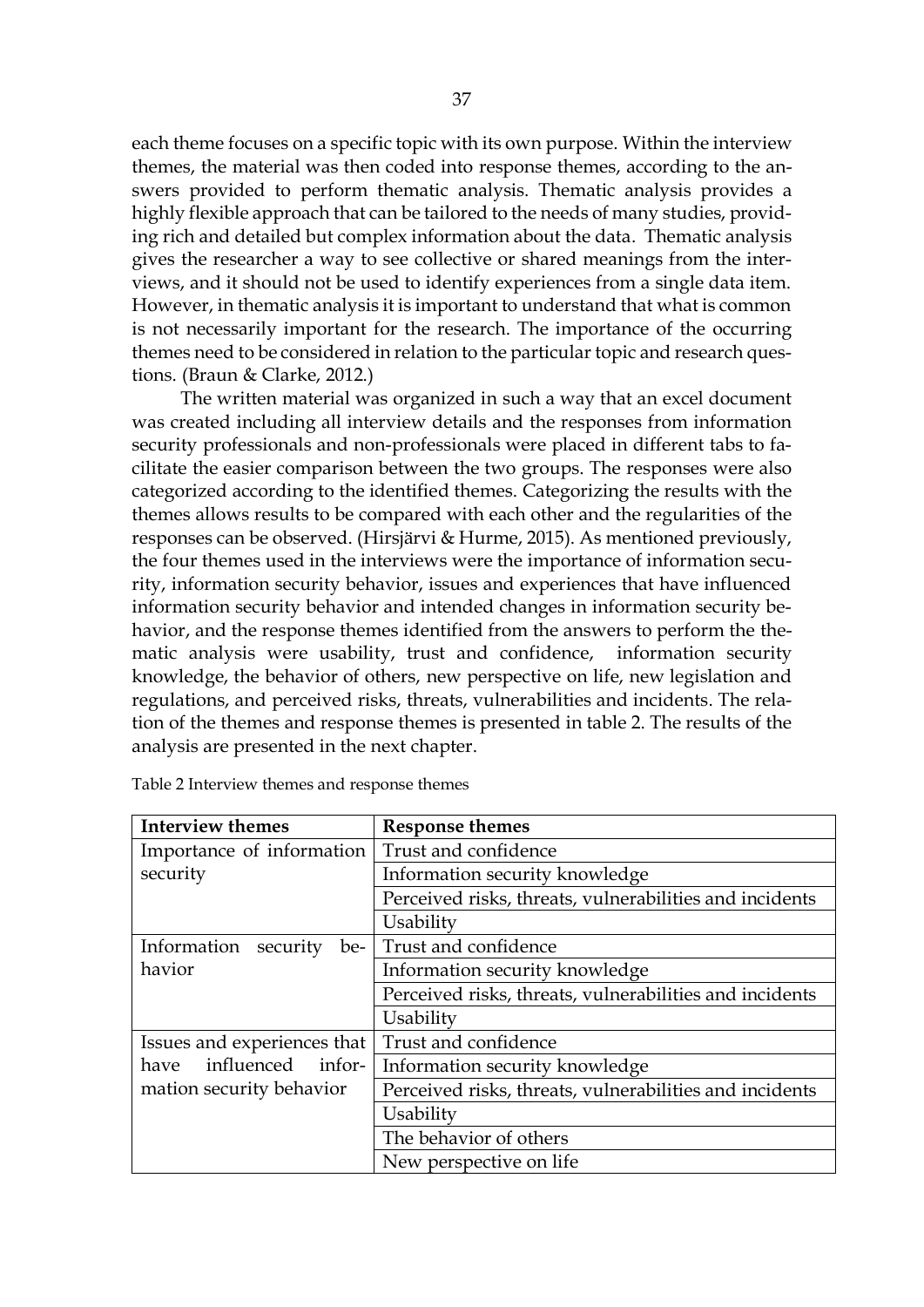each theme focuses on a specific topic with its own purpose. Within the interview themes, the material was then coded into response themes, according to the answers provided to perform thematic analysis. Thematic analysis provides a highly flexible approach that can be tailored to the needs of many studies, providing rich and detailed but complex information about the data. Thematic analysis gives the researcher a way to see collective or shared meanings from the interviews, and it should not be used to identify experiences from a single data item. However, in thematic analysis it is important to understand that what is common is not necessarily important for the research. The importance of the occurring themes need to be considered in relation to the particular topic and research questions. (Braun & Clarke, 2012.)

The written material was organized in such a way that an excel document was created including all interview details and the responses from information security professionals and non-professionals were placed in different tabs to facilitate the easier comparison between the two groups. The responses were also categorized according to the identified themes. Categorizing the results with the themes allows results to be compared with each other and the regularities of the responses can be observed. (Hirsjärvi & Hurme, 2015). As mentioned previously, the four themes used in the interviews were the importance of information security, information security behavior, issues and experiences that have influenced information security behavior and intended changes in information security behavior, and the response themes identified from the answers to perform the thematic analysis were usability, trust and confidence, information security knowledge, the behavior of others, new perspective on life, new legislation and regulations, and perceived risks, threats, vulnerabilities and incidents. The relation of the themes and response themes is presented in table 2. The results of the analysis are presented in the next chapter.

Table 2 Interview themes and response themes

| Interview themes | Response themes |
|---|---|
| Importance of information security | Trust and confidence |
| | Information security knowledge |
| | Perceived risks, threats, vulnerabilities and incidents |
| | Usability |
| Information security behavior | Trust and confidence |
| | Information security knowledge |
| | Perceived risks, threats, vulnerabilities and incidents |
| | Usability |
| Issues and experiences that have influenced information security behavior | Trust and confidence |
| | Information security knowledge |
| | Perceived risks, threats, vulnerabilities and incidents |
| | Usability |
| | The behavior of others |
| | New perspective on life |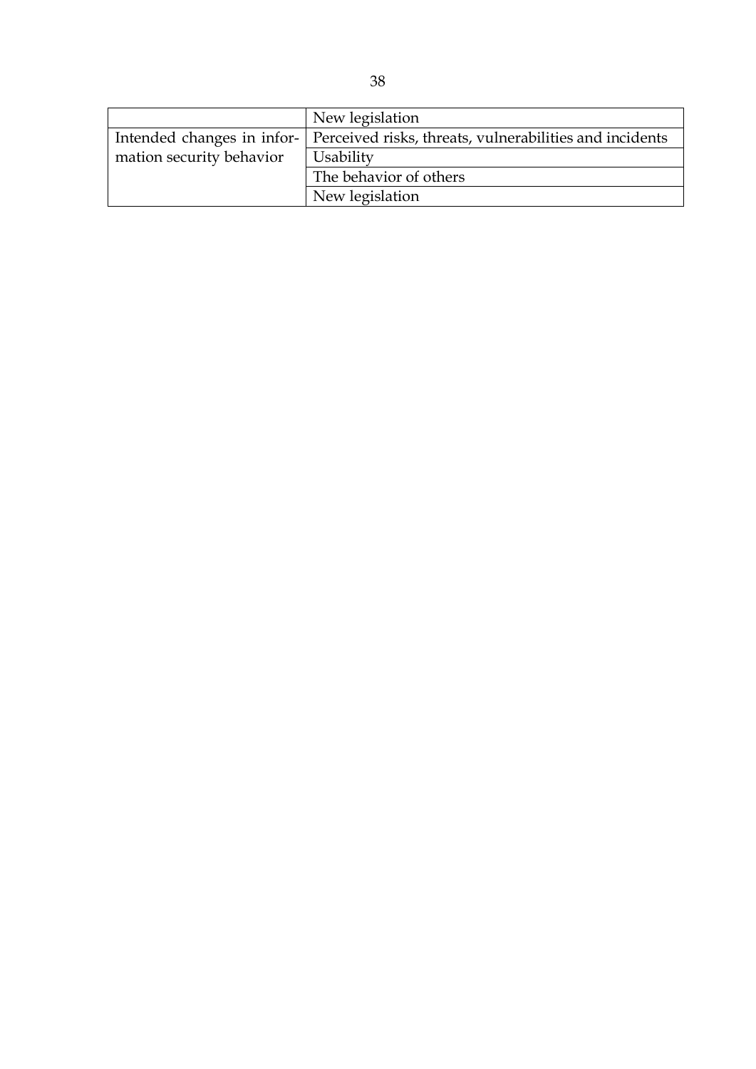| | |
|---|---|
| | New legislation |
| Intended changes in information security behavior | Perceived risks, threats, vulnerabilities and incidents |
| | Usability |
| | The behavior of others |
| | New legislation |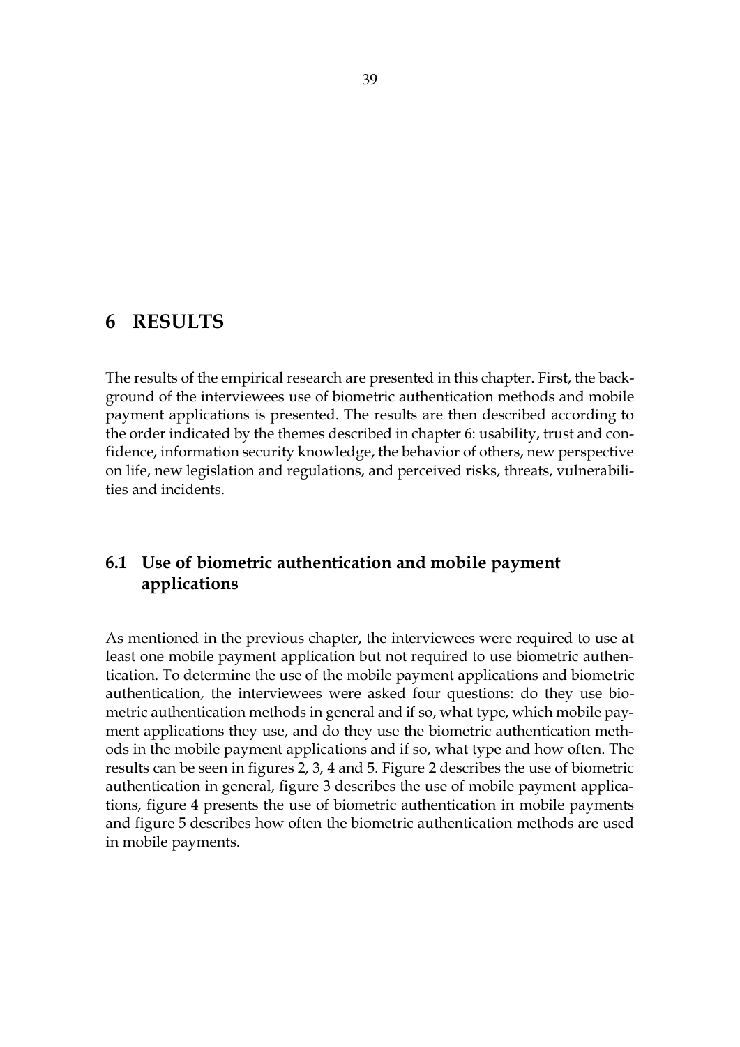# 6 RESULTS

The results of the empirical research are presented in this chapter. First, the background of the interviewees use of biometric authentication methods and mobile payment applications is presented. The results are then described according to the order indicated by the themes described in chapter 6: usability, trust and confidence, information security knowledge, the behavior of others, new perspective on life, new legislation and regulations, and perceived risks, threats, vulnerabilities and incidents.

## 6.1 Use of biometric authentication and mobile payment applications

As mentioned in the previous chapter, the interviewees were required to use at least one mobile payment application but not required to use biometric authentication. To determine the use of the mobile payment applications and biometric authentication, the interviewees were asked four questions: do they use biometric authentication methods in general and if so, what type, which mobile payment applications they use, and do they use the biometric authentication methods in the mobile payment applications and if so, what type and how often. The results can be seen in figures 2, 3, 4 and 5. Figure 2 describes the use of biometric authentication in general, figure 3 describes the use of mobile payment applications, figure 4 presents the use of biometric authentication in mobile payments and figure 5 describes how often the biometric authentication methods are used in mobile payments.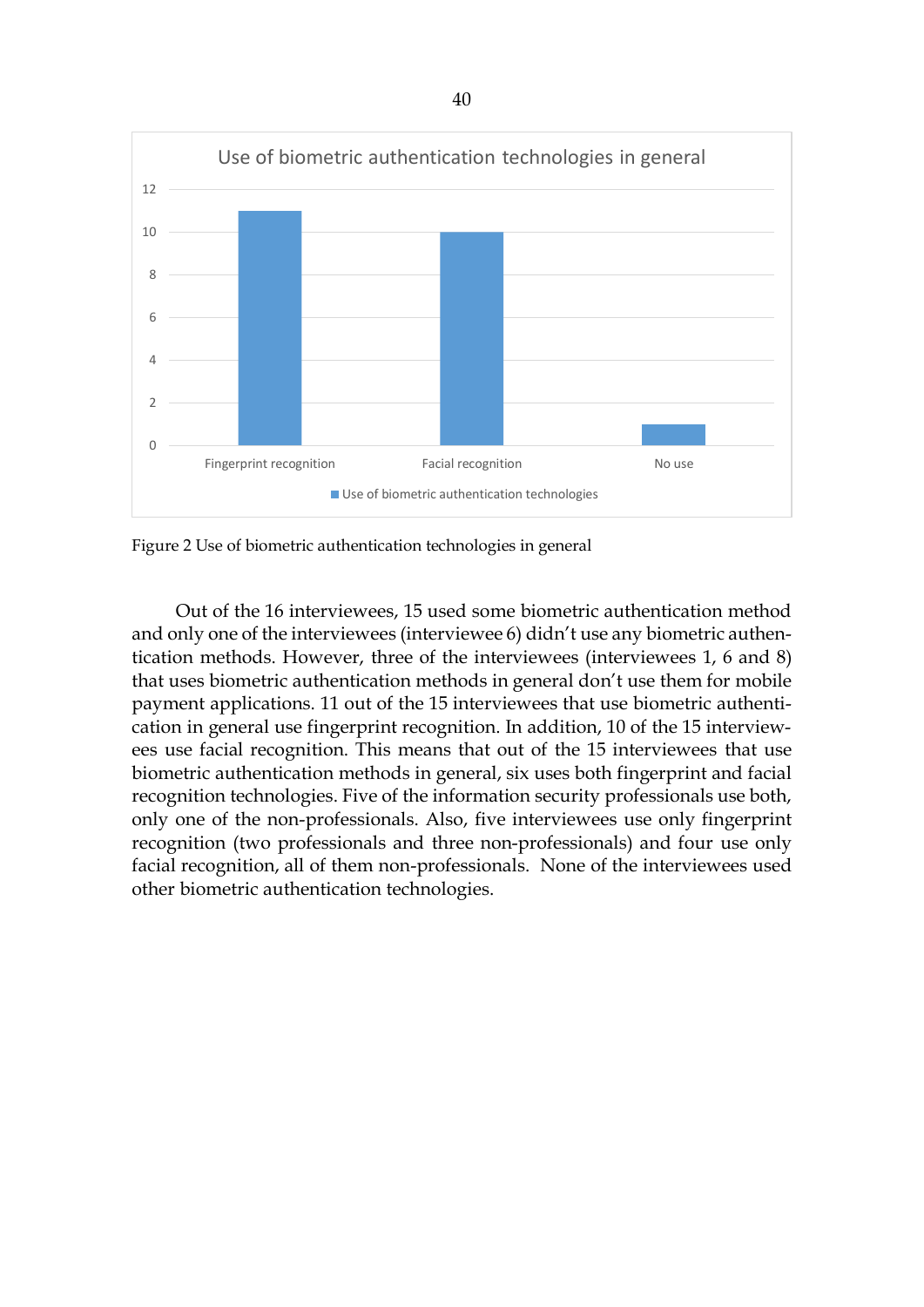Figure 2 Use of biometric authentication technologies in general

Out of the 16 interviewees, 15 used some biometric authentication method and only one of the interviewees (interviewee 6) didn't use any biometric authentication methods. However, three of the interviewees (interviewees 1, 6 and 8) that uses biometric authentication methods in general don't use them for mobile payment applications. 11 out of the 15 interviewees that use biometric authentication in general use fingerprint recognition. In addition, 10 of the 15 interviewees use facial recognition. This means that out of the 15 interviewees that use biometric authentication methods in general, six uses both fingerprint and facial recognition technologies. Five of the information security professionals use both, only one of the non-professionals. Also, five interviewees use only fingerprint recognition (two professionals and three non-professionals) and four use only facial recognition, all of them non-professionals.  None of the interviewees used other biometric authentication technologies.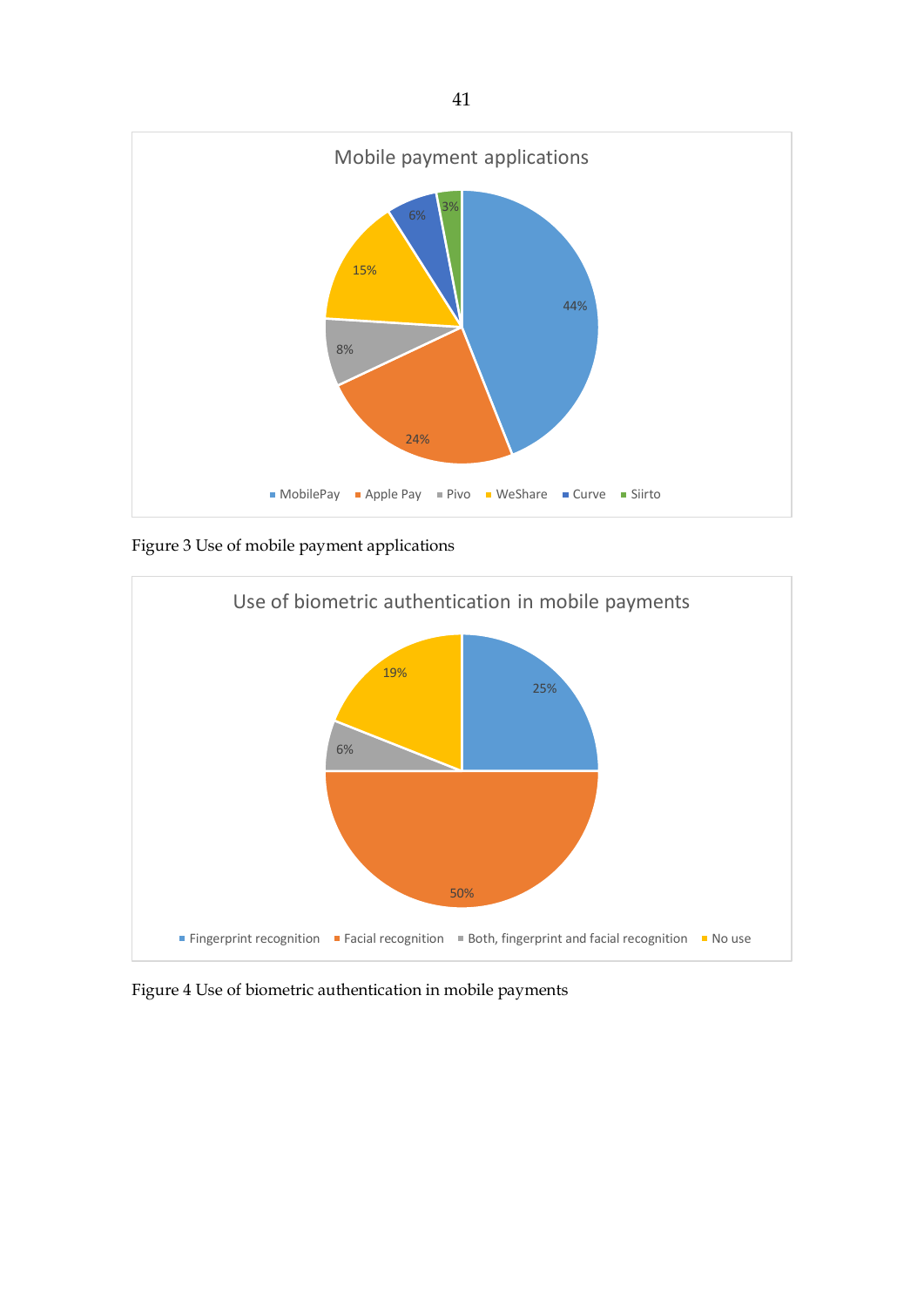Mobile payment applications

| Application | Share |
| --- | --- |
| MobilePay | 44% |
| Apple Pay | 24% |
| Pivo | 8% |
| WeShare | 15% |
| Curve | 6% |
| Siirto | 3% |

Figure 3 Use of mobile payment applications

Use of biometric authentication in mobile payments

| Method | Share |
| --- | --- |
| Fingerprint recognition | 25% |
| Facial recognition | 50% |
| Both, fingerprint and facial recognition | 6% |
| No use | 19% |

Figure 4 Use of biometric authentication in mobile payments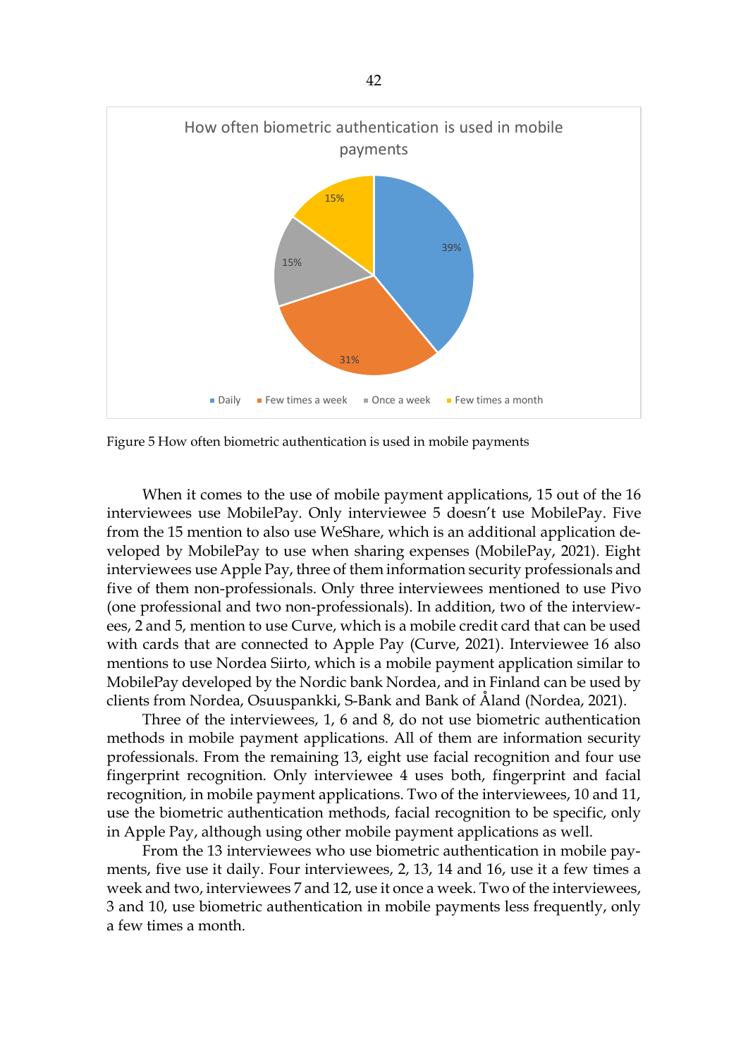Figure 5 How often biometric authentication is used in mobile payments

When it comes to the use of mobile payment applications, 15 out of the 16 interviewees use MobilePay. Only interviewee 5 doesn't use MobilePay. Five from the 15 mention to also use WeShare, which is an additional application developed by MobilePay to use when sharing expenses (MobilePay, 2021). Eight interviewees use Apple Pay, three of them information security professionals and five of them non-professionals. Only three interviewees mentioned to use Pivo (one professional and two non-professionals). In addition, two of the interviewees, 2 and 5, mention to use Curve, which is a mobile credit card that can be used with cards that are connected to Apple Pay (Curve, 2021). Interviewee 16 also mentions to use Nordea Siirto, which is a mobile payment application similar to MobilePay developed by the Nordic bank Nordea, and in Finland can be used by clients from Nordea, Osuuspankki, S-Bank and Bank of Åland (Nordea, 2021).

Three of the interviewees, 1, 6 and 8, do not use biometric authentication methods in mobile payment applications. All of them are information security professionals. From the remaining 13, eight use facial recognition and four use fingerprint recognition. Only interviewee 4 uses both, fingerprint and facial recognition, in mobile payment applications. Two of the interviewees, 10 and 11, use the biometric authentication methods, facial recognition to be specific, only in Apple Pay, although using other mobile payment applications as well.

From the 13 interviewees who use biometric authentication in mobile payments, five use it daily. Four interviewees, 2, 13, 14 and 16, use it a few times a week and two, interviewees 7 and 12, use it once a week. Two of the interviewees, 3 and 10, use biometric authentication in mobile payments less frequently, only a few times a month.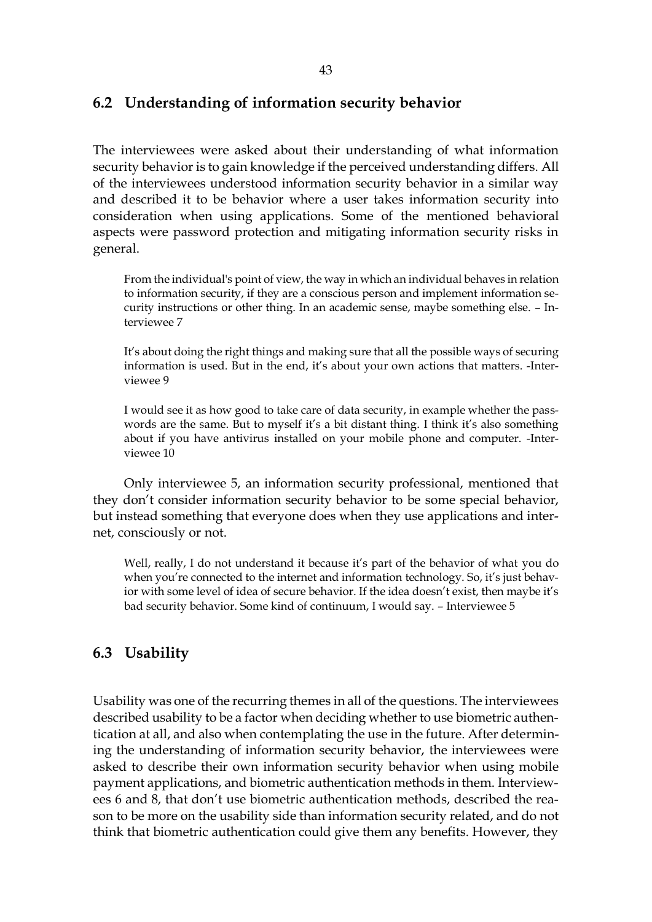## 6.2 Understanding of information security behavior

The interviewees were asked about their understanding of what information security behavior is to gain knowledge if the perceived understanding differs. All of the interviewees understood information security behavior in a similar way and described it to be behavior where a user takes information security into consideration when using applications. Some of the mentioned behavioral aspects were password protection and mitigating information security risks in general.

> From the individual's point of view, the way in which an individual behaves in relation to information security, if they are a conscious person and implement information security instructions or other thing. In an academic sense, maybe something else. – Interviewee 7

> It's about doing the right things and making sure that all the possible ways of securing information is used. But in the end, it's about your own actions that matters. -Interviewee 9

> I would see it as how good to take care of data security, in example whether the passwords are the same. But to myself it's a bit distant thing. I think it's also something about if you have antivirus installed on your mobile phone and computer. -Interviewee 10

Only interviewee 5, an information security professional, mentioned that they don't consider information security behavior to be some special behavior, but instead something that everyone does when they use applications and internet, consciously or not.

> Well, really, I do not understand it because it's part of the behavior of what you do when you're connected to the internet and information technology. So, it's just behavior with some level of idea of secure behavior. If the idea doesn't exist, then maybe it's bad security behavior. Some kind of continuum, I would say. – Interviewee 5

## 6.3 Usability

Usability was one of the recurring themes in all of the questions. The interviewees described usability to be a factor when deciding whether to use biometric authentication at all, and also when contemplating the use in the future. After determining the understanding of information security behavior, the interviewees were asked to describe their own information security behavior when using mobile payment applications, and biometric authentication methods in them. Interviewees 6 and 8, that don't use biometric authentication methods, described the reason to be more on the usability side than information security related, and do not think that biometric authentication could give them any benefits. However, they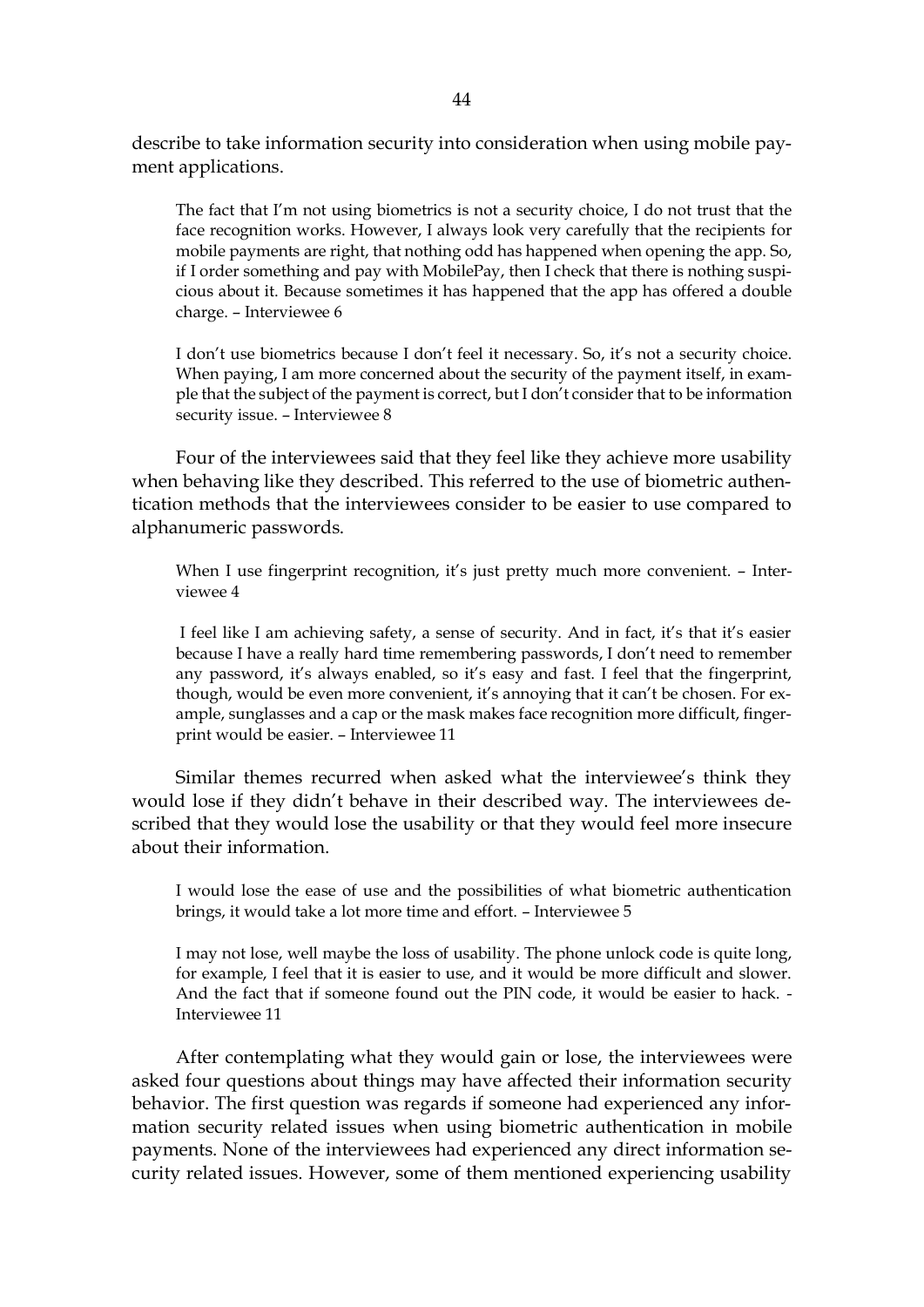describe to take information security into consideration when using mobile payment applications.

> The fact that I'm not using biometrics is not a security choice, I do not trust that the face recognition works. However, I always look very carefully that the recipients for mobile payments are right, that nothing odd has happened when opening the app. So, if I order something and pay with MobilePay, then I check that there is nothing suspicious about it. Because sometimes it has happened that the app has offered a double charge. – Interviewee 6

> I don't use biometrics because I don't feel it necessary. So, it's not a security choice. When paying, I am more concerned about the security of the payment itself, in example that the subject of the payment is correct, but I don't consider that to be information security issue. – Interviewee 8

Four of the interviewees said that they feel like they achieve more usability when behaving like they described. This referred to the use of biometric authentication methods that the interviewees consider to be easier to use compared to alphanumeric passwords.

> When I use fingerprint recognition, it's just pretty much more convenient. – Interviewee 4

> I feel like I am achieving safety, a sense of security. And in fact, it's that it's easier because I have a really hard time remembering passwords, I don't need to remember any password, it's always enabled, so it's easy and fast. I feel that the fingerprint, though, would be even more convenient, it's annoying that it can't be chosen. For example, sunglasses and a cap or the mask makes face recognition more difficult, fingerprint would be easier. – Interviewee 11

Similar themes recurred when asked what the interviewee's think they would lose if they didn't behave in their described way. The interviewees described that they would lose the usability or that they would feel more insecure about their information.

> I would lose the ease of use and the possibilities of what biometric authentication brings, it would take a lot more time and effort. – Interviewee 5

> I may not lose, well maybe the loss of usability. The phone unlock code is quite long, for example, I feel that it is easier to use, and it would be more difficult and slower. And the fact that if someone found out the PIN code, it would be easier to hack. - Interviewee 11

After contemplating what they would gain or lose, the interviewees were asked four questions about things may have affected their information security behavior. The first question was regards if someone had experienced any information security related issues when using biometric authentication in mobile payments. None of the interviewees had experienced any direct information security related issues. However, some of them mentioned experiencing usability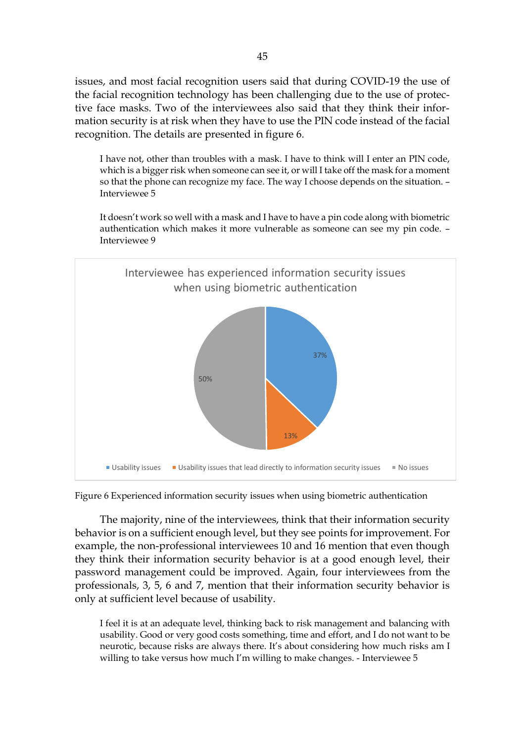issues, and most facial recognition users said that during COVID-19 the use of the facial recognition technology has been challenging due to the use of protective face masks. Two of the interviewees also said that they think their information security is at risk when they have to use the PIN code instead of the facial recognition. The details are presented in figure 6.

> I have not, other than troubles with a mask. I have to think will I enter an PIN code, which is a bigger risk when someone can see it, or will I take off the mask for a moment so that the phone can recognize my face. The way I choose depends on the situation. – Interviewee 5

> It doesn't work so well with a mask and I have to have a pin code along with biometric authentication which makes it more vulnerable as someone can see my pin code. – Interviewee 9

Interviewee has experienced information security issues when using biometric authentication

| Category | Share |
|---|---|
| Usability issues | 37% |
| Usability issues that lead directly to information security issues | 13% |
| No issues | 50% |

Figure 6 Experienced information security issues when using biometric authentication

The majority, nine of the interviewees, think that their information security behavior is on a sufficient enough level, but they see points for improvement. For example, the non-professional interviewees 10 and 16 mention that even though they think their information security behavior is at a good enough level, their password management could be improved. Again, four interviewees from the professionals, 3, 5, 6 and 7, mention that their information security behavior is only at sufficient level because of usability.

> I feel it is at an adequate level, thinking back to risk management and balancing with usability. Good or very good costs something, time and effort, and I do not want to be neurotic, because risks are always there. It's about considering how much risks am I willing to take versus how much I'm willing to make changes. - Interviewee 5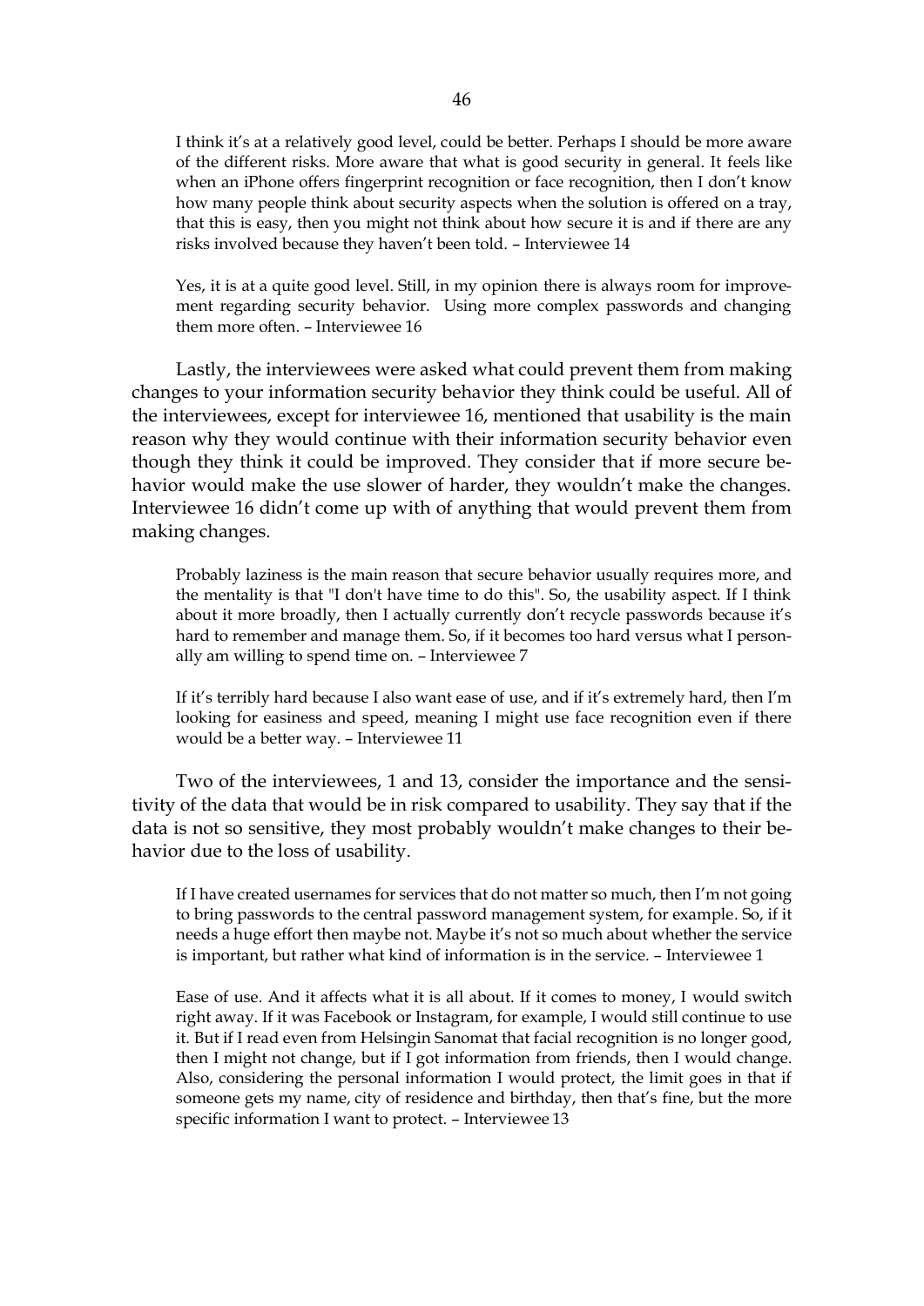I think it's at a relatively good level, could be better. Perhaps I should be more aware of the different risks. More aware that what is good security in general. It feels like when an iPhone offers fingerprint recognition or face recognition, then I don't know how many people think about security aspects when the solution is offered on a tray, that this is easy, then you might not think about how secure it is and if there are any risks involved because they haven't been told. – Interviewee 14

Yes, it is at a quite good level. Still, in my opinion there is always room for improvement regarding security behavior. Using more complex passwords and changing them more often. – Interviewee 16

Lastly, the interviewees were asked what could prevent them from making changes to your information security behavior they think could be useful. All of the interviewees, except for interviewee 16, mentioned that usability is the main reason why they would continue with their information security behavior even though they think it could be improved. They consider that if more secure behavior would make the use slower of harder, they wouldn't make the changes. Interviewee 16 didn't come up with of anything that would prevent them from making changes.

Probably laziness is the main reason that secure behavior usually requires more, and the mentality is that "I don't have time to do this". So, the usability aspect. If I think about it more broadly, then I actually currently don't recycle passwords because it's hard to remember and manage them. So, if it becomes too hard versus what I personally am willing to spend time on. – Interviewee 7

If it's terribly hard because I also want ease of use, and if it's extremely hard, then I'm looking for easiness and speed, meaning I might use face recognition even if there would be a better way. – Interviewee 11

Two of the interviewees, 1 and 13, consider the importance and the sensitivity of the data that would be in risk compared to usability. They say that if the data is not so sensitive, they most probably wouldn't make changes to their behavior due to the loss of usability.

If I have created usernames for services that do not matter so much, then I'm not going to bring passwords to the central password management system, for example. So, if it needs a huge effort then maybe not. Maybe it's not so much about whether the service is important, but rather what kind of information is in the service. – Interviewee 1

Ease of use. And it affects what it is all about. If it comes to money, I would switch right away. If it was Facebook or Instagram, for example, I would still continue to use it. But if I read even from Helsingin Sanomat that facial recognition is no longer good, then I might not change, but if I got information from friends, then I would change. Also, considering the personal information I would protect, the limit goes in that if someone gets my name, city of residence and birthday, then that's fine, but the more specific information I want to protect. – Interviewee 13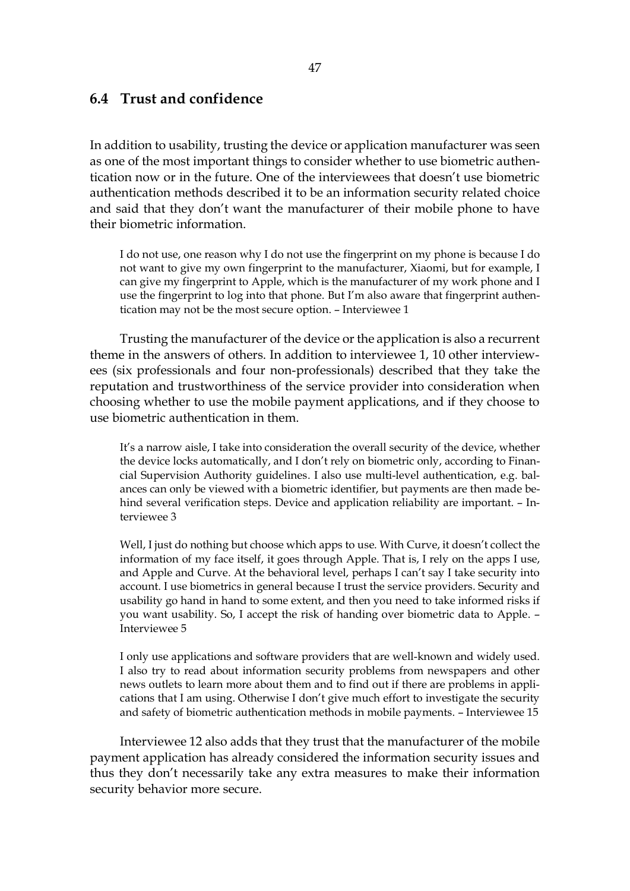## 6.4 Trust and confidence

In addition to usability, trusting the device or application manufacturer was seen as one of the most important things to consider whether to use biometric authentication now or in the future. One of the interviewees that doesn't use biometric authentication methods described it to be an information security related choice and said that they don't want the manufacturer of their mobile phone to have their biometric information.

> I do not use, one reason why I do not use the fingerprint on my phone is because I do not want to give my own fingerprint to the manufacturer, Xiaomi, but for example, I can give my fingerprint to Apple, which is the manufacturer of my work phone and I use the fingerprint to log into that phone. But I'm also aware that fingerprint authentication may not be the most secure option. – Interviewee 1

Trusting the manufacturer of the device or the application is also a recurrent theme in the answers of others. In addition to interviewee 1, 10 other interviewees (six professionals and four non-professionals) described that they take the reputation and trustworthiness of the service provider into consideration when choosing whether to use the mobile payment applications, and if they choose to use biometric authentication in them.

> It's a narrow aisle, I take into consideration the overall security of the device, whether the device locks automatically, and I don't rely on biometric only, according to Financial Supervision Authority guidelines. I also use multi-level authentication, e.g. balances can only be viewed with a biometric identifier, but payments are then made behind several verification steps. Device and application reliability are important. – Interviewee 3

> Well, I just do nothing but choose which apps to use. With Curve, it doesn't collect the information of my face itself, it goes through Apple. That is, I rely on the apps I use, and Apple and Curve. At the behavioral level, perhaps I can't say I take security into account. I use biometrics in general because I trust the service providers. Security and usability go hand in hand to some extent, and then you need to take informed risks if you want usability. So, I accept the risk of handing over biometric data to Apple. – Interviewee 5

> I only use applications and software providers that are well-known and widely used. I also try to read about information security problems from newspapers and other news outlets to learn more about them and to find out if there are problems in applications that I am using. Otherwise I don't give much effort to investigate the security and safety of biometric authentication methods in mobile payments. – Interviewee 15

Interviewee 12 also adds that they trust that the manufacturer of the mobile payment application has already considered the information security issues and thus they don't necessarily take any extra measures to make their information security behavior more secure.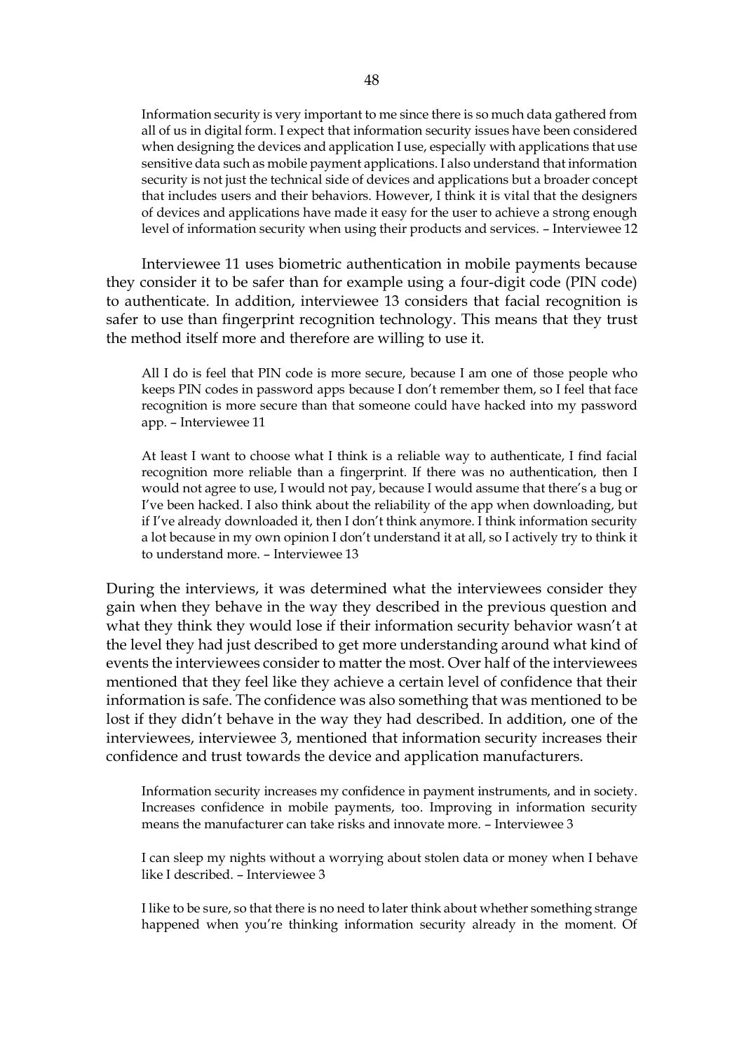> Information security is very important to me since there is so much data gathered from all of us in digital form. I expect that information security issues have been considered when designing the devices and application I use, especially with applications that use sensitive data such as mobile payment applications. I also understand that information security is not just the technical side of devices and applications but a broader concept that includes users and their behaviors. However, I think it is vital that the designers of devices and applications have made it easy for the user to achieve a strong enough level of information security when using their products and services. – Interviewee 12

Interviewee 11 uses biometric authentication in mobile payments because they consider it to be safer than for example using a four-digit code (PIN code) to authenticate. In addition, interviewee 13 considers that facial recognition is safer to use than fingerprint recognition technology. This means that they trust the method itself more and therefore are willing to use it.

> All I do is feel that PIN code is more secure, because I am one of those people who keeps PIN codes in password apps because I don't remember them, so I feel that face recognition is more secure than that someone could have hacked into my password app. – Interviewee 11

> At least I want to choose what I think is a reliable way to authenticate, I find facial recognition more reliable than a fingerprint. If there was no authentication, then I would not agree to use, I would not pay, because I would assume that there's a bug or I've been hacked. I also think about the reliability of the app when downloading, but if I've already downloaded it, then I don't think anymore. I think information security a lot because in my own opinion I don't understand it at all, so I actively try to think it to understand more. – Interviewee 13

During the interviews, it was determined what the interviewees consider they gain when they behave in the way they described in the previous question and what they think they would lose if their information security behavior wasn't at the level they had just described to get more understanding around what kind of events the interviewees consider to matter the most. Over half of the interviewees mentioned that they feel like they achieve a certain level of confidence that their information is safe. The confidence was also something that was mentioned to be lost if they didn't behave in the way they had described. In addition, one of the interviewees, interviewee 3, mentioned that information security increases their confidence and trust towards the device and application manufacturers.

> Information security increases my confidence in payment instruments, and in society. Increases confidence in mobile payments, too. Improving in information security means the manufacturer can take risks and innovate more. – Interviewee 3

> I can sleep my nights without a worrying about stolen data or money when I behave like I described. – Interviewee 3

> I like to be sure, so that there is no need to later think about whether something strange happened when you're thinking information security already in the moment. Of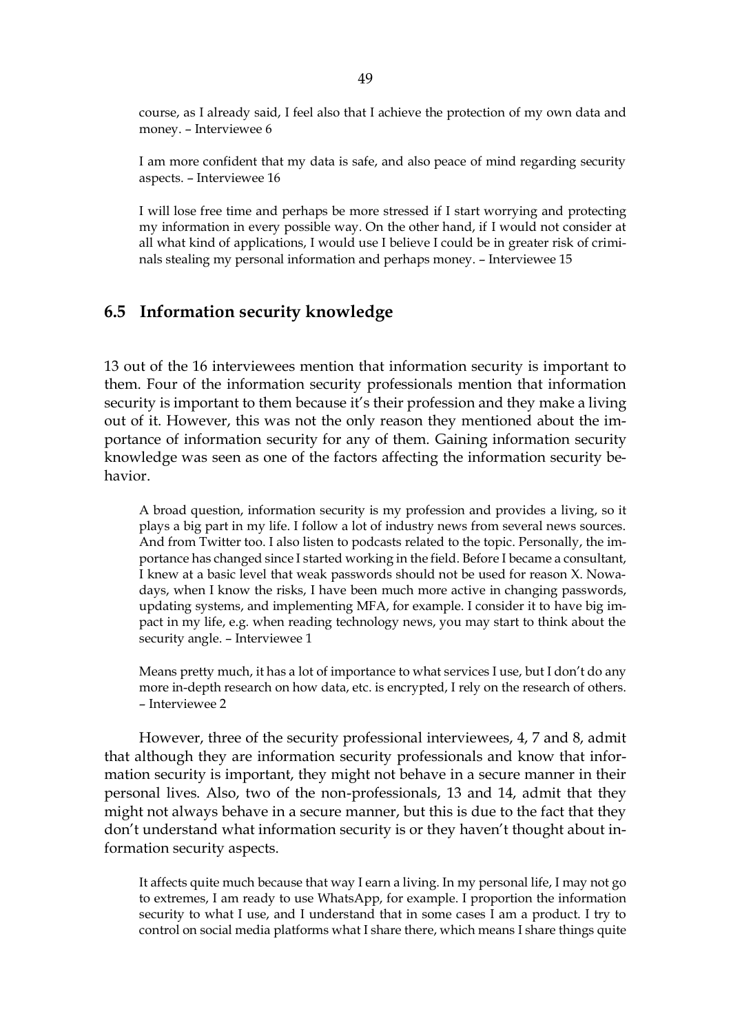course, as I already said, I feel also that I achieve the protection of my own data and money. – Interviewee 6

I am more confident that my data is safe, and also peace of mind regarding security aspects. – Interviewee 16

I will lose free time and perhaps be more stressed if I start worrying and protecting my information in every possible way. On the other hand, if I would not consider at all what kind of applications, I would use I believe I could be in greater risk of criminals stealing my personal information and perhaps money. – Interviewee 15

## 6.5 Information security knowledge

13 out of the 16 interviewees mention that information security is important to them. Four of the information security professionals mention that information security is important to them because it's their profession and they make a living out of it. However, this was not the only reason they mentioned about the importance of information security for any of them. Gaining information security knowledge was seen as one of the factors affecting the information security behavior.

A broad question, information security is my profession and provides a living, so it plays a big part in my life. I follow a lot of industry news from several news sources. And from Twitter too. I also listen to podcasts related to the topic. Personally, the importance has changed since I started working in the field. Before I became a consultant, I knew at a basic level that weak passwords should not be used for reason X. Nowadays, when I know the risks, I have been much more active in changing passwords, updating systems, and implementing MFA, for example. I consider it to have big impact in my life, e.g. when reading technology news, you may start to think about the security angle. – Interviewee 1

Means pretty much, it has a lot of importance to what services I use, but I don't do any more in-depth research on how data, etc. is encrypted, I rely on the research of others. – Interviewee 2

However, three of the security professional interviewees, 4, 7 and 8, admit that although they are information security professionals and know that information security is important, they might not behave in a secure manner in their personal lives. Also, two of the non-professionals, 13 and 14, admit that they might not always behave in a secure manner, but this is due to the fact that they don't understand what information security is or they haven't thought about information security aspects.

It affects quite much because that way I earn a living. In my personal life, I may not go to extremes, I am ready to use WhatsApp, for example. I proportion the information security to what I use, and I understand that in some cases I am a product. I try to control on social media platforms what I share there, which means I share things quite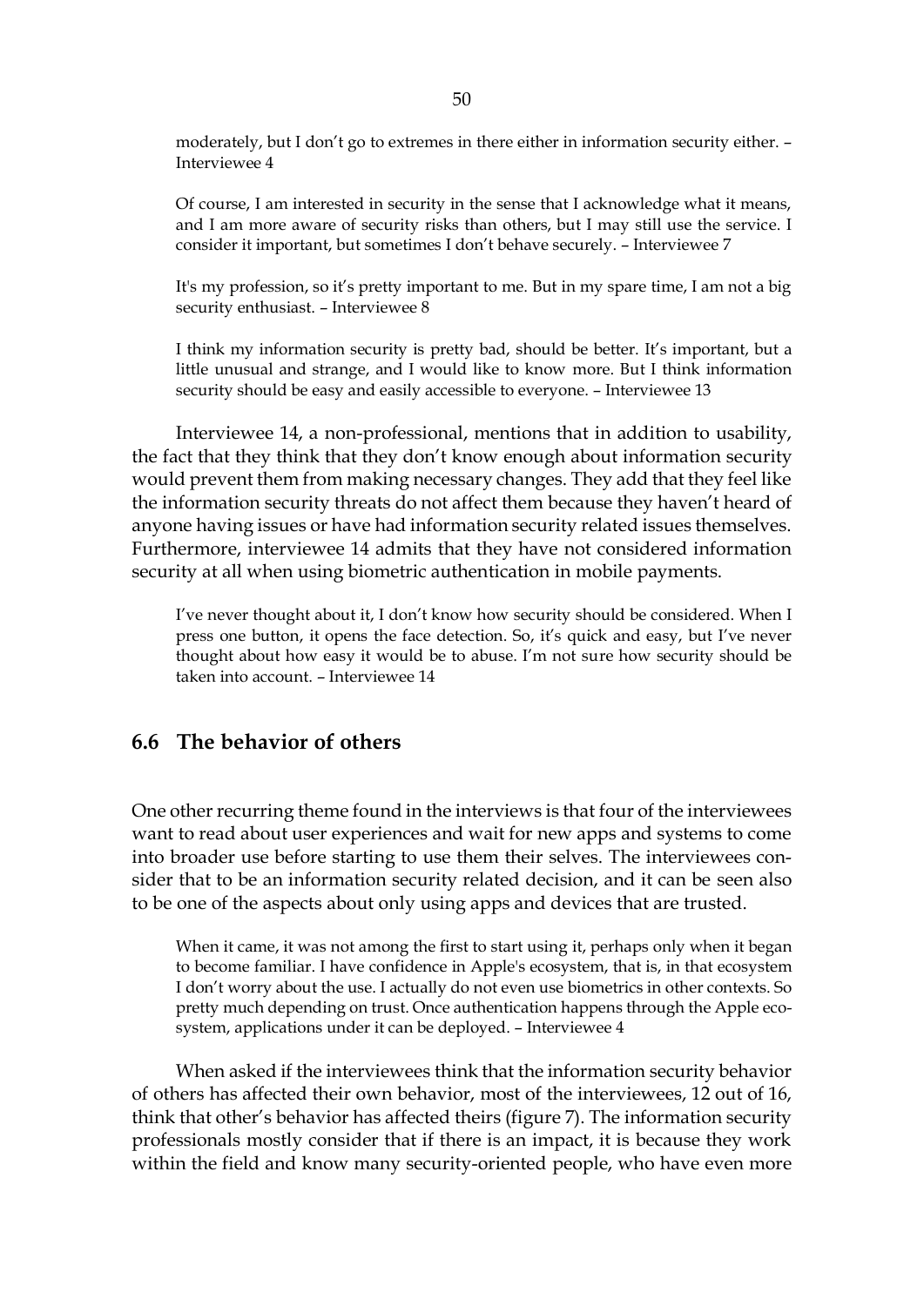> moderately, but I don't go to extremes in there either in information security either. – Interviewee 4

> Of course, I am interested in security in the sense that I acknowledge what it means, and I am more aware of security risks than others, but I may still use the service. I consider it important, but sometimes I don't behave securely. – Interviewee 7

> It's my profession, so it's pretty important to me. But in my spare time, I am not a big security enthusiast. – Interviewee 8

> I think my information security is pretty bad, should be better. It's important, but a little unusual and strange, and I would like to know more. But I think information security should be easy and easily accessible to everyone. – Interviewee 13

Interviewee 14, a non-professional, mentions that in addition to usability, the fact that they think that they don't know enough about information security would prevent them from making necessary changes. They add that they feel like the information security threats do not affect them because they haven't heard of anyone having issues or have had information security related issues themselves. Furthermore, interviewee 14 admits that they have not considered information security at all when using biometric authentication in mobile payments.

> I've never thought about it, I don't know how security should be considered. When I press one button, it opens the face detection. So, it's quick and easy, but I've never thought about how easy it would be to abuse. I'm not sure how security should be taken into account. – Interviewee 14

## 6.6 The behavior of others

One other recurring theme found in the interviews is that four of the interviewees want to read about user experiences and wait for new apps and systems to come into broader use before starting to use them their selves. The interviewees consider that to be an information security related decision, and it can be seen also to be one of the aspects about only using apps and devices that are trusted.

> When it came, it was not among the first to start using it, perhaps only when it began to become familiar. I have confidence in Apple's ecosystem, that is, in that ecosystem I don't worry about the use. I actually do not even use biometrics in other contexts. So pretty much depending on trust. Once authentication happens through the Apple ecosystem, applications under it can be deployed. – Interviewee 4

When asked if the interviewees think that the information security behavior of others has affected their own behavior, most of the interviewees, 12 out of 16, think that other's behavior has affected theirs (figure 7). The information security professionals mostly consider that if there is an impact, it is because they work within the field and know many security-oriented people, who have even more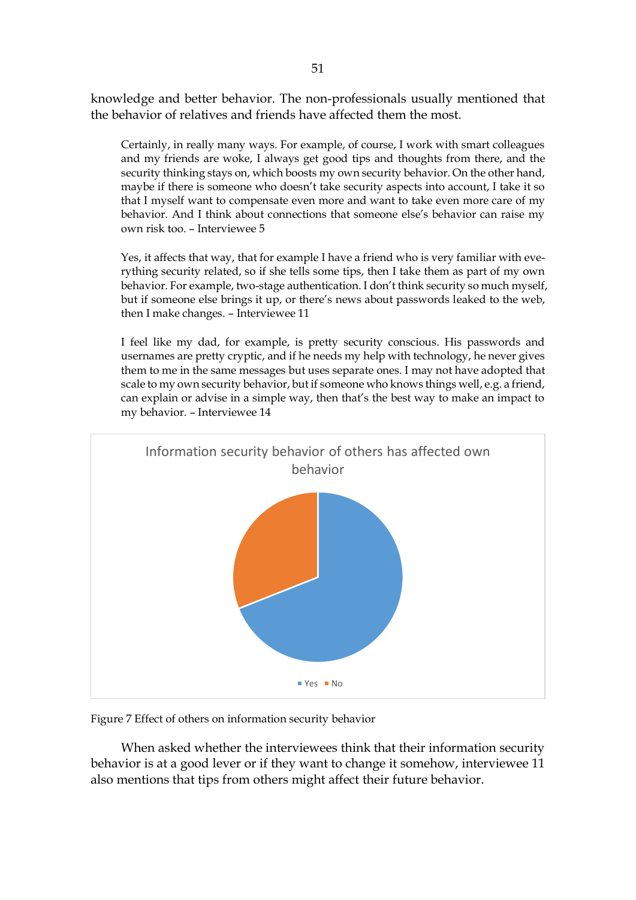knowledge and better behavior. The non-professionals usually mentioned that the behavior of relatives and friends have affected them the most.

> Certainly, in really many ways. For example, of course, I work with smart colleagues and my friends are woke, I always get good tips and thoughts from there, and the security thinking stays on, which boosts my own security behavior. On the other hand, maybe if there is someone who doesn't take security aspects into account, I take it so that I myself want to compensate even more and want to take even more care of my behavior. And I think about connections that someone else's behavior can raise my own risk too. – Interviewee 5

> Yes, it affects that way, that for example I have a friend who is very familiar with everything security related, so if she tells some tips, then I take them as part of my own behavior. For example, two-stage authentication. I don't think security so much myself, but if someone else brings it up, or there's news about passwords leaked to the web, then I make changes. – Interviewee 11

> I feel like my dad, for example, is pretty security conscious. His passwords and usernames are pretty cryptic, and if he needs my help with technology, he never gives them to me in the same messages but uses separate ones. I may not have adopted that scale to my own security behavior, but if someone who knows things well, e.g. a friend, can explain or advise in a simple way, then that's the best way to make an impact to my behavior. – Interviewee 14

Figure 7 Effect of others on information security behavior

When asked whether the interviewees think that their information security behavior is at a good lever or if they want to change it somehow, interviewee 11 also mentions that tips from others might affect their future behavior.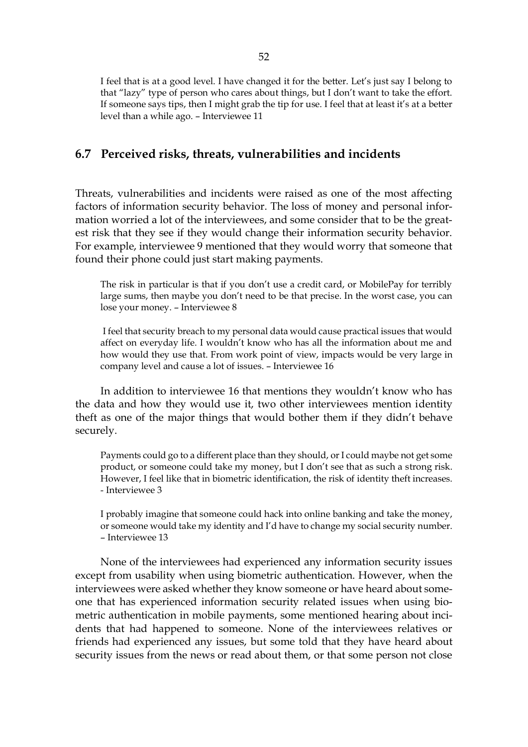> I feel that is at a good level. I have changed it for the better. Let's just say I belong to that "lazy" type of person who cares about things, but I don't want to take the effort. If someone says tips, then I might grab the tip for use. I feel that at least it's at a better level than a while ago. – Interviewee 11

## 6.7 Perceived risks, threats, vulnerabilities and incidents

Threats, vulnerabilities and incidents were raised as one of the most affecting factors of information security behavior. The loss of money and personal information worried a lot of the interviewees, and some consider that to be the greatest risk that they see if they would change their information security behavior. For example, interviewee 9 mentioned that they would worry that someone that found their phone could just start making payments.

> The risk in particular is that if you don't use a credit card, or MobilePay for terribly large sums, then maybe you don't need to be that precise. In the worst case, you can lose your money. – Interviewee 8

> I feel that security breach to my personal data would cause practical issues that would affect on everyday life. I wouldn't know who has all the information about me and how would they use that. From work point of view, impacts would be very large in company level and cause a lot of issues. – Interviewee 16

In addition to interviewee 16 that mentions they wouldn't know who has the data and how they would use it, two other interviewees mention identity theft as one of the major things that would bother them if they didn't behave securely.

> Payments could go to a different place than they should, or I could maybe not get some product, or someone could take my money, but I don't see that as such a strong risk. However, I feel like that in biometric identification, the risk of identity theft increases. - Interviewee 3

> I probably imagine that someone could hack into online banking and take the money, or someone would take my identity and I'd have to change my social security number. – Interviewee 13

None of the interviewees had experienced any information security issues except from usability when using biometric authentication. However, when the interviewees were asked whether they know someone or have heard about someone that has experienced information security related issues when using biometric authentication in mobile payments, some mentioned hearing about incidents that had happened to someone. None of the interviewees relatives or friends had experienced any issues, but some told that they have heard about security issues from the news or read about them, or that some person not close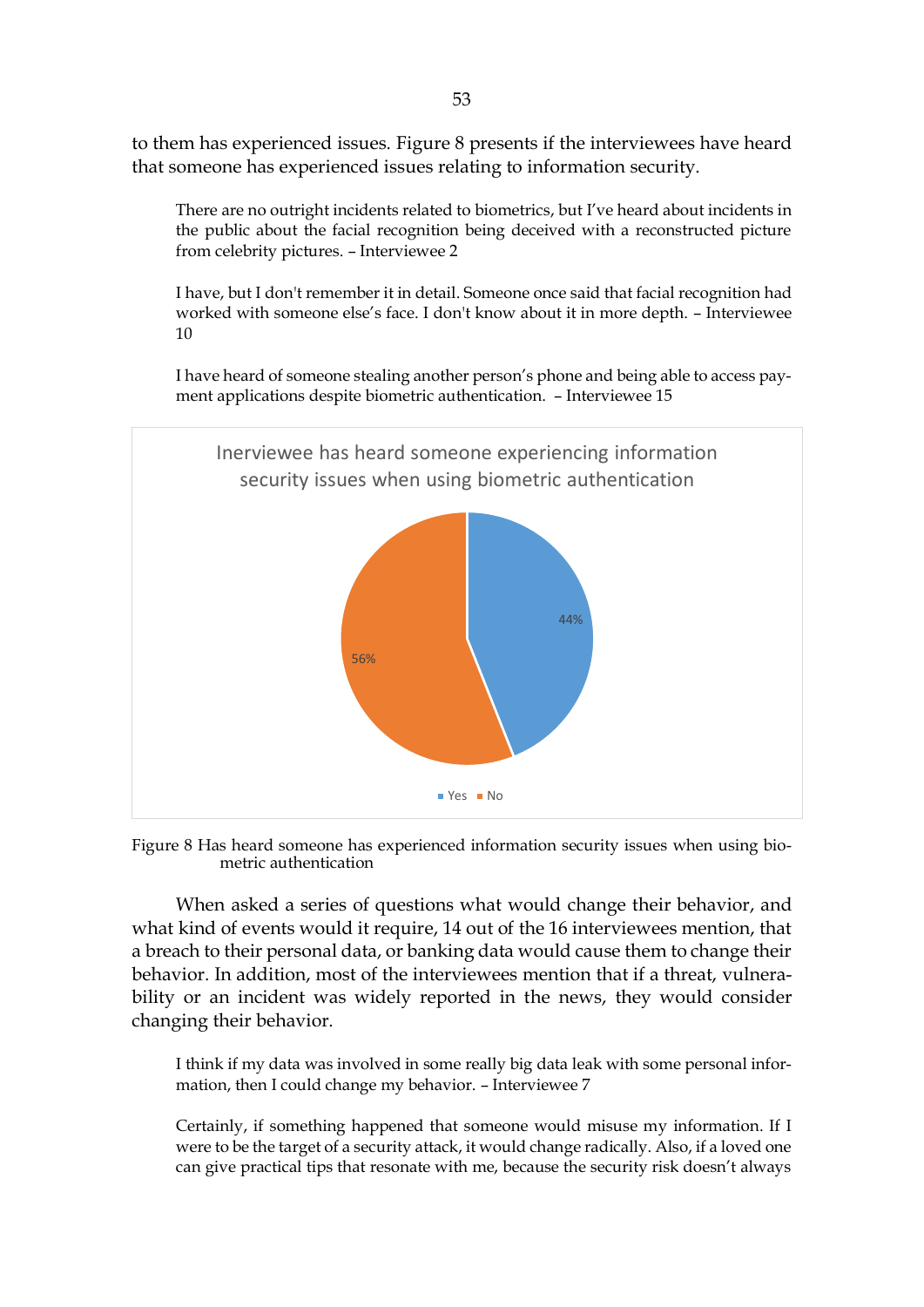to them has experienced issues. Figure 8 presents if the interviewees have heard that someone has experienced issues relating to information security.

> There are no outright incidents related to biometrics, but I've heard about incidents in the public about the facial recognition being deceived with a reconstructed picture from celebrity pictures. – Interviewee 2

> I have, but I don't remember it in detail. Someone once said that facial recognition had worked with someone else's face. I don't know about it in more depth. – Interviewee 10

> I have heard of someone stealing another person's phone and being able to access payment applications despite biometric authentication. – Interviewee 15

Inerviewee has heard someone experiencing information security issues when using biometric authentication

| Response | Share |
|---|---|
| Yes | 44% |
| No | 56% |

Figure 8 Has heard someone has experienced information security issues when using biometric authentication

When asked a series of questions what would change their behavior, and what kind of events would it require, 14 out of the 16 interviewees mention, that a breach to their personal data, or banking data would cause them to change their behavior. In addition, most of the interviewees mention that if a threat, vulnerability or an incident was widely reported in the news, they would consider changing their behavior.

> I think if my data was involved in some really big data leak with some personal information, then I could change my behavior. – Interviewee 7

> Certainly, if something happened that someone would misuse my information. If I were to be the target of a security attack, it would change radically. Also, if a loved one can give practical tips that resonate with me, because the security risk doesn't always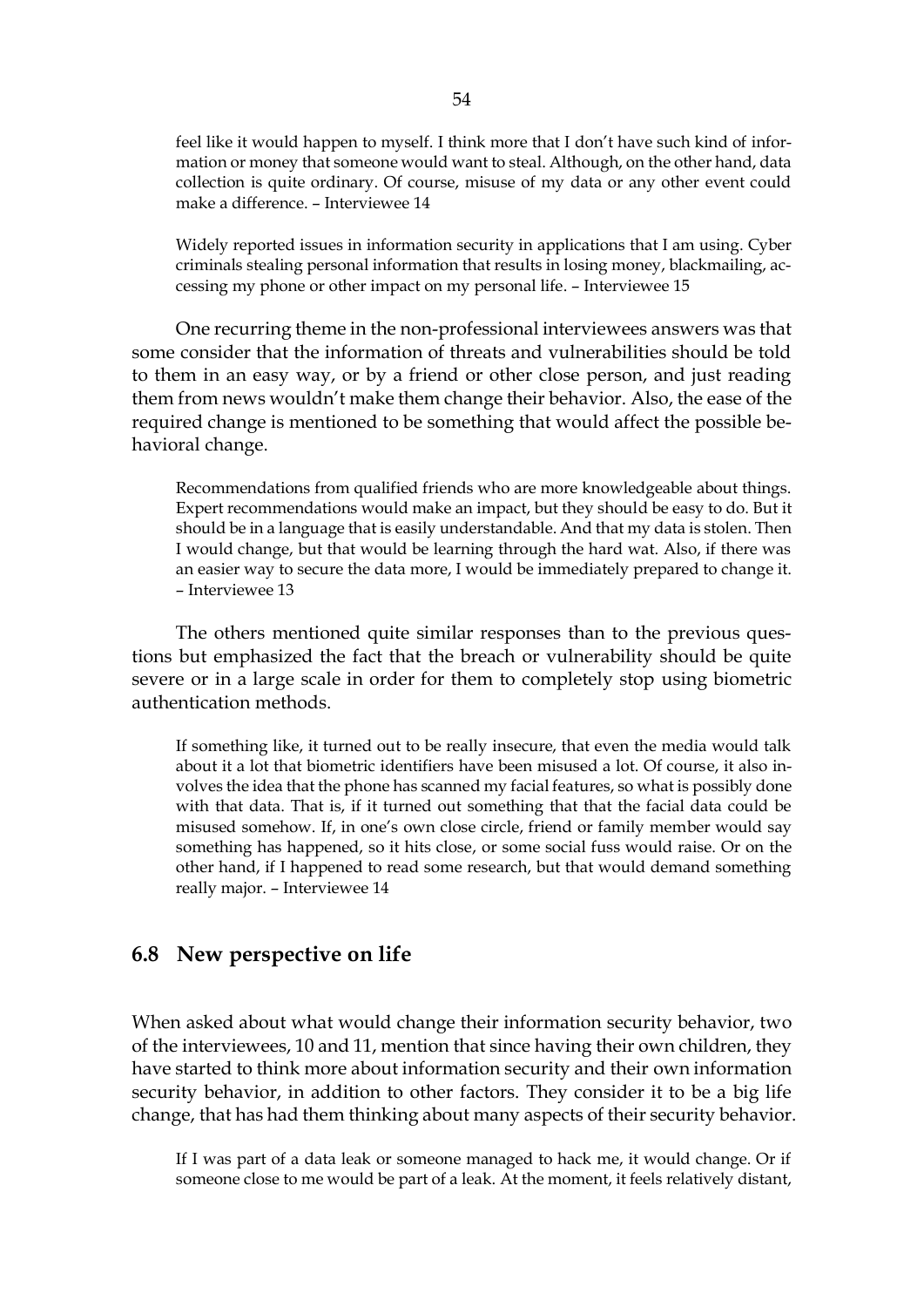feel like it would happen to myself. I think more that I don't have such kind of information or money that someone would want to steal. Although, on the other hand, data collection is quite ordinary. Of course, misuse of my data or any other event could make a difference. – Interviewee 14

Widely reported issues in information security in applications that I am using. Cyber criminals stealing personal information that results in losing money, blackmailing, accessing my phone or other impact on my personal life. – Interviewee 15

One recurring theme in the non-professional interviewees answers was that some consider that the information of threats and vulnerabilities should be told to them in an easy way, or by a friend or other close person, and just reading them from news wouldn't make them change their behavior. Also, the ease of the required change is mentioned to be something that would affect the possible behavioral change.

Recommendations from qualified friends who are more knowledgeable about things. Expert recommendations would make an impact, but they should be easy to do. But it should be in a language that is easily understandable. And that my data is stolen. Then I would change, but that would be learning through the hard wat. Also, if there was an easier way to secure the data more, I would be immediately prepared to change it. – Interviewee 13

The others mentioned quite similar responses than to the previous questions but emphasized the fact that the breach or vulnerability should be quite severe or in a large scale in order for them to completely stop using biometric authentication methods.

If something like, it turned out to be really insecure, that even the media would talk about it a lot that biometric identifiers have been misused a lot. Of course, it also involves the idea that the phone has scanned my facial features, so what is possibly done with that data. That is, if it turned out something that that the facial data could be misused somehow. If, in one's own close circle, friend or family member would say something has happened, so it hits close, or some social fuss would raise. Or on the other hand, if I happened to read some research, but that would demand something really major. – Interviewee 14

## 6.8 New perspective on life

When asked about what would change their information security behavior, two of the interviewees, 10 and 11, mention that since having their own children, they have started to think more about information security and their own information security behavior, in addition to other factors. They consider it to be a big life change, that has had them thinking about many aspects of their security behavior.

If I was part of a data leak or someone managed to hack me, it would change. Or if someone close to me would be part of a leak. At the moment, it feels relatively distant,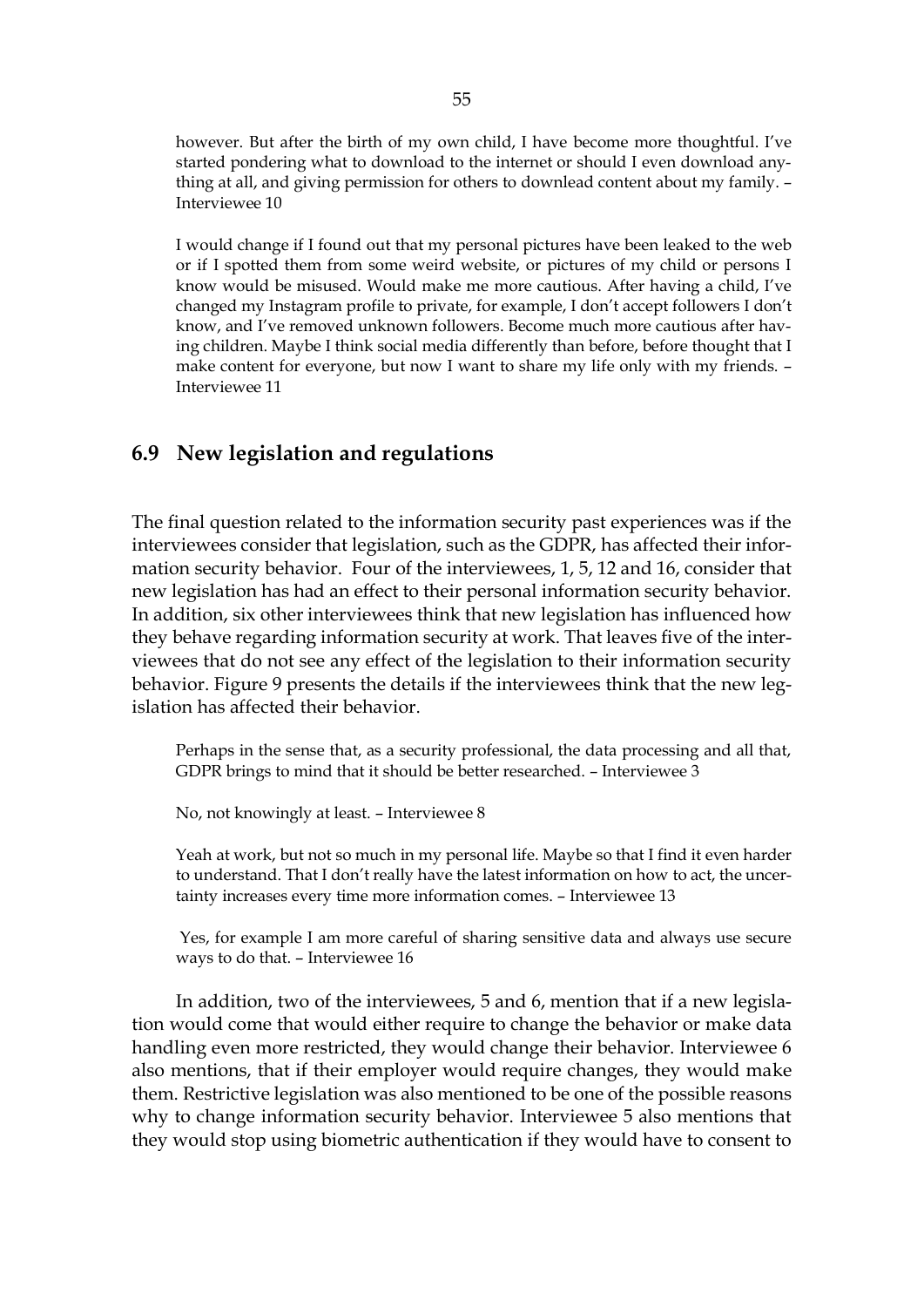however. But after the birth of my own child, I have become more thoughtful. I've started pondering what to download to the internet or should I even download anything at all, and giving permission for others to downlead content about my family. – Interviewee 10

> I would change if I found out that my personal pictures have been leaked to the web or if I spotted them from some weird website, or pictures of my child or persons I know would be misused. Would make me more cautious. After having a child, I've changed my Instagram profile to private, for example, I don't accept followers I don't know, and I've removed unknown followers. Become much more cautious after having children. Maybe I think social media differently than before, before thought that I make content for everyone, but now I want to share my life only with my friends. – Interviewee 11

## 6.9 New legislation and regulations

The final question related to the information security past experiences was if the interviewees consider that legislation, such as the GDPR, has affected their information security behavior. Four of the interviewees, 1, 5, 12 and 16, consider that new legislation has had an effect to their personal information security behavior. In addition, six other interviewees think that new legislation has influenced how they behave regarding information security at work. That leaves five of the interviewees that do not see any effect of the legislation to their information security behavior. Figure 9 presents the details if the interviewees think that the new legislation has affected their behavior.

> Perhaps in the sense that, as a security professional, the data processing and all that, GDPR brings to mind that it should be better researched. – Interviewee 3

> No, not knowingly at least. – Interviewee 8

> Yeah at work, but not so much in my personal life. Maybe so that I find it even harder to understand. That I don't really have the latest information on how to act, the uncertainty increases every time more information comes. – Interviewee 13

> Yes, for example I am more careful of sharing sensitive data and always use secure ways to do that. – Interviewee 16

In addition, two of the interviewees, 5 and 6, mention that if a new legislation would come that would either require to change the behavior or make data handling even more restricted, they would change their behavior. Interviewee 6 also mentions, that if their employer would require changes, they would make them. Restrictive legislation was also mentioned to be one of the possible reasons why to change information security behavior. Interviewee 5 also mentions that they would stop using biometric authentication if they would have to consent to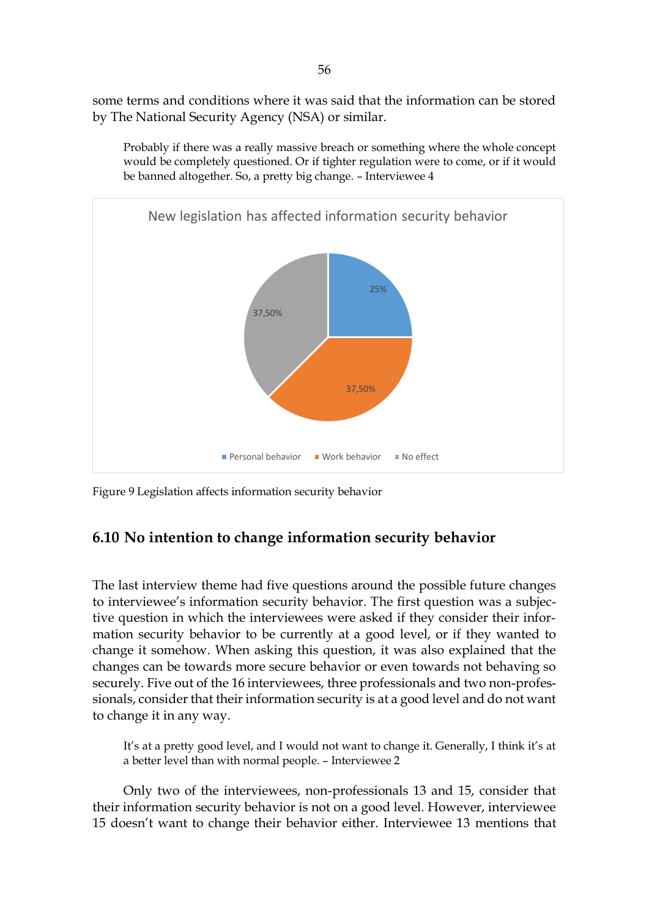some terms and conditions where it was said that the information can be stored by The National Security Agency (NSA) or similar.

> Probably if there was a really massive breach or something where the whole concept would be completely questioned. Or if tighter regulation were to come, or if it would be banned altogether. So, a pretty big change. – Interviewee 4

Figure 9 Legislation affects information security behavior

## 6.10 No intention to change information security behavior

The last interview theme had five questions around the possible future changes to interviewee's information security behavior. The first question was a subjective question in which the interviewees were asked if they consider their information security behavior to be currently at a good level, or if they wanted to change it somehow. When asking this question, it was also explained that the changes can be towards more secure behavior or even towards not behaving so securely. Five out of the 16 interviewees, three professionals and two non-professionals, consider that their information security is at a good level and do not want to change it in any way.

> It's at a pretty good level, and I would not want to change it. Generally, I think it's at a better level than with normal people. – Interviewee 2

Only two of the interviewees, non-professionals 13 and 15, consider that their information security behavior is not on a good level. However, interviewee 15 doesn't want to change their behavior either. Interviewee 13 mentions that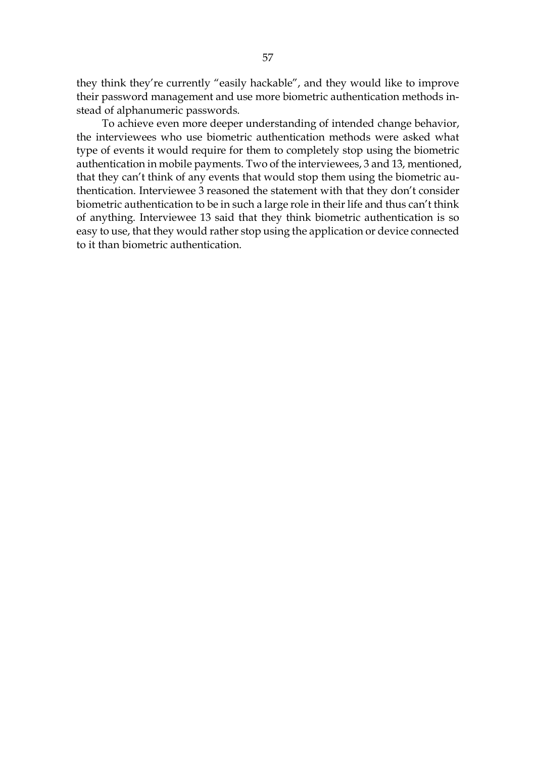they think they're currently "easily hackable", and they would like to improve their password management and use more biometric authentication methods instead of alphanumeric passwords.

To achieve even more deeper understanding of intended change behavior, the interviewees who use biometric authentication methods were asked what type of events it would require for them to completely stop using the biometric authentication in mobile payments. Two of the interviewees, 3 and 13, mentioned, that they can't think of any events that would stop them using the biometric authentication. Interviewee 3 reasoned the statement with that they don't consider biometric authentication to be in such a large role in their life and thus can't think of anything. Interviewee 13 said that they think biometric authentication is so easy to use, that they would rather stop using the application or device connected to it than biometric authentication.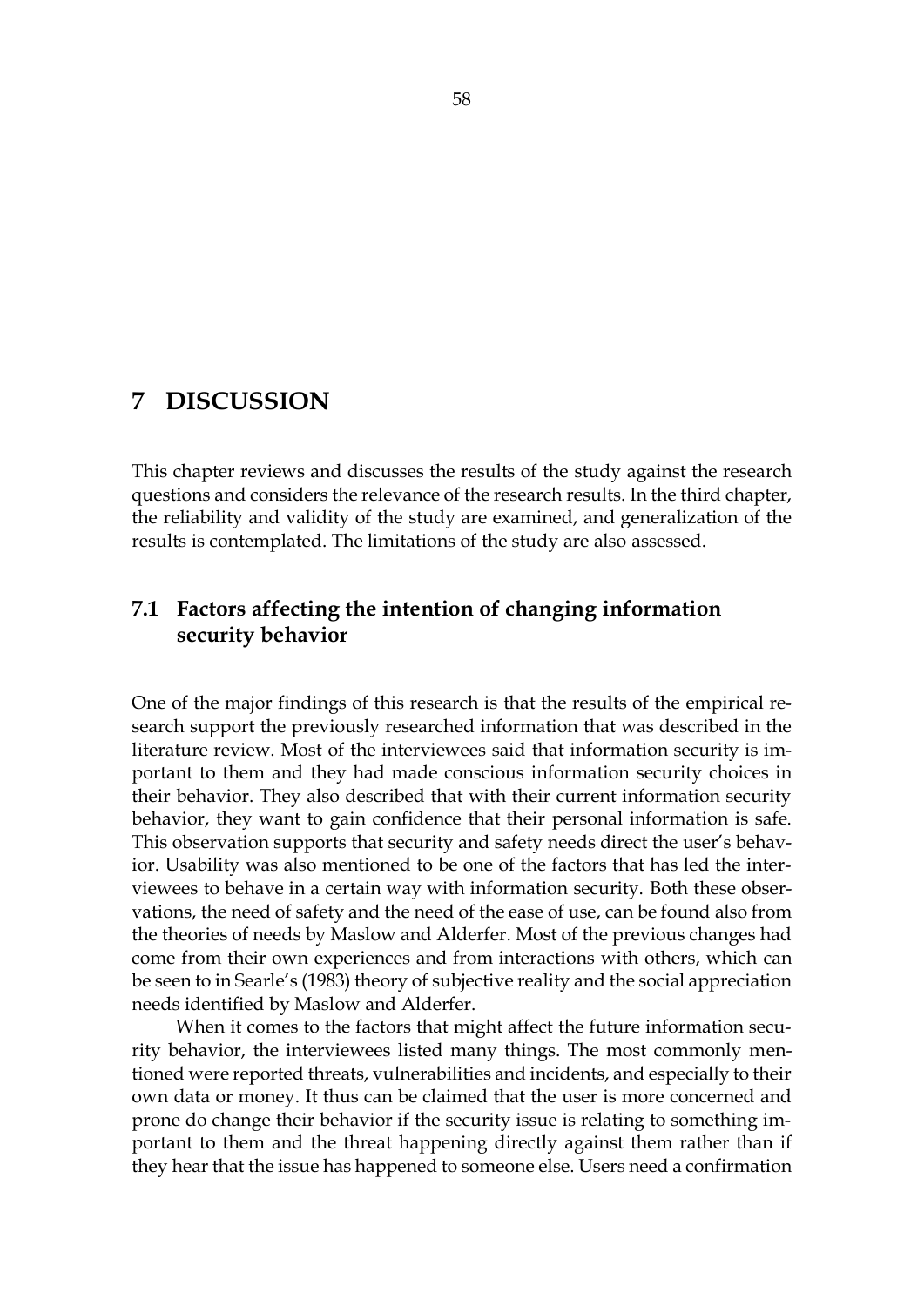# 7 DISCUSSION

This chapter reviews and discusses the results of the study against the research questions and considers the relevance of the research results. In the third chapter, the reliability and validity of the study are examined, and generalization of the results is contemplated. The limitations of the study are also assessed.

## 7.1 Factors affecting the intention of changing information security behavior

One of the major findings of this research is that the results of the empirical research support the previously researched information that was described in the literature review. Most of the interviewees said that information security is important to them and they had made conscious information security choices in their behavior. They also described that with their current information security behavior, they want to gain confidence that their personal information is safe. This observation supports that security and safety needs direct the user's behavior. Usability was also mentioned to be one of the factors that has led the interviewees to behave in a certain way with information security. Both these observations, the need of safety and the need of the ease of use, can be found also from the theories of needs by Maslow and Alderfer. Most of the previous changes had come from their own experiences and from interactions with others, which can be seen to in Searle's (1983) theory of subjective reality and the social appreciation needs identified by Maslow and Alderfer.

When it comes to the factors that might affect the future information security behavior, the interviewees listed many things. The most commonly mentioned were reported threats, vulnerabilities and incidents, and especially to their own data or money. It thus can be claimed that the user is more concerned and prone do change their behavior if the security issue is relating to something important to them and the threat happening directly against them rather than if they hear that the issue has happened to someone else. Users need a confirmation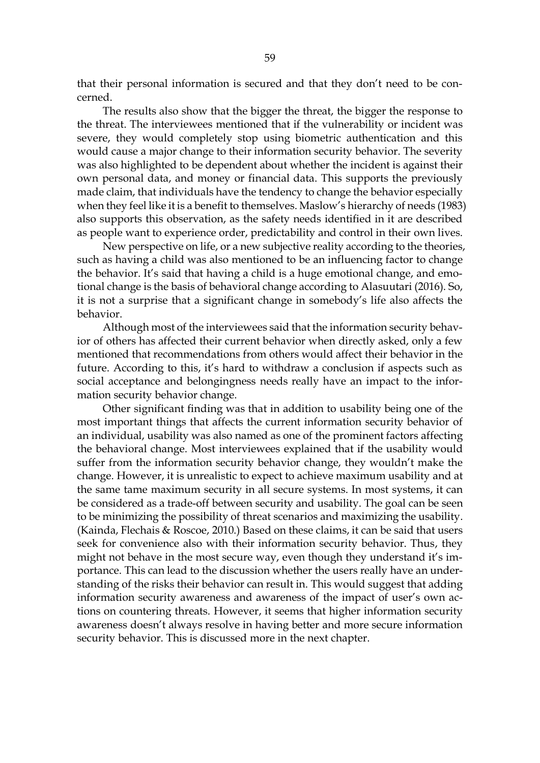that their personal information is secured and that they don't need to be concerned.

The results also show that the bigger the threat, the bigger the response to the threat. The interviewees mentioned that if the vulnerability or incident was severe, they would completely stop using biometric authentication and this would cause a major change to their information security behavior. The severity was also highlighted to be dependent about whether the incident is against their own personal data, and money or financial data. This supports the previously made claim, that individuals have the tendency to change the behavior especially when they feel like it is a benefit to themselves. Maslow's hierarchy of needs (1983) also supports this observation, as the safety needs identified in it are described as people want to experience order, predictability and control in their own lives.

New perspective on life, or a new subjective reality according to the theories, such as having a child was also mentioned to be an influencing factor to change the behavior. It's said that having a child is a huge emotional change, and emotional change is the basis of behavioral change according to Alasuutari (2016). So, it is not a surprise that a significant change in somebody's life also affects the behavior.

Although most of the interviewees said that the information security behavior of others has affected their current behavior when directly asked, only a few mentioned that recommendations from others would affect their behavior in the future. According to this, it's hard to withdraw a conclusion if aspects such as social acceptance and belongingness needs really have an impact to the information security behavior change.

Other significant finding was that in addition to usability being one of the most important things that affects the current information security behavior of an individual, usability was also named as one of the prominent factors affecting the behavioral change. Most interviewees explained that if the usability would suffer from the information security behavior change, they wouldn't make the change. However, it is unrealistic to expect to achieve maximum usability and at the same tame maximum security in all secure systems. In most systems, it can be considered as a trade-off between security and usability. The goal can be seen to be minimizing the possibility of threat scenarios and maximizing the usability. (Kainda, Flechais & Roscoe, 2010.) Based on these claims, it can be said that users seek for convenience also with their information security behavior. Thus, they might not behave in the most secure way, even though they understand it's importance. This can lead to the discussion whether the users really have an understanding of the risks their behavior can result in. This would suggest that adding information security awareness and awareness of the impact of user's own actions on countering threats. However, it seems that higher information security awareness doesn't always resolve in having better and more secure information security behavior. This is discussed more in the next chapter.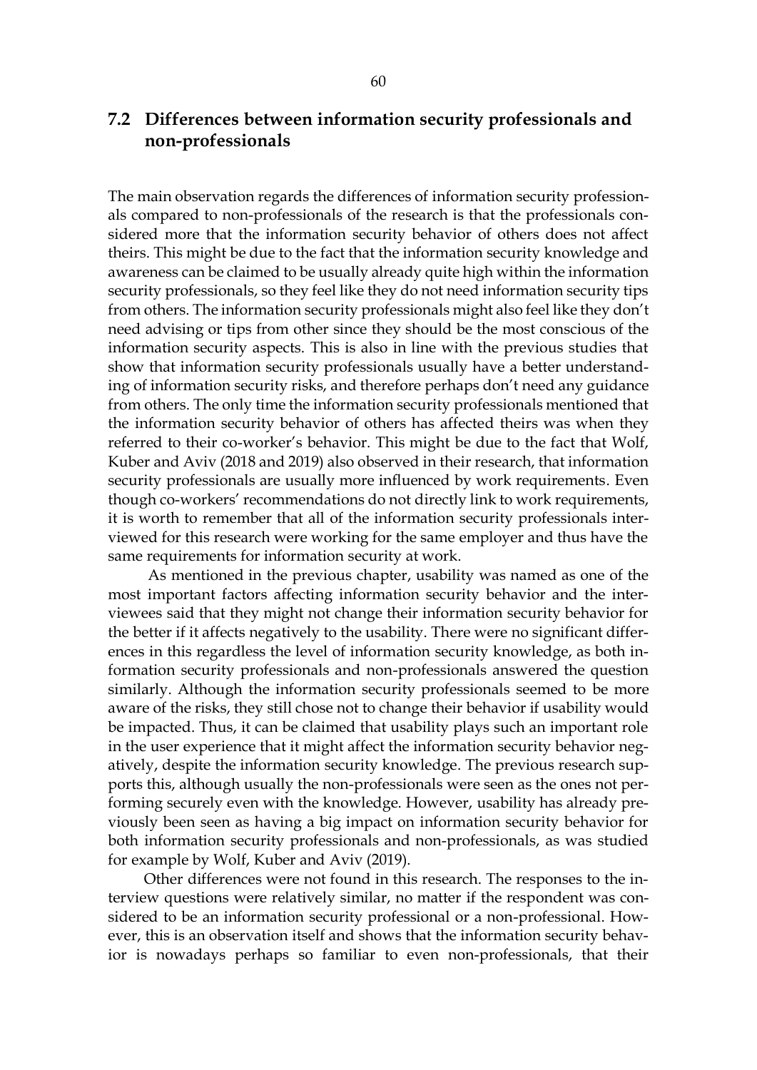## 7.2 Differences between information security professionals and non-professionals

The main observation regards the differences of information security professionals compared to non-professionals of the research is that the professionals considered more that the information security behavior of others does not affect theirs. This might be due to the fact that the information security knowledge and awareness can be claimed to be usually already quite high within the information security professionals, so they feel like they do not need information security tips from others. The information security professionals might also feel like they don't need advising or tips from other since they should be the most conscious of the information security aspects. This is also in line with the previous studies that show that information security professionals usually have a better understanding of information security risks, and therefore perhaps don't need any guidance from others. The only time the information security professionals mentioned that the information security behavior of others has affected theirs was when they referred to their co-worker's behavior. This might be due to the fact that Wolf, Kuber and Aviv (2018 and 2019) also observed in their research, that information security professionals are usually more influenced by work requirements. Even though co-workers' recommendations do not directly link to work requirements, it is worth to remember that all of the information security professionals interviewed for this research were working for the same employer and thus have the same requirements for information security at work.

As mentioned in the previous chapter, usability was named as one of the most important factors affecting information security behavior and the interviewees said that they might not change their information security behavior for the better if it affects negatively to the usability. There were no significant differences in this regardless the level of information security knowledge, as both information security professionals and non-professionals answered the question similarly. Although the information security professionals seemed to be more aware of the risks, they still chose not to change their behavior if usability would be impacted. Thus, it can be claimed that usability plays such an important role in the user experience that it might affect the information security behavior negatively, despite the information security knowledge. The previous research supports this, although usually the non-professionals were seen as the ones not performing securely even with the knowledge. However, usability has already previously been seen as having a big impact on information security behavior for both information security professionals and non-professionals, as was studied for example by Wolf, Kuber and Aviv (2019).

Other differences were not found in this research. The responses to the interview questions were relatively similar, no matter if the respondent was considered to be an information security professional or a non-professional. However, this is an observation itself and shows that the information security behavior is nowadays perhaps so familiar to even non-professionals, that their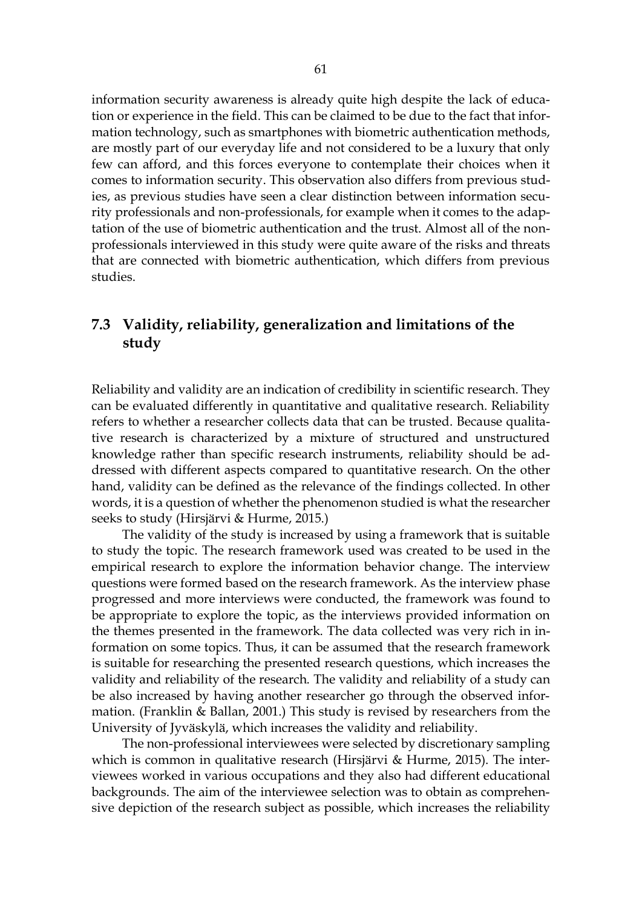information security awareness is already quite high despite the lack of education or experience in the field. This can be claimed to be due to the fact that information technology, such as smartphones with biometric authentication methods, are mostly part of our everyday life and not considered to be a luxury that only few can afford, and this forces everyone to contemplate their choices when it comes to information security. This observation also differs from previous studies, as previous studies have seen a clear distinction between information security professionals and non-professionals, for example when it comes to the adaptation of the use of biometric authentication and the trust. Almost all of the non-professionals interviewed in this study were quite aware of the risks and threats that are connected with biometric authentication, which differs from previous studies.

## 7.3 Validity, reliability, generalization and limitations of the study

Reliability and validity are an indication of credibility in scientific research. They can be evaluated differently in quantitative and qualitative research. Reliability refers to whether a researcher collects data that can be trusted. Because qualitative research is characterized by a mixture of structured and unstructured knowledge rather than specific research instruments, reliability should be addressed with different aspects compared to quantitative research. On the other hand, validity can be defined as the relevance of the findings collected. In other words, it is a question of whether the phenomenon studied is what the researcher seeks to study (Hirsjärvi & Hurme, 2015.)

The validity of the study is increased by using a framework that is suitable to study the topic. The research framework used was created to be used in the empirical research to explore the information behavior change. The interview questions were formed based on the research framework. As the interview phase progressed and more interviews were conducted, the framework was found to be appropriate to explore the topic, as the interviews provided information on the themes presented in the framework. The data collected was very rich in information on some topics. Thus, it can be assumed that the research framework is suitable for researching the presented research questions, which increases the validity and reliability of the research. The validity and reliability of a study can be also increased by having another researcher go through the observed information. (Franklin & Ballan, 2001.) This study is revised by researchers from the University of Jyväskylä, which increases the validity and reliability.

The non-professional interviewees were selected by discretionary sampling which is common in qualitative research (Hirsjärvi & Hurme, 2015). The interviewees worked in various occupations and they also had different educational backgrounds. The aim of the interviewee selection was to obtain as comprehensive depiction of the research subject as possible, which increases the reliability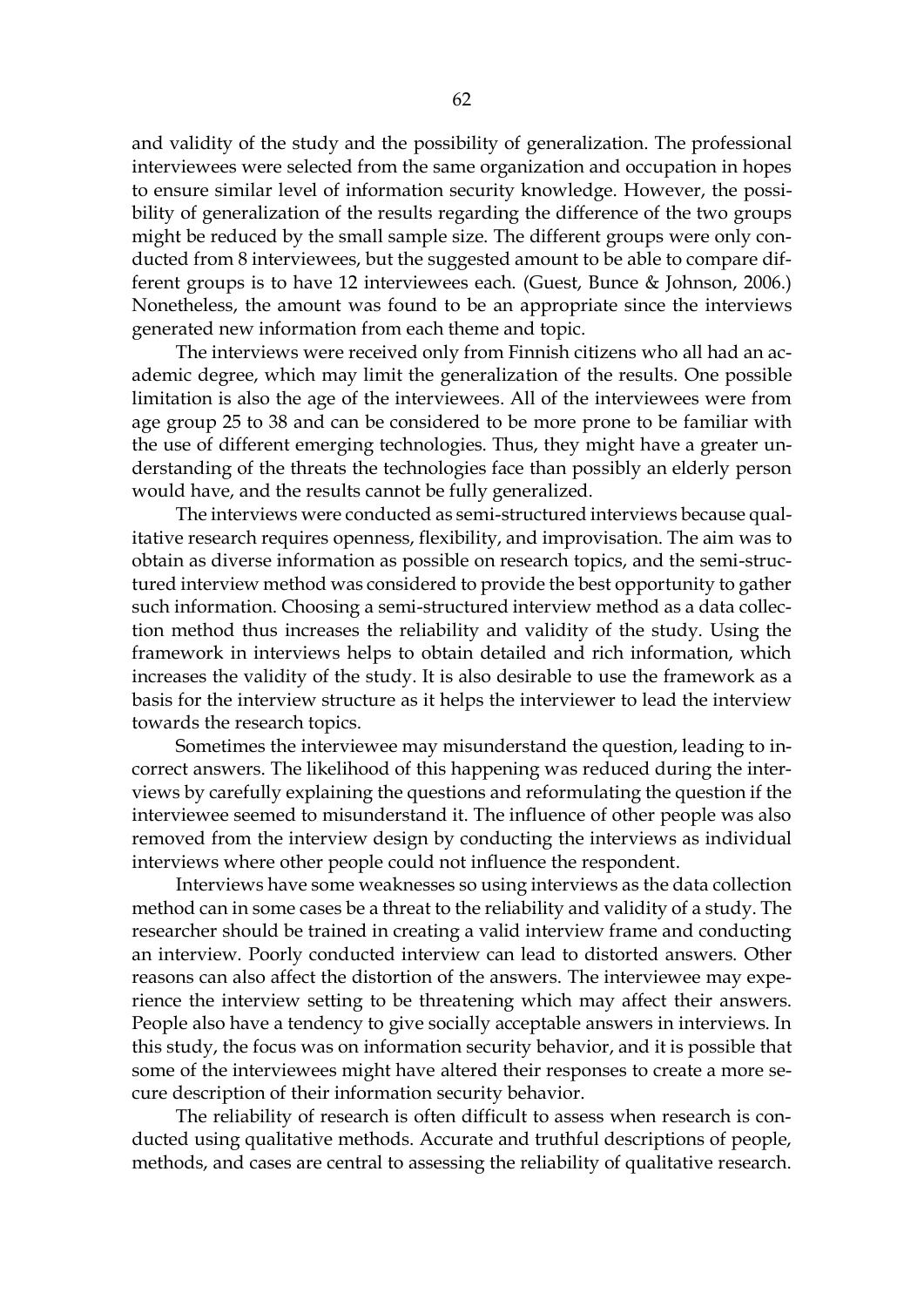and validity of the study and the possibility of generalization. The professional interviewees were selected from the same organization and occupation in hopes to ensure similar level of information security knowledge. However, the possibility of generalization of the results regarding the difference of the two groups might be reduced by the small sample size. The different groups were only conducted from 8 interviewees, but the suggested amount to be able to compare different groups is to have 12 interviewees each. (Guest, Bunce & Johnson, 2006.) Nonetheless, the amount was found to be an appropriate since the interviews generated new information from each theme and topic.

The interviews were received only from Finnish citizens who all had an academic degree, which may limit the generalization of the results. One possible limitation is also the age of the interviewees. All of the interviewees were from age group 25 to 38 and can be considered to be more prone to be familiar with the use of different emerging technologies. Thus, they might have a greater understanding of the threats the technologies face than possibly an elderly person would have, and the results cannot be fully generalized.

The interviews were conducted as semi-structured interviews because qualitative research requires openness, flexibility, and improvisation. The aim was to obtain as diverse information as possible on research topics, and the semi-structured interview method was considered to provide the best opportunity to gather such information. Choosing a semi-structured interview method as a data collection method thus increases the reliability and validity of the study. Using the framework in interviews helps to obtain detailed and rich information, which increases the validity of the study. It is also desirable to use the framework as a basis for the interview structure as it helps the interviewer to lead the interview towards the research topics.

Sometimes the interviewee may misunderstand the question, leading to incorrect answers. The likelihood of this happening was reduced during the interviews by carefully explaining the questions and reformulating the question if the interviewee seemed to misunderstand it. The influence of other people was also removed from the interview design by conducting the interviews as individual interviews where other people could not influence the respondent.

Interviews have some weaknesses so using interviews as the data collection method can in some cases be a threat to the reliability and validity of a study. The researcher should be trained in creating a valid interview frame and conducting an interview. Poorly conducted interview can lead to distorted answers. Other reasons can also affect the distortion of the answers. The interviewee may experience the interview setting to be threatening which may affect their answers. People also have a tendency to give socially acceptable answers in interviews. In this study, the focus was on information security behavior, and it is possible that some of the interviewees might have altered their responses to create a more secure description of their information security behavior.

The reliability of research is often difficult to assess when research is conducted using qualitative methods. Accurate and truthful descriptions of people, methods, and cases are central to assessing the reliability of qualitative research.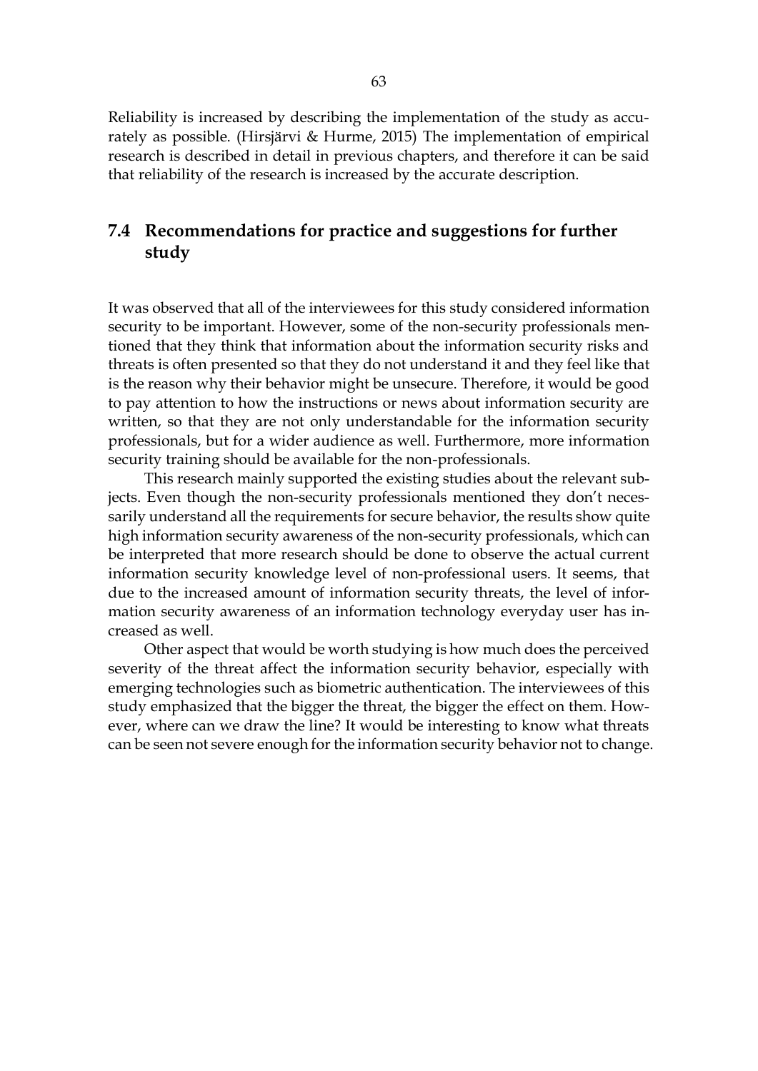Reliability is increased by describing the implementation of the study as accurately as possible. (Hirsjärvi & Hurme, 2015) The implementation of empirical research is described in detail in previous chapters, and therefore it can be said that reliability of the research is increased by the accurate description.

## 7.4 Recommendations for practice and suggestions for further study

It was observed that all of the interviewees for this study considered information security to be important. However, some of the non-security professionals mentioned that they think that information about the information security risks and threats is often presented so that they do not understand it and they feel like that is the reason why their behavior might be unsecure. Therefore, it would be good to pay attention to how the instructions or news about information security are written, so that they are not only understandable for the information security professionals, but for a wider audience as well. Furthermore, more information security training should be available for the non-professionals.

This research mainly supported the existing studies about the relevant subjects. Even though the non-security professionals mentioned they don't necessarily understand all the requirements for secure behavior, the results show quite high information security awareness of the non-security professionals, which can be interpreted that more research should be done to observe the actual current information security knowledge level of non-professional users. It seems, that due to the increased amount of information security threats, the level of information security awareness of an information technology everyday user has increased as well.

Other aspect that would be worth studying is how much does the perceived severity of the threat affect the information security behavior, especially with emerging technologies such as biometric authentication. The interviewees of this study emphasized that the bigger the threat, the bigger the effect on them. However, where can we draw the line? It would be interesting to know what threats can be seen not severe enough for the information security behavior not to change.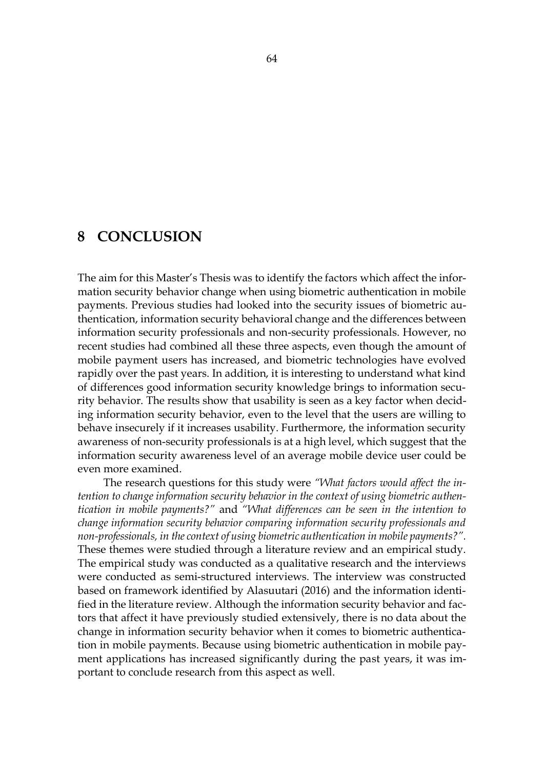# 8 CONCLUSION

The aim for this Master's Thesis was to identify the factors which affect the information security behavior change when using biometric authentication in mobile payments. Previous studies had looked into the security issues of biometric authentication, information security behavioral change and the differences between information security professionals and non-security professionals. However, no recent studies had combined all these three aspects, even though the amount of mobile payment users has increased, and biometric technologies have evolved rapidly over the past years. In addition, it is interesting to understand what kind of differences good information security knowledge brings to information security behavior. The results show that usability is seen as a key factor when deciding information security behavior, even to the level that the users are willing to behave insecurely if it increases usability. Furthermore, the information security awareness of non-security professionals is at a high level, which suggest that the information security awareness level of an average mobile device user could be even more examined.

The research questions for this study were *"What factors would affect the intention to change information security behavior in the context of using biometric authentication in mobile payments?"* and *"What differences can be seen in the intention to change information security behavior comparing information security professionals and non-professionals, in the context of using biometric authentication in mobile payments?"*. These themes were studied through a literature review and an empirical study. The empirical study was conducted as a qualitative research and the interviews were conducted as semi-structured interviews. The interview was constructed based on framework identified by Alasuutari (2016) and the information identified in the literature review. Although the information security behavior and factors that affect it have previously studied extensively, there is no data about the change in information security behavior when it comes to biometric authentication in mobile payments. Because using biometric authentication in mobile payment applications has increased significantly during the past years, it was important to conclude research from this aspect as well.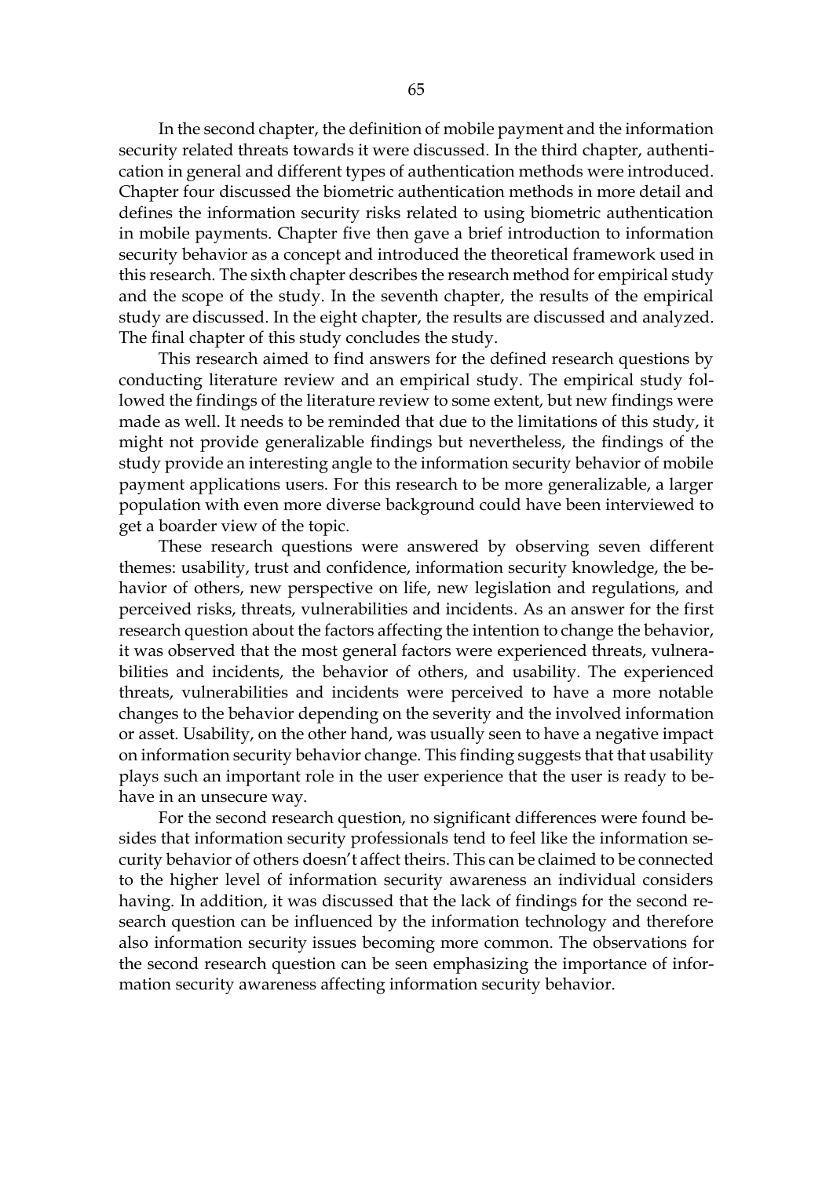In the second chapter, the definition of mobile payment and the information security related threats towards it were discussed. In the third chapter, authentication in general and different types of authentication methods were introduced. Chapter four discussed the biometric authentication methods in more detail and defines the information security risks related to using biometric authentication in mobile payments. Chapter five then gave a brief introduction to information security behavior as a concept and introduced the theoretical framework used in this research. The sixth chapter describes the research method for empirical study and the scope of the study. In the seventh chapter, the results of the empirical study are discussed. In the eight chapter, the results are discussed and analyzed. The final chapter of this study concludes the study.

This research aimed to find answers for the defined research questions by conducting literature review and an empirical study. The empirical study followed the findings of the literature review to some extent, but new findings were made as well. It needs to be reminded that due to the limitations of this study, it might not provide generalizable findings but nevertheless, the findings of the study provide an interesting angle to the information security behavior of mobile payment applications users. For this research to be more generalizable, a larger population with even more diverse background could have been interviewed to get a boarder view of the topic.

These research questions were answered by observing seven different themes: usability, trust and confidence, information security knowledge, the behavior of others, new perspective on life, new legislation and regulations, and perceived risks, threats, vulnerabilities and incidents. As an answer for the first research question about the factors affecting the intention to change the behavior, it was observed that the most general factors were experienced threats, vulnerabilities and incidents, the behavior of others, and usability. The experienced threats, vulnerabilities and incidents were perceived to have a more notable changes to the behavior depending on the severity and the involved information or asset. Usability, on the other hand, was usually seen to have a negative impact on information security behavior change. This finding suggests that that usability plays such an important role in the user experience that the user is ready to behave in an unsecure way.

For the second research question, no significant differences were found besides that information security professionals tend to feel like the information security behavior of others doesn't affect theirs. This can be claimed to be connected to the higher level of information security awareness an individual considers having. In addition, it was discussed that the lack of findings for the second research question can be influenced by the information technology and therefore also information security issues becoming more common. The observations for the second research question can be seen emphasizing the importance of information security awareness affecting information security behavior.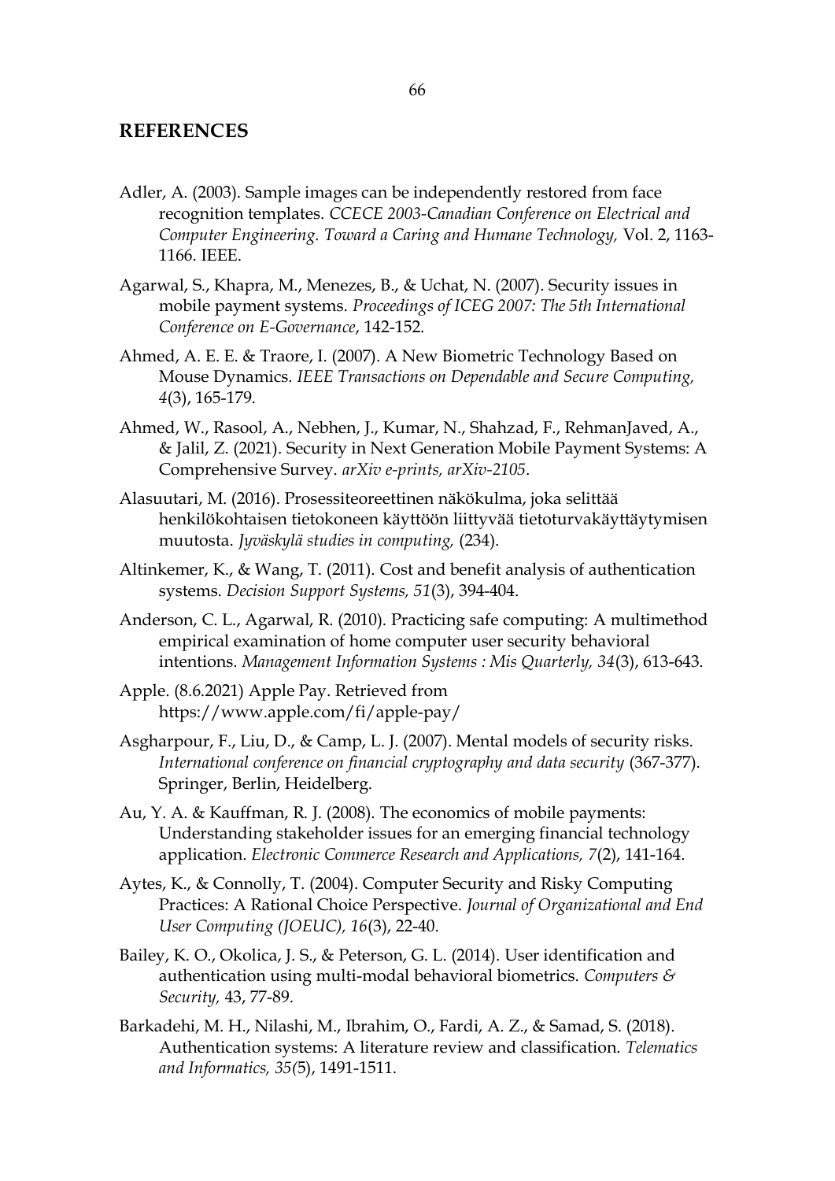# REFERENCES

Adler, A. (2003). Sample images can be independently restored from face recognition templates. *CCECE 2003-Canadian Conference on Electrical and Computer Engineering. Toward a Caring and Humane Technology,* Vol. 2, 1163-1166. IEEE.

Agarwal, S., Khapra, M., Menezes, B., & Uchat, N. (2007). Security issues in mobile payment systems. *Proceedings of ICEG 2007: The 5th International Conference on E-Governance*, 142-152.

Ahmed, A. E. E. & Traore, I. (2007). A New Biometric Technology Based on Mouse Dynamics. *IEEE Transactions on Dependable and Secure Computing, 4*(3), 165-179.

Ahmed, W., Rasool, A., Nebhen, J., Kumar, N., Shahzad, F., RehmanJaved, A., & Jalil, Z. (2021). Security in Next Generation Mobile Payment Systems: A Comprehensive Survey. *arXiv e-prints, arXiv-2105.*

Alasuutari, M. (2016). Prosessiteoreettinen näkökulma, joka selittää henkilökohtaisen tietokoneen käyttöön liittyvää tietoturvakäyttäytymisen muutosta. *Jyväskylä studies in computing,* (234).

Altinkemer, K., & Wang, T. (2011). Cost and benefit analysis of authentication systems. *Decision Support Systems, 51*(3), 394-404.

Anderson, C. L., Agarwal, R. (2010). Practicing safe computing: A multimethod empirical examination of home computer user security behavioral intentions. *Management Information Systems : Mis Quarterly, 34*(3), 613-643.

Apple. (8.6.2021) Apple Pay. Retrieved from https://www.apple.com/fi/apple-pay/

Asgharpour, F., Liu, D., & Camp, L. J. (2007). Mental models of security risks. *International conference on financial cryptography and data security* (367-377). Springer, Berlin, Heidelberg.

Au, Y. A. & Kauffman, R. J. (2008). The economics of mobile payments: Understanding stakeholder issues for an emerging financial technology application. *Electronic Commerce Research and Applications, 7*(2), 141-164.

Aytes, K., & Connolly, T. (2004). Computer Security and Risky Computing Practices: A Rational Choice Perspective. *Journal of Organizational and End User Computing (JOEUC), 16*(3), 22-40.

Bailey, K. O., Okolica, J. S., & Peterson, G. L. (2014). User identification and authentication using multi-modal behavioral biometrics. *Computers & Security,* 43, 77-89.

Barkadehi, M. H., Nilashi, M., Ibrahim, O., Fardi, A. Z., & Samad, S. (2018). Authentication systems: A literature review and classification. *Telematics and Informatics, 35(*5), 1491-1511.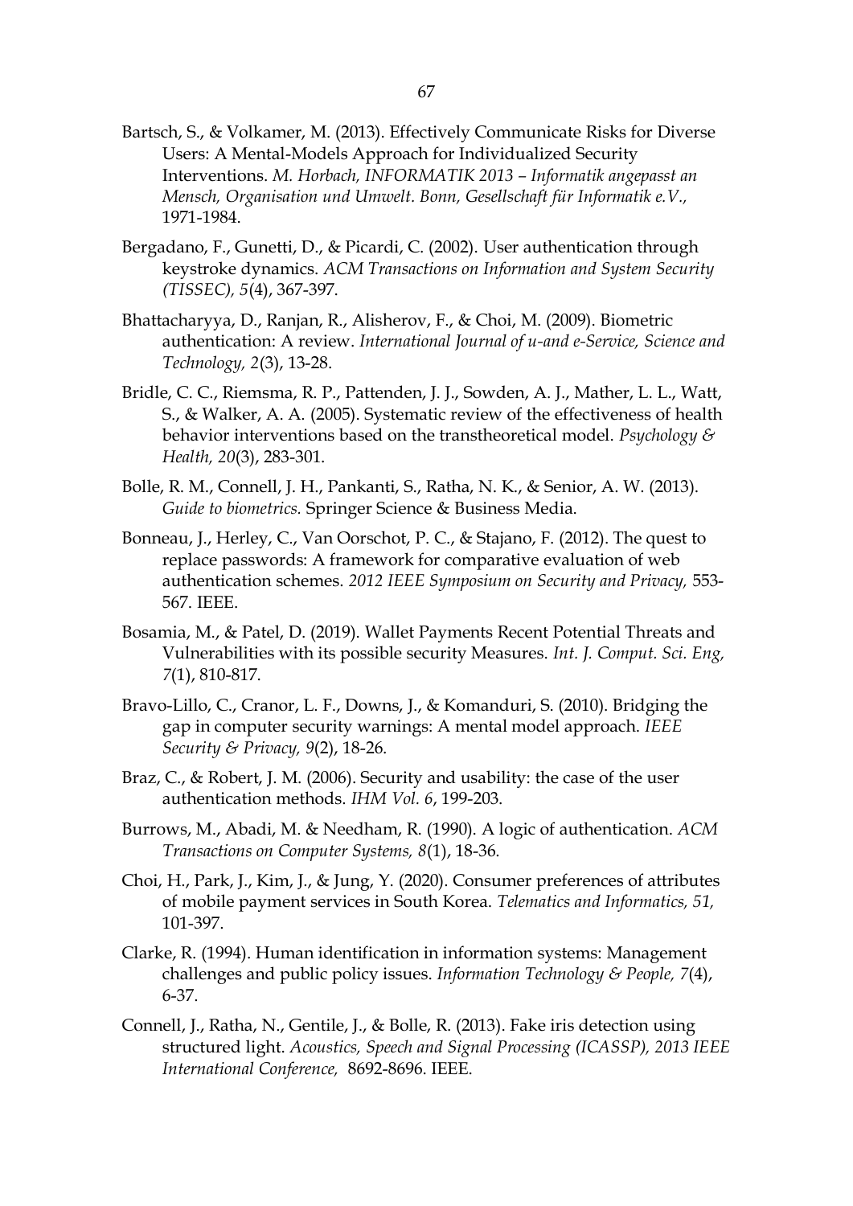Bartsch, S., & Volkamer, M. (2013). Effectively Communicate Risks for Diverse Users: A Mental-Models Approach for Individualized Security Interventions. *M. Horbach, INFORMATIK 2013 – Informatik angepasst an Mensch, Organisation und Umwelt. Bonn, Gesellschaft für Informatik e.V.,* 1971-1984.

Bergadano, F., Gunetti, D., & Picardi, C. (2002). User authentication through keystroke dynamics. *ACM Transactions on Information and System Security (TISSEC), 5*(4), 367-397.

Bhattacharyya, D., Ranjan, R., Alisherov, F., & Choi, M. (2009). Biometric authentication: A review. *International Journal of u-and e-Service, Science and Technology, 2*(3), 13-28.

Bridle, C. C., Riemsma, R. P., Pattenden, J. J., Sowden, A. J., Mather, L. L., Watt, S., & Walker, A. A. (2005). Systematic review of the effectiveness of health behavior interventions based on the transtheoretical model. *Psychology & Health, 20*(3), 283-301.

Bolle, R. M., Connell, J. H., Pankanti, S., Ratha, N. K., & Senior, A. W. (2013). *Guide to biometrics.* Springer Science & Business Media.

Bonneau, J., Herley, C., Van Oorschot, P. C., & Stajano, F. (2012). The quest to replace passwords: A framework for comparative evaluation of web authentication schemes. *2012 IEEE Symposium on Security and Privacy,* 553-567. IEEE.

Bosamia, M., & Patel, D. (2019). Wallet Payments Recent Potential Threats and Vulnerabilities with its possible security Measures. *Int. J. Comput. Sci. Eng, 7*(1), 810-817.

Bravo-Lillo, C., Cranor, L. F., Downs, J., & Komanduri, S. (2010). Bridging the gap in computer security warnings: A mental model approach. *IEEE Security & Privacy, 9*(2), 18-26.

Braz, C., & Robert, J. M. (2006). Security and usability: the case of the user authentication methods. *IHM Vol. 6*, 199-203.

Burrows, M., Abadi, M. & Needham, R. (1990). A logic of authentication. *ACM Transactions on Computer Systems, 8*(1), 18-36.

Choi, H., Park, J., Kim, J., & Jung, Y. (2020). Consumer preferences of attributes of mobile payment services in South Korea. *Telematics and Informatics, 51,* 101-397.

Clarke, R. (1994). Human identification in information systems: Management challenges and public policy issues. *Information Technology & People, 7*(4), 6-37.

Connell, J., Ratha, N., Gentile, J., & Bolle, R. (2013). Fake iris detection using structured light. *Acoustics, Speech and Signal Processing (ICASSP), 2013 IEEE International Conference,* 8692-8696. IEEE.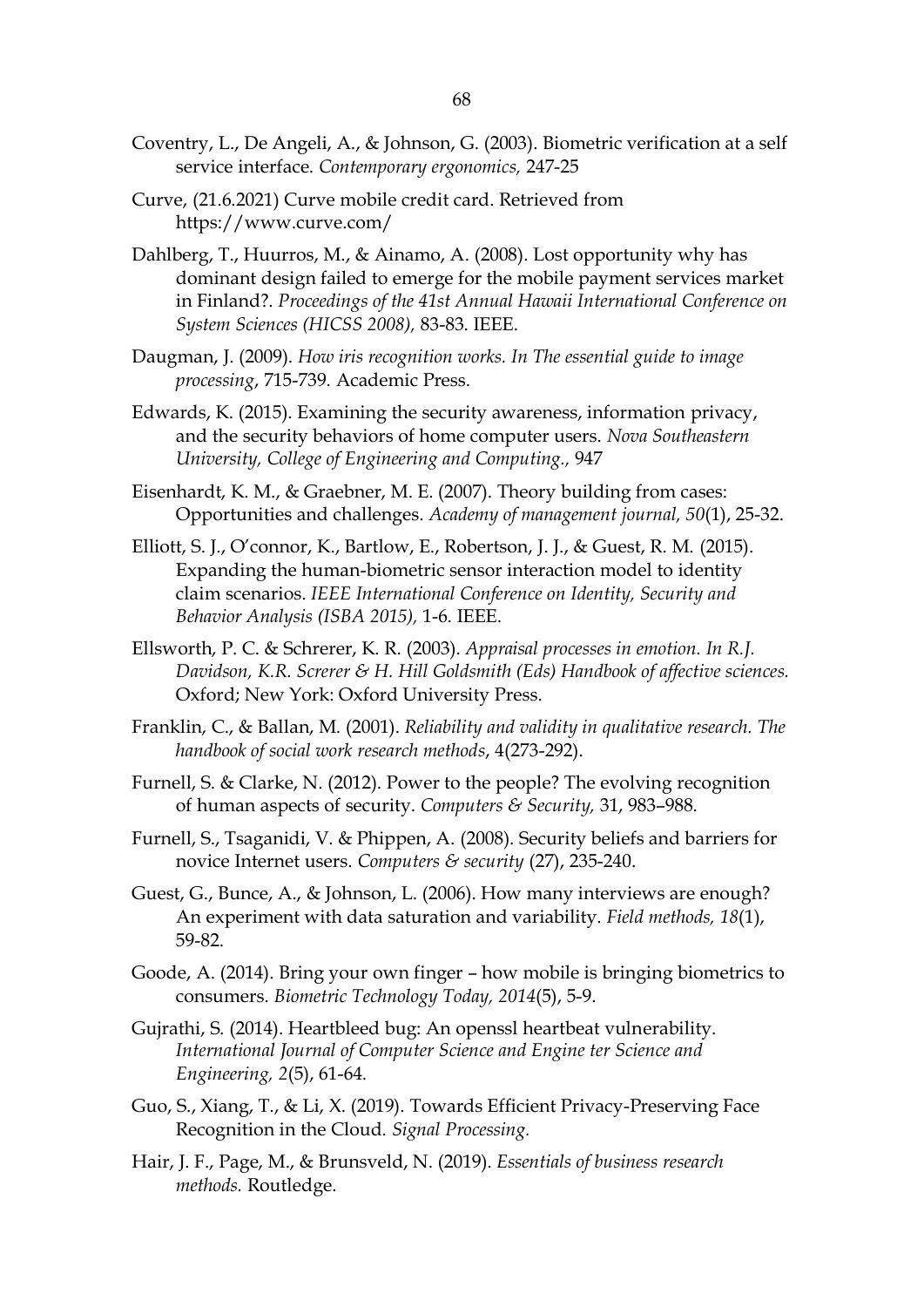Coventry, L., De Angeli, A., & Johnson, G. (2003). Biometric verification at a self service interface. *Contemporary ergonomics,* 247-25

Curve, (21.6.2021) Curve mobile credit card. Retrieved from https://www.curve.com/

Dahlberg, T., Huurros, M., & Ainamo, A. (2008). Lost opportunity why has dominant design failed to emerge for the mobile payment services market in Finland?. *Proceedings of the 41st Annual Hawaii International Conference on System Sciences (HICSS 2008),* 83-83. IEEE.

Daugman, J. (2009). *How iris recognition works. In The essential guide to image processing*, 715-739. Academic Press.

Edwards, K. (2015). Examining the security awareness, information privacy, and the security behaviors of home computer users. *Nova Southeastern University, College of Engineering and Computing.,* 947

Eisenhardt, K. M., & Graebner, M. E. (2007). Theory building from cases: Opportunities and challenges. *Academy of management journal, 50*(1), 25-32.

Elliott, S. J., O'connor, K., Bartlow, E., Robertson, J. J., & Guest, R. M. (2015). Expanding the human-biometric sensor interaction model to identity claim scenarios. *IEEE International Conference on Identity, Security and Behavior Analysis (ISBA 2015),* 1-6. IEEE.

Ellsworth, P. C. & Schrerer, K. R. (2003). *Appraisal processes in emotion. In R.J. Davidson, K.R. Screrer & H. Hill Goldsmith (Eds) Handbook of affective sciences.* Oxford; New York: Oxford University Press.

Franklin, C., & Ballan, M. (2001). *Reliability and validity in qualitative research. The handbook of social work research methods*, 4(273-292).

Furnell, S. & Clarke, N. (2012). Power to the people? The evolving recognition of human aspects of security. *Computers & Security,* 31, 983–988.

Furnell, S., Tsaganidi, V. & Phippen, A. (2008). Security beliefs and barriers for novice Internet users. *Computers & security* (27), 235-240.

Guest, G., Bunce, A., & Johnson, L. (2006). How many interviews are enough? An experiment with data saturation and variability. *Field methods, 18*(1), 59-82.

Goode, A. (2014). Bring your own finger – how mobile is bringing biometrics to consumers. *Biometric Technology Today, 2014*(5), 5-9.

Gujrathi, S. (2014). Heartbleed bug: An openssl heartbeat vulnerability. *International Journal of Computer Science and Engine ter Science and Engineering, 2*(5), 61-64.

Guo, S., Xiang, T., & Li, X. (2019). Towards Efficient Privacy-Preserving Face Recognition in the Cloud. *Signal Processing.*

Hair, J. F., Page, M., & Brunsveld, N. (2019). *Essentials of business research methods.* Routledge.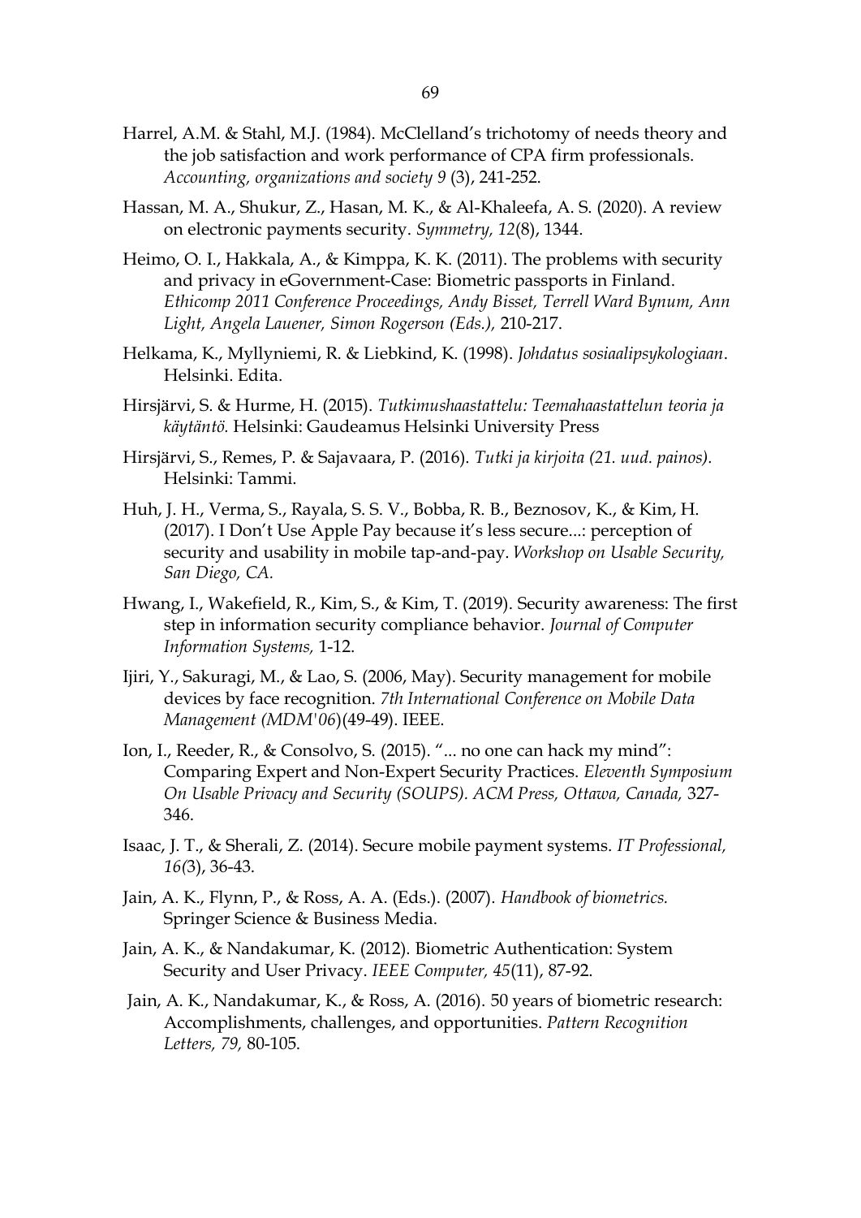Harrel, A.M. & Stahl, M.J. (1984). McClelland's trichotomy of needs theory and the job satisfaction and work performance of CPA firm professionals. *Accounting, organizations and society 9* (3), 241-252.

Hassan, M. A., Shukur, Z., Hasan, M. K., & Al-Khaleefa, A. S. (2020). A review on electronic payments security. *Symmetry, 12*(8), 1344.

Heimo, O. I., Hakkala, A., & Kimppa, K. K. (2011). The problems with security and privacy in eGovernment-Case: Biometric passports in Finland. *Ethicomp 2011 Conference Proceedings, Andy Bisset, Terrell Ward Bynum, Ann Light, Angela Lauener, Simon Rogerson (Eds.),* 210-217.

Helkama, K., Myllyniemi, R. & Liebkind, K. (1998). *Johdatus sosiaalipsykologiaan*. Helsinki. Edita.

Hirsjärvi, S. & Hurme, H. (2015). *Tutkimushaastattelu: Teemahaastattelun teoria ja käytäntö.* Helsinki: Gaudeamus Helsinki University Press

Hirsjärvi, S., Remes, P. & Sajavaara, P. (2016). *Tutki ja kirjoita (21. uud. painos).* Helsinki: Tammi.

Huh, J. H., Verma, S., Rayala, S. S. V., Bobba, R. B., Beznosov, K., & Kim, H. (2017). I Don't Use Apple Pay because it's less secure...: perception of security and usability in mobile tap-and-pay. *Workshop on Usable Security, San Diego, CA.*

Hwang, I., Wakefield, R., Kim, S., & Kim, T. (2019). Security awareness: The first step in information security compliance behavior. *Journal of Computer Information Systems,* 1-12.

Ijiri, Y., Sakuragi, M., & Lao, S. (2006, May). Security management for mobile devices by face recognition. *7th International Conference on Mobile Data Management (MDM'06)*(49-49). IEEE.

Ion, I., Reeder, R., & Consolvo, S. (2015). "... no one can hack my mind": Comparing Expert and Non-Expert Security Practices. *Eleventh Symposium On Usable Privacy and Security (SOUPS). ACM Press, Ottawa, Canada,* 327-346.

Isaac, J. T., & Sherali, Z. (2014). Secure mobile payment systems. *IT Professional, 16(*3), 36-43.

Jain, A. K., Flynn, P., & Ross, A. A. (Eds.). (2007). *Handbook of biometrics.* Springer Science & Business Media.

Jain, A. K., & Nandakumar, K. (2012). Biometric Authentication: System Security and User Privacy. *IEEE Computer, 45*(11), 87-92.

Jain, A. K., Nandakumar, K., & Ross, A. (2016). 50 years of biometric research: Accomplishments, challenges, and opportunities. *Pattern Recognition Letters, 79,* 80-105.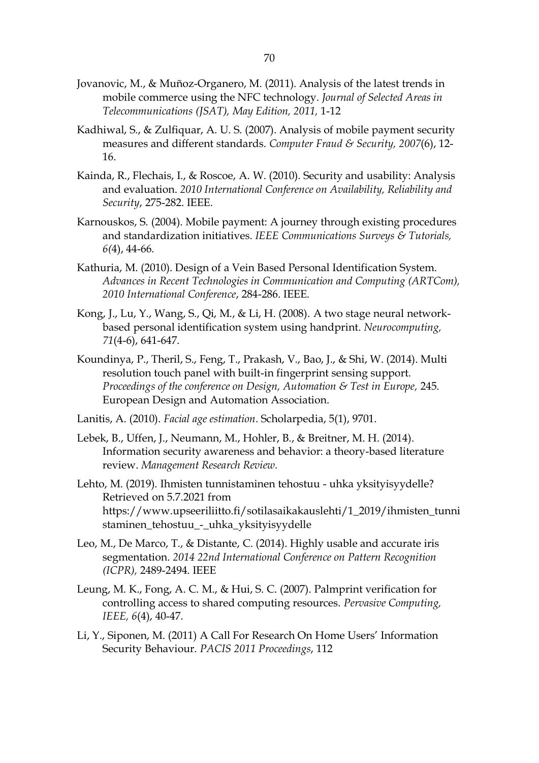Jovanovic, M., & Muñoz-Organero, M. (2011). Analysis of the latest trends in mobile commerce using the NFC technology. *Journal of Selected Areas in Telecommunications (JSAT), May Edition, 2011,* 1-12

Kadhiwal, S., & Zulfiquar, A. U. S. (2007). Analysis of mobile payment security measures and different standards. *Computer Fraud & Security, 2007*(6), 12-16.

Kainda, R., Flechais, I., & Roscoe, A. W. (2010). Security and usability: Analysis and evaluation. *2010 International Conference on Availability, Reliability and Security*, 275-282. IEEE.

Karnouskos, S. (2004). Mobile payment: A journey through existing procedures and standardization initiatives. *IEEE Communications Surveys & Tutorials, 6(*4), 44-66.

Kathuria, M. (2010). Design of a Vein Based Personal Identification System. *Advances in Recent Technologies in Communication and Computing (ARTCom), 2010 International Conference*, 284-286. IEEE.

Kong, J., Lu, Y., Wang, S., Qi, M., & Li, H. (2008). A two stage neural network-based personal identification system using handprint. *Neurocomputing, 71*(4-6), 641-647.

Koundinya, P., Theril, S., Feng, T., Prakash, V., Bao, J., & Shi, W. (2014). Multi resolution touch panel with built-in fingerprint sensing support. *Proceedings of the conference on Design, Automation & Test in Europe,* 245. European Design and Automation Association.

Lanitis, A. (2010). *Facial age estimation*. Scholarpedia, 5(1), 9701.

Lebek, B., Uffen, J., Neumann, M., Hohler, B., & Breitner, M. H. (2014). Information security awareness and behavior: a theory-based literature review. *Management Research Review.*

Lehto, M. (2019). Ihmisten tunnistaminen tehostuu - uhka yksityisyydelle? Retrieved on 5.7.2021 from https://www.upseeriliitto.fi/sotilasaikakauslehti/1_2019/ihmisten_tunnistaminen_tehostuu_-_uhka_yksityisyydelle

Leo, M., De Marco, T., & Distante, C. (2014). Highly usable and accurate iris segmentation. *2014 22nd International Conference on Pattern Recognition (ICPR),* 2489-2494. IEEE

Leung, M. K., Fong, A. C. M., & Hui, S. C. (2007). Palmprint verification for controlling access to shared computing resources. *Pervasive Computing, IEEE, 6*(4), 40-47.

Li, Y., Siponen, M. (2011) A Call For Research On Home Users' Information Security Behaviour. *PACIS 2011 Proceedings*, 112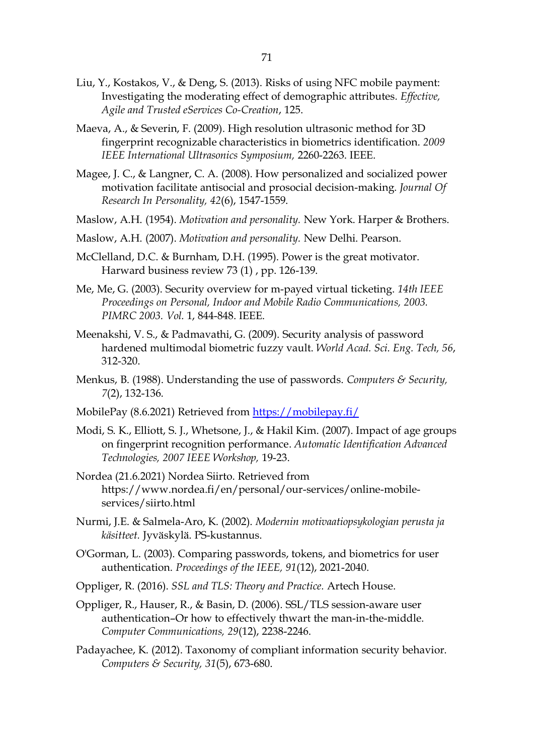Liu, Y., Kostakos, V., & Deng, S. (2013). Risks of using NFC mobile payment: Investigating the moderating effect of demographic attributes. *Effective, Agile and Trusted eServices Co-Creation*, 125.

Maeva, A., & Severin, F. (2009). High resolution ultrasonic method for 3D fingerprint recognizable characteristics in biometrics identification. *2009 IEEE International Ultrasonics Symposium,* 2260-2263. IEEE.

Magee, J. C., & Langner, C. A. (2008). How personalized and socialized power motivation facilitate antisocial and prosocial decision-making. *Journal Of Research In Personality, 42*(6), 1547-1559.

Maslow, A.H. (1954). *Motivation and personality.* New York. Harper & Brothers.

Maslow, A.H. (2007). *Motivation and personality.* New Delhi. Pearson.

McClelland, D.C. & Burnham, D.H. (1995). Power is the great motivator. Harward business review 73 (1) , pp. 126-139.

Me, Me, G. (2003). Security overview for m-payed virtual ticketing. *14th IEEE Proceedings on Personal, Indoor and Mobile Radio Communications, 2003. PIMRC 2003. Vol.* 1, 844-848. IEEE.

Meenakshi, V. S., & Padmavathi, G. (2009). Security analysis of password hardened multimodal biometric fuzzy vault. *World Acad. Sci. Eng. Tech, 56*, 312-320.

Menkus, B. (1988). Understanding the use of passwords. *Computers & Security, 7*(2), 132-136.

MobilePay (8.6.2021) Retrieved from https://mobilepay.fi/

Modi, S. K., Elliott, S. J., Whetsone, J., & Hakil Kim. (2007). Impact of age groups on fingerprint recognition performance. *Automatic Identification Advanced Technologies, 2007 IEEE Workshop,* 19-23.

Nordea (21.6.2021) Nordea Siirto. Retrieved from https://www.nordea.fi/en/personal/our-services/online-mobile-services/siirto.html

Nurmi, J.E. & Salmela-Aro, K. (2002). *Modernin motivaatiopsykologian perusta ja käsitteet.* Jyväskylä. PS-kustannus.

O'Gorman, L. (2003). Comparing passwords, tokens, and biometrics for user authentication. *Proceedings of the IEEE, 91*(12), 2021-2040.

Oppliger, R. (2016). *SSL and TLS: Theory and Practice.* Artech House.

Oppliger, R., Hauser, R., & Basin, D. (2006). SSL/TLS session-aware user authentication–Or how to effectively thwart the man-in-the-middle. *Computer Communications, 29*(12), 2238-2246.

Padayachee, K. (2012). Taxonomy of compliant information security behavior. *Computers & Security, 31*(5), 673-680.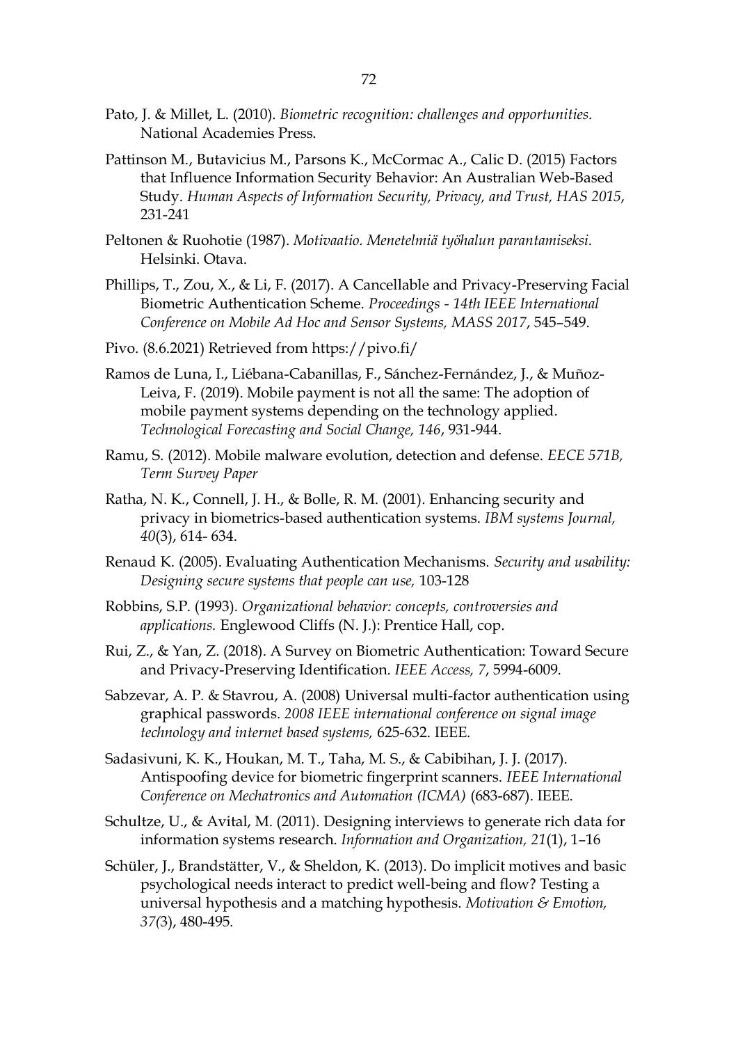Pato, J. & Millet, L. (2010). *Biometric recognition: challenges and opportunities*. National Academies Press.

Pattinson M., Butavicius M., Parsons K., McCormac A., Calic D. (2015) Factors that Influence Information Security Behavior: An Australian Web-Based Study. *Human Aspects of Information Security, Privacy, and Trust, HAS 2015*, 231-241

Peltonen & Ruohotie (1987). *Motivaatio. Menetelmiä työhalun parantamiseksi.* Helsinki. Otava.

Phillips, T., Zou, X., & Li, F. (2017). A Cancellable and Privacy-Preserving Facial Biometric Authentication Scheme. *Proceedings - 14th IEEE International Conference on Mobile Ad Hoc and Sensor Systems, MASS 2017*, 545–549.

Pivo. (8.6.2021) Retrieved from https://pivo.fi/

Ramos de Luna, I., Liébana-Cabanillas, F., Sánchez-Fernández, J., & Muñoz-Leiva, F. (2019). Mobile payment is not all the same: The adoption of mobile payment systems depending on the technology applied. *Technological Forecasting and Social Change, 146*, 931-944.

Ramu, S. (2012). Mobile malware evolution, detection and defense. *EECE 571B, Term Survey Paper*

Ratha, N. K., Connell, J. H., & Bolle, R. M. (2001). Enhancing security and privacy in biometrics-based authentication systems. *IBM systems Journal, 40*(3), 614- 634.

Renaud K. (2005). Evaluating Authentication Mechanisms. *Security and usability: Designing secure systems that people can use,* 103-128

Robbins, S.P. (1993). *Organizational behavior: concepts, controversies and applications.* Englewood Cliffs (N. J.): Prentice Hall, cop.

Rui, Z., & Yan, Z. (2018). A Survey on Biometric Authentication: Toward Secure and Privacy-Preserving Identification. *IEEE Access, 7*, 5994-6009.

Sabzevar, A. P. & Stavrou, A. (2008) Universal multi-factor authentication using graphical passwords. *2008 IEEE international conference on signal image technology and internet based systems,* 625-632. IEEE.

Sadasivuni, K. K., Houkan, M. T., Taha, M. S., & Cabibihan, J. J. (2017). Antispoofing device for biometric fingerprint scanners. *IEEE International Conference on Mechatronics and Automation (ICMA)* (683-687). IEEE.

Schultze, U., & Avital, M. (2011). Designing interviews to generate rich data for information systems research. *Information and Organization, 21*(1), 1–16

Schüler, J., Brandstätter, V., & Sheldon, K. (2013). Do implicit motives and basic psychological needs interact to predict well-being and flow? Testing a universal hypothesis and a matching hypothesis. *Motivation & Emotion, 37(*3), 480-495.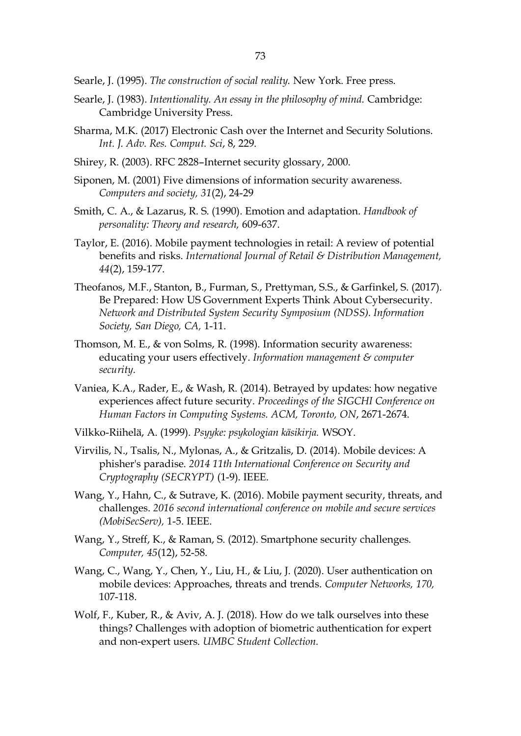Searle, J. (1995). *The construction of social reality.* New York. Free press.

Searle, J. (1983). *Intentionality. An essay in the philosophy of mind.* Cambridge: Cambridge University Press.

Sharma, M.K. (2017) Electronic Cash over the Internet and Security Solutions. *Int. J. Adv. Res. Comput. Sci*, 8, 229.

Shirey, R. (2003). RFC 2828–Internet security glossary, 2000.

Siponen, M. (2001) Five dimensions of information security awareness. *Computers and society, 31*(2), 24-29

Smith, C. A., & Lazarus, R. S. (1990). Emotion and adaptation. *Handbook of personality: Theory and research,* 609-637.

Taylor, E. (2016). Mobile payment technologies in retail: A review of potential benefits and risks. *International Journal of Retail & Distribution Management, 44*(2), 159-177.

Theofanos, M.F., Stanton, B., Furman, S., Prettyman, S.S., & Garfinkel, S. (2017). Be Prepared: How US Government Experts Think About Cybersecurity. *Network and Distributed System Security Symposium (NDSS). Information Society, San Diego, CA,* 1-11.

Thomson, M. E., & von Solms, R. (1998). Information security awareness: educating your users effectively. *Information management & computer security.*

Vaniea, K.A., Rader, E., & Wash, R. (2014). Betrayed by updates: how negative experiences affect future security. *Proceedings of the SIGCHI Conference on Human Factors in Computing Systems. ACM, Toronto, ON*, 2671-2674.

Vilkko-Riihelä, A. (1999). *Psyyke: psykologian käsikirja.* WSOY.

Virvilis, N., Tsalis, N., Mylonas, A., & Gritzalis, D. (2014). Mobile devices: A phisher's paradise. *2014 11th International Conference on Security and Cryptography (SECRYPT)* (1-9). IEEE.

Wang, Y., Hahn, C., & Sutrave, K. (2016). Mobile payment security, threats, and challenges. *2016 second international conference on mobile and secure services (MobiSecServ),* 1-5. IEEE.

Wang, Y., Streff, K., & Raman, S. (2012). Smartphone security challenges. *Computer, 45*(12), 52-58.

Wang, C., Wang, Y., Chen, Y., Liu, H., & Liu, J. (2020). User authentication on mobile devices: Approaches, threats and trends. *Computer Networks, 170,* 107-118.

Wolf, F., Kuber, R., & Aviv, A. J. (2018). How do we talk ourselves into these things? Challenges with adoption of biometric authentication for expert and non-expert users. *UMBC Student Collection.*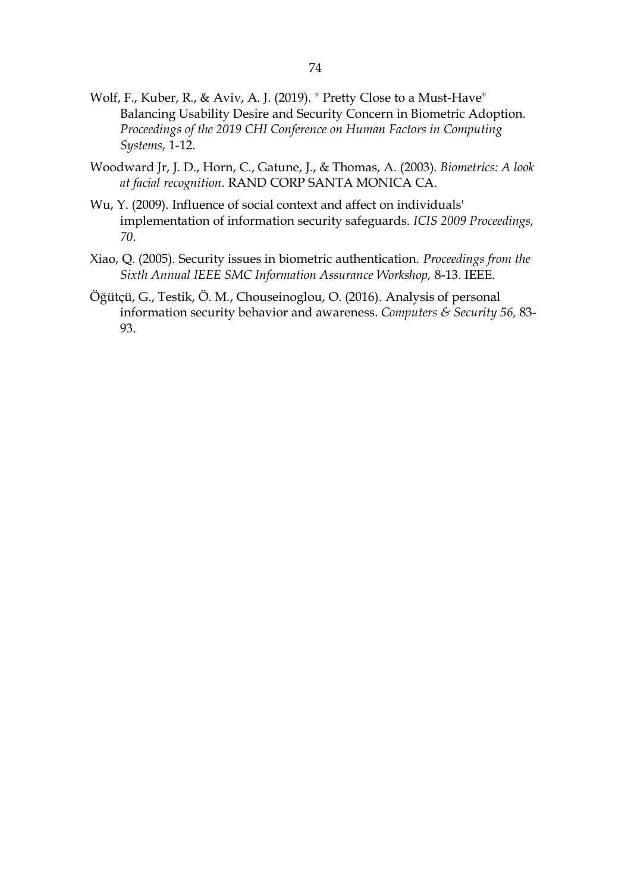Wolf, F., Kuber, R., & Aviv, A. J. (2019). " Pretty Close to a Must-Have" Balancing Usability Desire and Security Concern in Biometric Adoption. *Proceedings of the 2019 CHI Conference on Human Factors in Computing Systems*, 1-12.

Woodward Jr, J. D., Horn, C., Gatune, J., & Thomas, A. (2003). *Biometrics: A look at facial recognition*. RAND CORP SANTA MONICA CA.

Wu, Y. (2009). Influence of social context and affect on individuals' implementation of information security safeguards. *ICIS 2009 Proceedings, 70*.

Xiao, Q. (2005). Security issues in biometric authentication. *Proceedings from the Sixth Annual IEEE SMC Information Assurance Workshop,* 8-13. IEEE.

Öğütçü, G., Testik, Ö. M., Chouseinoglou, O. (2016). Analysis of personal information security behavior and awareness. *Computers & Security 56,* 83-93.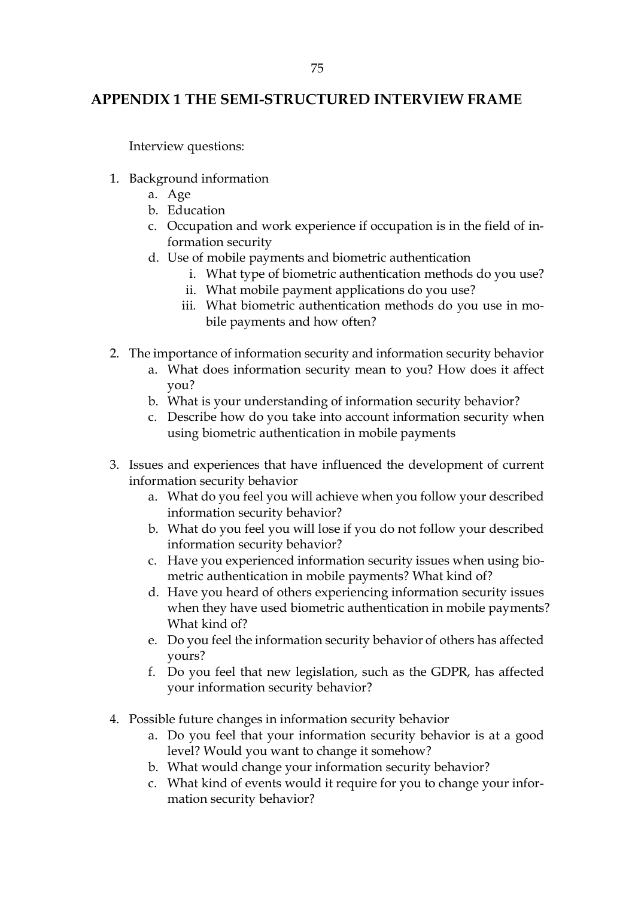# APPENDIX 1 THE SEMI-STRUCTURED INTERVIEW FRAME

Interview questions:

1. Background information
    a. Age
    b. Education
    c. Occupation and work experience if occupation is in the field of information security
    d. Use of mobile payments and biometric authentication
        i. What type of biometric authentication methods do you use?
        ii. What mobile payment applications do you use?
        iii. What biometric authentication methods do you use in mobile payments and how often?

2. The importance of information security and information security behavior
    a. What does information security mean to you? How does it affect you?
    b. What is your understanding of information security behavior?
    c. Describe how do you take into account information security when using biometric authentication in mobile payments

3. Issues and experiences that have influenced the development of current information security behavior
    a. What do you feel you will achieve when you follow your described information security behavior?
    b. What do you feel you will lose if you do not follow your described information security behavior?
    c. Have you experienced information security issues when using biometric authentication in mobile payments? What kind of?
    d. Have you heard of others experiencing information security issues when they have used biometric authentication in mobile payments? What kind of?
    e. Do you feel the information security behavior of others has affected yours?
    f. Do you feel that new legislation, such as the GDPR, has affected your information security behavior?

4. Possible future changes in information security behavior
    a. Do you feel that your information security behavior is at a good level? Would you want to change it somehow?
    b. What would change your information security behavior?
    c. What kind of events would it require for you to change your information security behavior?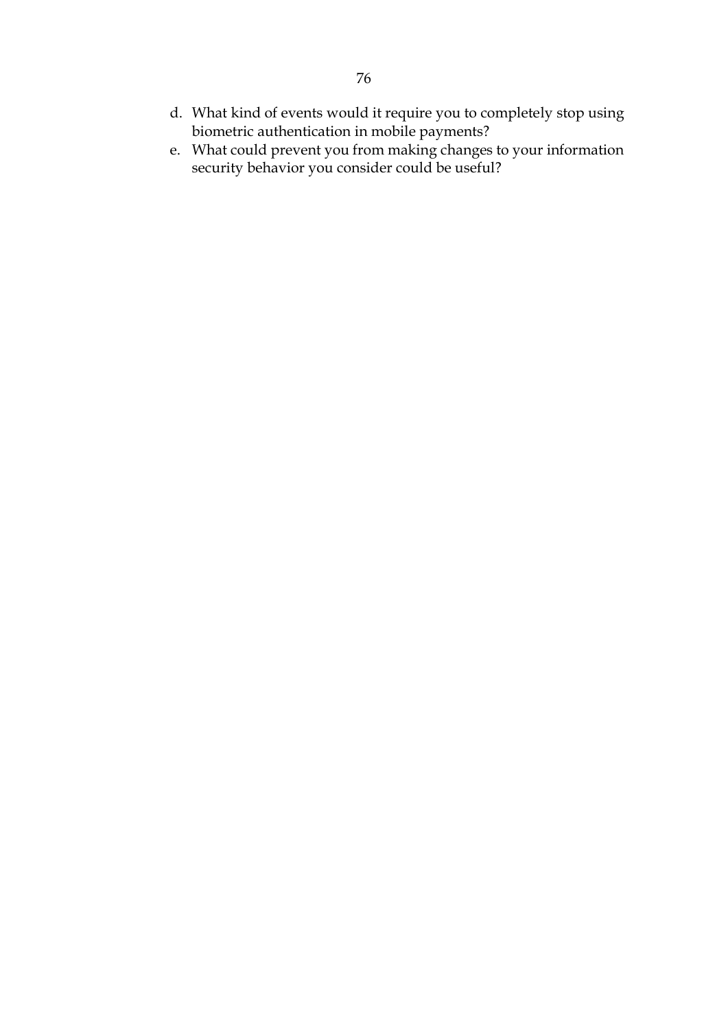d. What kind of events would it require you to completely stop using biometric authentication in mobile payments?
e. What could prevent you from making changes to your information security behavior you consider could be useful?